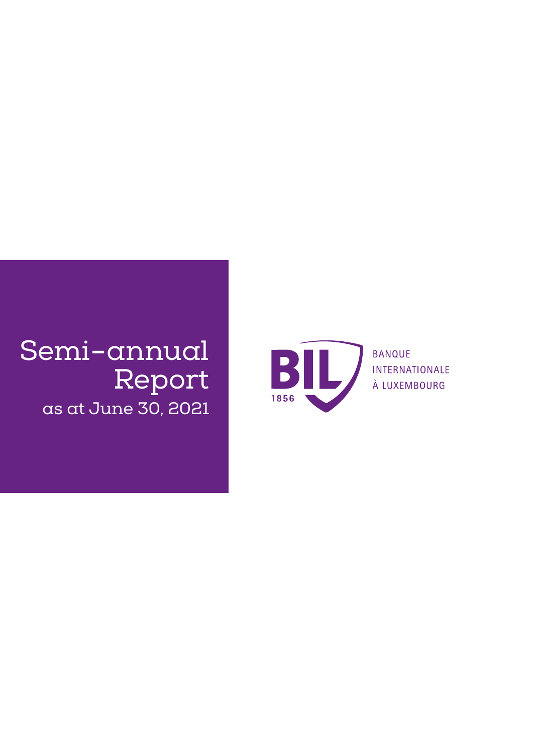# Semi-annual Report

as at June 30, 2021

BIL 1856

BANQUE INTERNATIONALE À LUXEMBOURG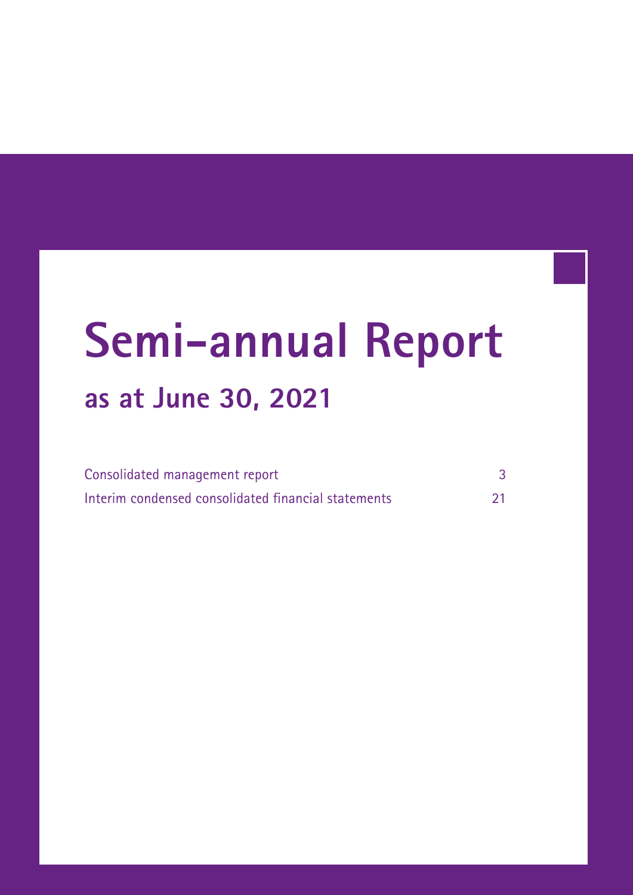# Semi-annual Report

## as at June 30, 2021

| | |
|---|---|
| Consolidated management report | 3 |
| Interim condensed consolidated financial statements | 21 |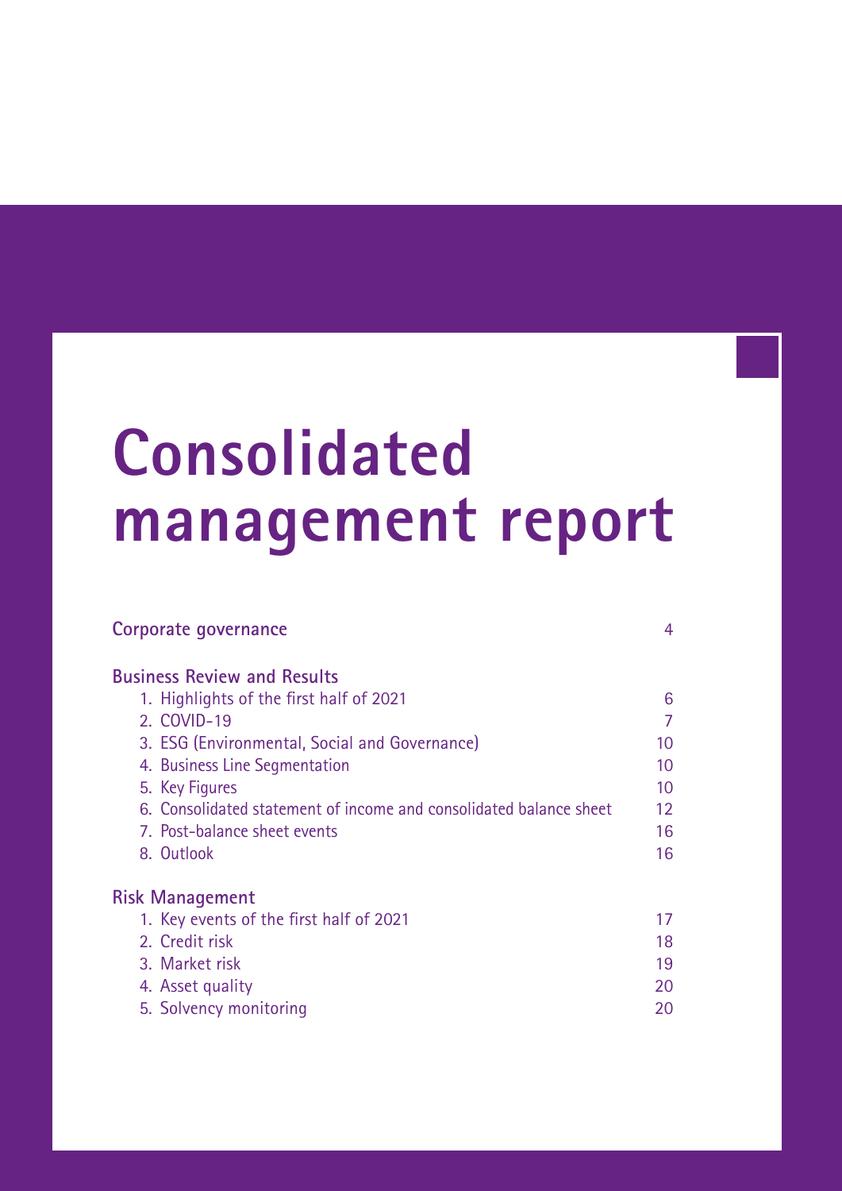# Consolidated management report

| | |
|---|---|
| **Corporate governance** | 4 |
| **Business Review and Results** | |
| 1. Highlights of the first half of 2021 | 6 |
| 2. COVID-19 | 7 |
| 3. ESG (Environmental, Social and Governance) | 10 |
| 4. Business Line Segmentation | 10 |
| 5. Key Figures | 10 |
| 6. Consolidated statement of income and consolidated balance sheet | 12 |
| 7. Post-balance sheet events | 16 |
| 8. Outlook | 16 |
| **Risk Management** | |
| 1. Key events of the first half of 2021 | 17 |
| 2. Credit risk | 18 |
| 3. Market risk | 19 |
| 4. Asset quality | 20 |
| 5. Solvency monitoring | 20 |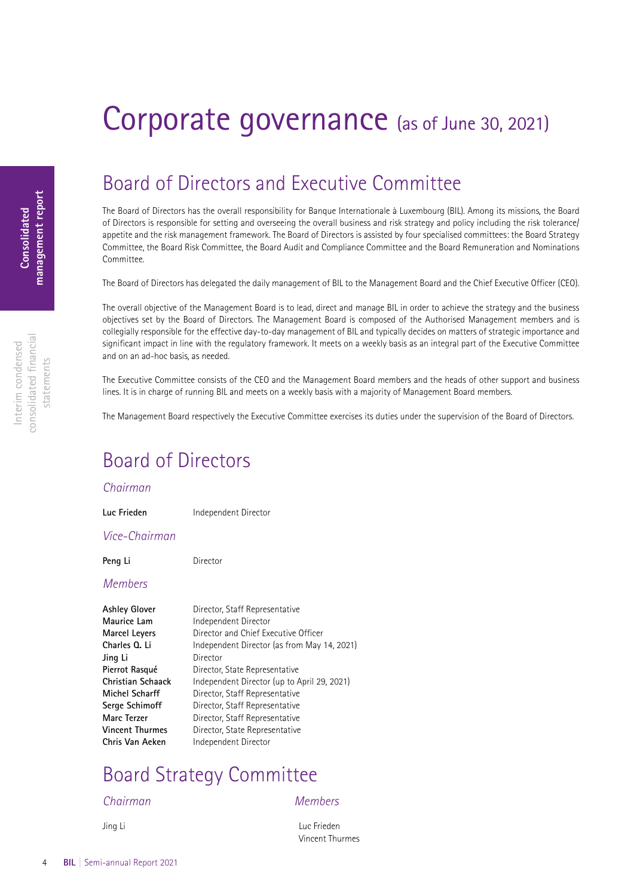# Corporate governance (as of June 30, 2021)

## Board of Directors and Executive Committee

The Board of Directors has the overall responsibility for Banque Internationale à Luxembourg (BIL). Among its missions, the Board of Directors is responsible for setting and overseeing the overall business and risk strategy and policy including the risk tolerance/appetite and the risk management framework. The Board of Directors is assisted by four specialised committees: the Board Strategy Committee, the Board Risk Committee, the Board Audit and Compliance Committee and the Board Remuneration and Nominations Committee.

The Board of Directors has delegated the daily management of BIL to the Management Board and the Chief Executive Officer (CEO).

The overall objective of the Management Board is to lead, direct and manage BIL in order to achieve the strategy and the business objectives set by the Board of Directors. The Management Board is composed of the Authorised Management members and is collegially responsible for the effective day-to-day management of BIL and typically decides on matters of strategic importance and significant impact in line with the regulatory framework. It meets on a weekly basis as an integral part of the Executive Committee and on an ad-hoc basis, as needed.

The Executive Committee consists of the CEO and the Management Board members and the heads of other support and business lines. It is in charge of running BIL and meets on a weekly basis with a majority of Management Board members.

The Management Board respectively the Executive Committee exercises its duties under the supervision of the Board of Directors.

## Board of Directors

### *Chairman*

| | |
|---|---|
| **Luc Frieden** | Independent Director |

### *Vice-Chairman*

| | |
|---|---|
| **Peng Li** | Director |

### *Members*

| | |
|---|---|
| **Ashley Glover** | Director, Staff Representative |
| **Maurice Lam** | Independent Director |
| **Marcel Leyers** | Director and Chief Executive Officer |
| **Charles Q. Li** | Independent Director (as from May 14, 2021) |
| **Jing Li** | Director |
| **Pierrot Rasqué** | Director, State Representative |
| **Christian Schaack** | Independent Director (up to April 29, 2021) |
| **Michel Scharff** | Director, Staff Representative |
| **Serge Schimoff** | Director, Staff Representative |
| **Marc Terzer** | Director, Staff Representative |
| **Vincent Thurmes** | Director, State Representative |
| **Chris Van Aeken** | Independent Director |

## Board Strategy Committee

### *Chairman*

Jing Li

### *Members*

Luc Frieden
Vincent Thurmes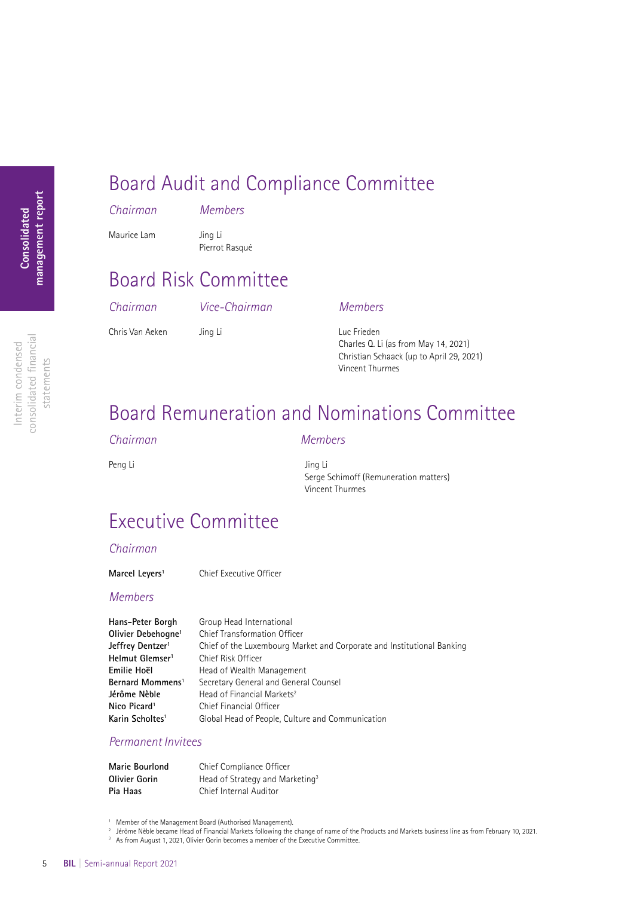# Board Audit and Compliance Committee

| *Chairman* | *Members* |
|---|---|
| Maurice Lam | Jing Li<br>Pierrot Rasqué |

# Board Risk Committee

| *Chairman* | *Vice-Chairman* | *Members* |
|---|---|---|
| Chris Van Aeken | Jing Li | Luc Frieden<br>Charles Q. Li (as from May 14, 2021)<br>Christian Schaack (up to April 29, 2021)<br>Vincent Thurmes |

# Board Remuneration and Nominations Committee

| *Chairman* | *Members* |
|---|---|
| Peng Li | Jing Li<br>Serge Schimoff (Remuneration matters)<br>Vincent Thurmes |

# Executive Committee

## *Chairman*

| | |
|---|---|
| **Marcel Leyers**[1] | Chief Executive Officer |

## *Members*

| | |
|---|---|
| **Hans-Peter Borgh** | Group Head International |
| **Olivier Debehogne**[1] | Chief Transformation Officer |
| **Jeffrey Dentzer**[1] | Chief of the Luxembourg Market and Corporate and Institutional Banking |
| **Helmut Glemser**[1] | Chief Risk Officer |
| **Emilie Hoël** | Head of Wealth Management |
| **Bernard Mommens**[1] | Secretary General and General Counsel |
| **Jérôme Nèble** | Head of Financial Markets[2] |
| **Nico Picard**[1] | Chief Financial Officer |
| **Karin Scholtes**[1] | Global Head of People, Culture and Communication |

## *Permanent Invitees*

| | |
|---|---|
| **Marie Bourlond** | Chief Compliance Officer |
| **Olivier Gorin** | Head of Strategy and Marketing[3] |
| **Pia Haas** | Chief Internal Auditor |

[1] Member of the Management Board (Authorised Management).
[2] Jérôme Nèble became Head of Financial Markets following the change of name of the Products and Markets business line as from February 10, 2021.
[3] As from August 1, 2021, Olivier Gorin becomes a member of the Executive Committee.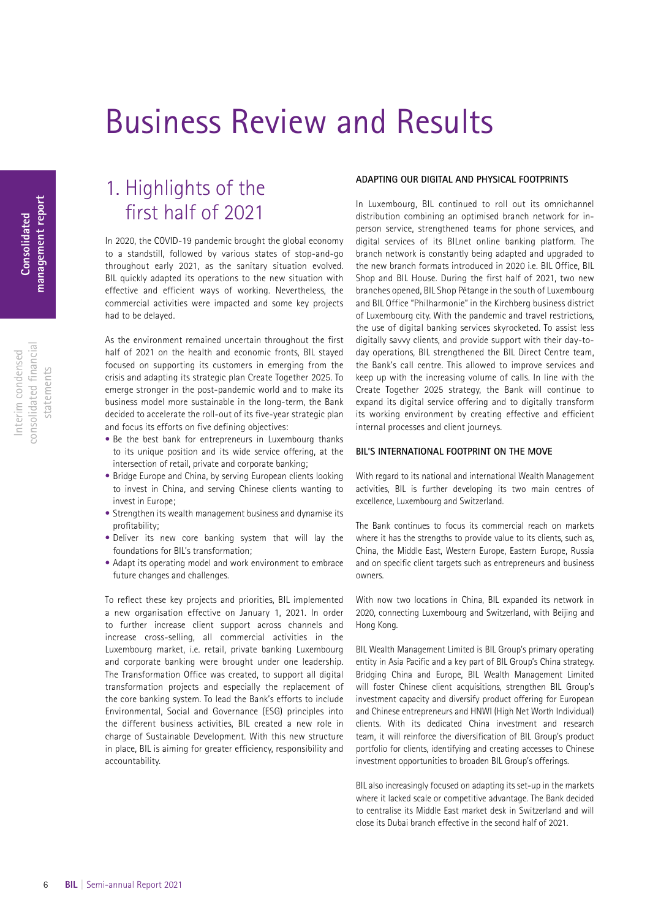# Business Review and Results

## 1. Highlights of the first half of 2021

In 2020, the COVID-19 pandemic brought the global economy to a standstill, followed by various states of stop-and-go throughout early 2021, as the sanitary situation evolved. BIL quickly adapted its operations to the new situation with effective and efficient ways of working. Nevertheless, the commercial activities were impacted and some key projects had to be delayed.

As the environment remained uncertain throughout the first half of 2021 on the health and economic fronts, BIL stayed focused on supporting its customers in emerging from the crisis and adapting its strategic plan Create Together 2025. To emerge stronger in the post-pandemic world and to make its business model more sustainable in the long-term, the Bank decided to accelerate the roll-out of its five-year strategic plan and focus its efforts on five defining objectives:

- Be the best bank for entrepreneurs in Luxembourg thanks to its unique position and its wide service offering, at the intersection of retail, private and corporate banking;
- Bridge Europe and China, by serving European clients looking to invest in China, and serving Chinese clients wanting to invest in Europe;
- Strengthen its wealth management business and dynamise its profitability;
- Deliver its new core banking system that will lay the foundations for BIL's transformation;
- Adapt its operating model and work environment to embrace future changes and challenges.

To reflect these key projects and priorities, BIL implemented a new organisation effective on January 1, 2021. In order to further increase client support across channels and increase cross-selling, all commercial activities in the Luxembourg market, i.e. retail, private banking Luxembourg and corporate banking were brought under one leadership. The Transformation Office was created, to support all digital transformation projects and especially the replacement of the core banking system. To lead the Bank's efforts to include Environmental, Social and Governance (ESG) principles into the different business activities, BIL created a new role in charge of Sustainable Development. With this new structure in place, BIL is aiming for greater efficiency, responsibility and accountability.

### ADAPTING OUR DIGITAL AND PHYSICAL FOOTPRINTS

In Luxembourg, BIL continued to roll out its omnichannel distribution combining an optimised branch network for in-person service, strengthened teams for phone services, and digital services of its BILnet online banking platform. The branch network is constantly being adapted and upgraded to the new branch formats introduced in 2020 i.e. BIL Office, BIL Shop and BIL House. During the first half of 2021, two new branches opened, BIL Shop Pétange in the south of Luxembourg and BIL Office "Philharmonie" in the Kirchberg business district of Luxembourg city. With the pandemic and travel restrictions, the use of digital banking services skyrocketed. To assist less digitally savvy clients, and provide support with their day-to-day operations, BIL strengthened the BIL Direct Centre team, the Bank's call centre. This allowed to improve services and keep up with the increasing volume of calls. In line with the Create Together 2025 strategy, the Bank will continue to expand its digital service offering and to digitally transform its working environment by creating effective and efficient internal processes and client journeys.

### BIL'S INTERNATIONAL FOOTPRINT ON THE MOVE

With regard to its national and international Wealth Management activities, BIL is further developing its two main centres of excellence, Luxembourg and Switzerland.

The Bank continues to focus its commercial reach on markets where it has the strengths to provide value to its clients, such as, China, the Middle East, Western Europe, Eastern Europe, Russia and on specific client targets such as entrepreneurs and business owners.

With now two locations in China, BIL expanded its network in 2020, connecting Luxembourg and Switzerland, with Beijing and Hong Kong.

BIL Wealth Management Limited is BIL Group's primary operating entity in Asia Pacific and a key part of BIL Group's China strategy. Bridging China and Europe, BIL Wealth Management Limited will foster Chinese client acquisitions, strengthen BIL Group's investment capacity and diversify product offering for European and Chinese entrepreneurs and HNWI (High Net Worth Individual) clients. With its dedicated China investment and research team, it will reinforce the diversification of BIL Group's product portfolio for clients, identifying and creating accesses to Chinese investment opportunities to broaden BIL Group's offerings.

BIL also increasingly focused on adapting its set-up in the markets where it lacked scale or competitive advantage. The Bank decided to centralise its Middle East market desk in Switzerland and will close its Dubai branch effective in the second half of 2021.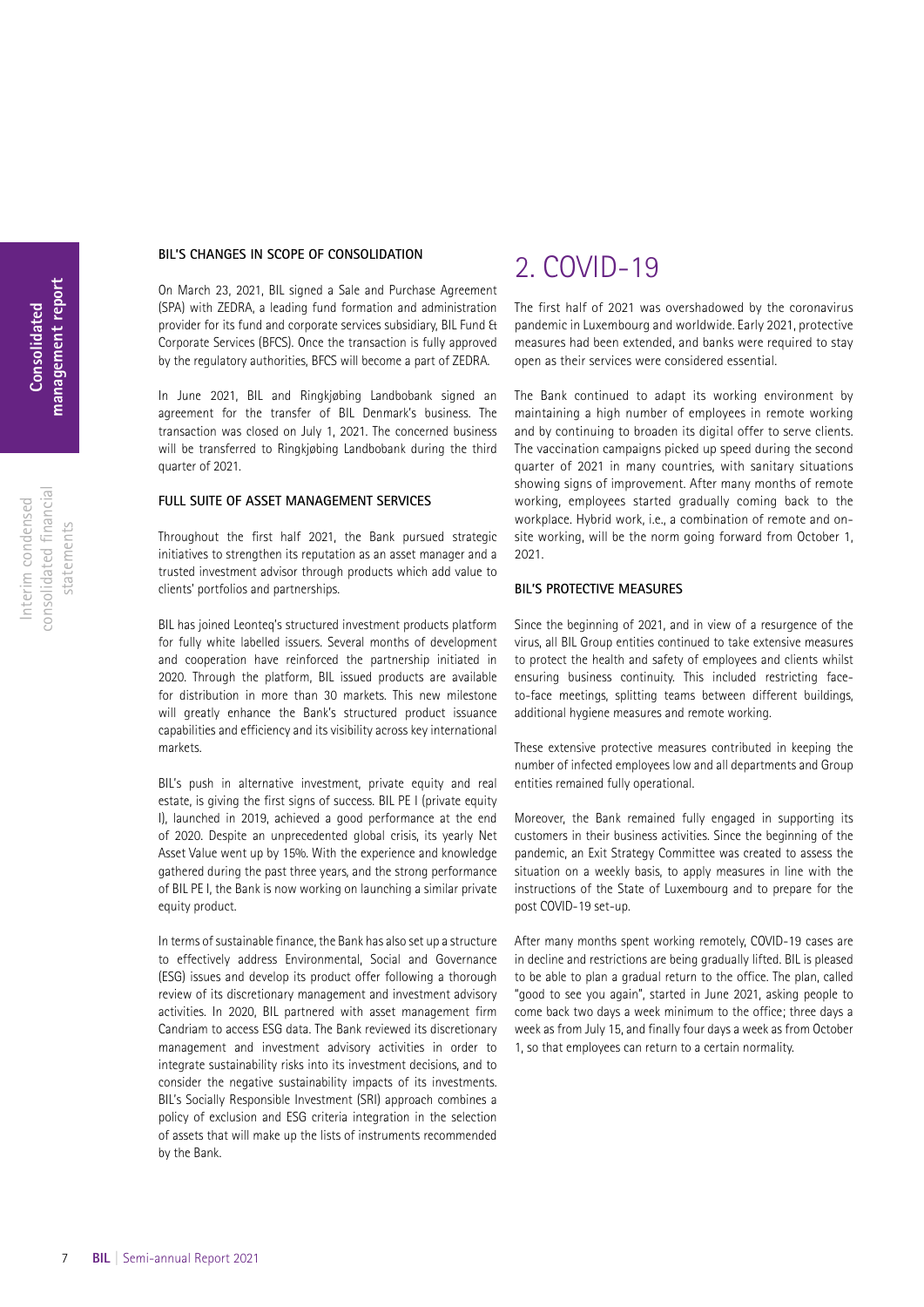### BIL'S CHANGES IN SCOPE OF CONSOLIDATION

On March 23, 2021, BIL signed a Sale and Purchase Agreement (SPA) with ZEDRA, a leading fund formation and administration provider for its fund and corporate services subsidiary, BIL Fund & Corporate Services (BFCS). Once the transaction is fully approved by the regulatory authorities, BFCS will become a part of ZEDRA.

In June 2021, BIL and Ringkjøbing Landbobank signed an agreement for the transfer of BIL Denmark's business. The transaction was closed on July 1, 2021. The concerned business will be transferred to Ringkjøbing Landbobank during the third quarter of 2021.

### FULL SUITE OF ASSET MANAGEMENT SERVICES

Throughout the first half 2021, the Bank pursued strategic initiatives to strengthen its reputation as an asset manager and a trusted investment advisor through products which add value to clients' portfolios and partnerships.

BIL has joined Leonteq's structured investment products platform for fully white labelled issuers. Several months of development and cooperation have reinforced the partnership initiated in 2020. Through the platform, BIL issued products are available for distribution in more than 30 markets. This new milestone will greatly enhance the Bank's structured product issuance capabilities and efficiency and its visibility across key international markets.

BIL's push in alternative investment, private equity and real estate, is giving the first signs of success. BIL PE I (private equity I), launched in 2019, achieved a good performance at the end of 2020. Despite an unprecedented global crisis, its yearly Net Asset Value went up by 15%. With the experience and knowledge gathered during the past three years, and the strong performance of BIL PE I, the Bank is now working on launching a similar private equity product.

In terms of sustainable finance, the Bank has also set up a structure to effectively address Environmental, Social and Governance (ESG) issues and develop its product offer following a thorough review of its discretionary management and investment advisory activities. In 2020, BIL partnered with asset management firm Candriam to access ESG data. The Bank reviewed its discretionary management and investment advisory activities in order to integrate sustainability risks into its investment decisions, and to consider the negative sustainability impacts of its investments. BIL's Socially Responsible Investment (SRI) approach combines a policy of exclusion and ESG criteria integration in the selection of assets that will make up the lists of instruments recommended by the Bank.

# 2. COVID-19

The first half of 2021 was overshadowed by the coronavirus pandemic in Luxembourg and worldwide. Early 2021, protective measures had been extended, and banks were required to stay open as their services were considered essential.

The Bank continued to adapt its working environment by maintaining a high number of employees in remote working and by continuing to broaden its digital offer to serve clients. The vaccination campaigns picked up speed during the second quarter of 2021 in many countries, with sanitary situations showing signs of improvement. After many months of remote working, employees started gradually coming back to the workplace. Hybrid work, i.e., a combination of remote and on-site working, will be the norm going forward from October 1, 2021.

### BIL'S PROTECTIVE MEASURES

Since the beginning of 2021, and in view of a resurgence of the virus, all BIL Group entities continued to take extensive measures to protect the health and safety of employees and clients whilst ensuring business continuity. This included restricting face-to-face meetings, splitting teams between different buildings, additional hygiene measures and remote working.

These extensive protective measures contributed in keeping the number of infected employees low and all departments and Group entities remained fully operational.

Moreover, the Bank remained fully engaged in supporting its customers in their business activities. Since the beginning of the pandemic, an Exit Strategy Committee was created to assess the situation on a weekly basis, to apply measures in line with the instructions of the State of Luxembourg and to prepare for the post COVID-19 set-up.

After many months spent working remotely, COVID-19 cases are in decline and restrictions are being gradually lifted. BIL is pleased to be able to plan a gradual return to the office. The plan, called "good to see you again", started in June 2021, asking people to come back two days a week minimum to the office; three days a week as from July 15, and finally four days a week as from October 1, so that employees can return to a certain normality.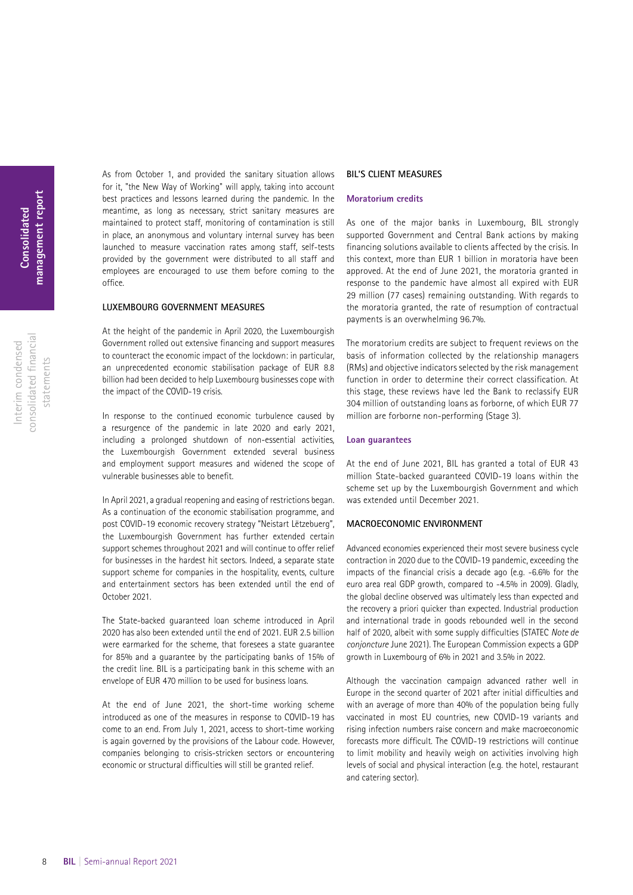As from October 1, and provided the sanitary situation allows for it, "the New Way of Working" will apply, taking into account best practices and lessons learned during the pandemic. In the meantime, as long as necessary, strict sanitary measures are maintained to protect staff, monitoring of contamination is still in place, an anonymous and voluntary internal survey has been launched to measure vaccination rates among staff, self-tests provided by the government were distributed to all staff and employees are encouraged to use them before coming to the office.

## LUXEMBOURG GOVERNMENT MEASURES

At the height of the pandemic in April 2020, the Luxembourgish Government rolled out extensive financing and support measures to counteract the economic impact of the lockdown: in particular, an unprecedented economic stabilisation package of EUR 8.8 billion had been decided to help Luxembourg businesses cope with the impact of the COVID-19 crisis.

In response to the continued economic turbulence caused by a resurgence of the pandemic in late 2020 and early 2021, including a prolonged shutdown of non-essential activities, the Luxembourgish Government extended several business and employment support measures and widened the scope of vulnerable businesses able to benefit.

In April 2021, a gradual reopening and easing of restrictions began. As a continuation of the economic stabilisation programme, and post COVID-19 economic recovery strategy "Neistart Lëtzebuerg", the Luxembourgish Government has further extended certain support schemes throughout 2021 and will continue to offer relief for businesses in the hardest hit sectors. Indeed, a separate state support scheme for companies in the hospitality, events, culture and entertainment sectors has been extended until the end of October 2021.

The State-backed guaranteed loan scheme introduced in April 2020 has also been extended until the end of 2021. EUR 2.5 billion were earmarked for the scheme, that foresees a state guarantee for 85% and a guarantee by the participating banks of 15% of the credit line. BIL is a participating bank in this scheme with an envelope of EUR 470 million to be used for business loans.

At the end of June 2021, the short-time working scheme introduced as one of the measures in response to COVID-19 has come to an end. From July 1, 2021, access to short-time working is again governed by the provisions of the Labour code. However, companies belonging to crisis-stricken sectors or encountering economic or structural difficulties will still be granted relief.

## BIL'S CLIENT MEASURES

### Moratorium credits

As one of the major banks in Luxembourg, BIL strongly supported Government and Central Bank actions by making financing solutions available to clients affected by the crisis. In this context, more than EUR 1 billion in moratoria have been approved. At the end of June 2021, the moratoria granted in response to the pandemic have almost all expired with EUR 29 million (77 cases) remaining outstanding. With regards to the moratoria granted, the rate of resumption of contractual payments is an overwhelming 96.7%.

The moratorium credits are subject to frequent reviews on the basis of information collected by the relationship managers (RMs) and objective indicators selected by the risk management function in order to determine their correct classification. At this stage, these reviews have led the Bank to reclassify EUR 304 million of outstanding loans as forborne, of which EUR 77 million are forborne non-performing (Stage 3).

### Loan guarantees

At the end of June 2021, BIL has granted a total of EUR 43 million State-backed guaranteed COVID-19 loans within the scheme set up by the Luxembourgish Government and which was extended until December 2021.

## MACROECONOMIC ENVIRONMENT

Advanced economies experienced their most severe business cycle contraction in 2020 due to the COVID-19 pandemic, exceeding the impacts of the financial crisis a decade ago (e.g. -6.6% for the euro area real GDP growth, compared to -4.5% in 2009). Gladly, the global decline observed was ultimately less than expected and the recovery a priori quicker than expected. Industrial production and international trade in goods rebounded well in the second half of 2020, albeit with some supply difficulties (STATEC *Note de conjoncture* June 2021). The European Commission expects a GDP growth in Luxembourg of 6% in 2021 and 3.5% in 2022.

Although the vaccination campaign advanced rather well in Europe in the second quarter of 2021 after initial difficulties and with an average of more than 40% of the population being fully vaccinated in most EU countries, new COVID-19 variants and rising infection numbers raise concern and make macroeconomic forecasts more difficult. The COVID-19 restrictions will continue to limit mobility and heavily weigh on activities involving high levels of social and physical interaction (e.g. the hotel, restaurant and catering sector).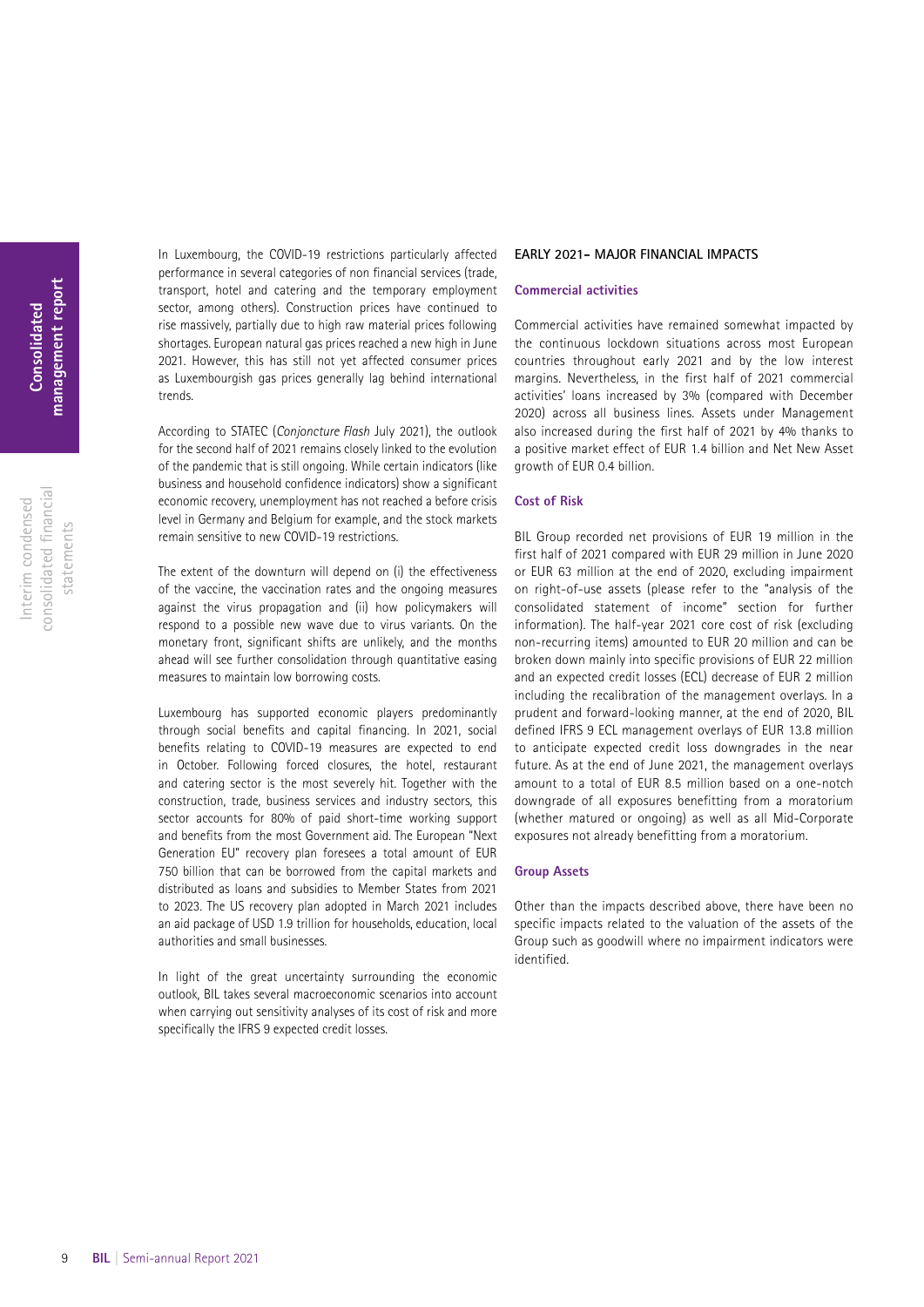In Luxembourg, the COVID-19 restrictions particularly affected performance in several categories of non financial services (trade, transport, hotel and catering and the temporary employment sector, among others). Construction prices have continued to rise massively, partially due to high raw material prices following shortages. European natural gas prices reached a new high in June 2021. However, this has still not yet affected consumer prices as Luxembourgish gas prices generally lag behind international trends.

According to STATEC (*Conjoncture Flash* July 2021), the outlook for the second half of 2021 remains closely linked to the evolution of the pandemic that is still ongoing. While certain indicators (like business and household confidence indicators) show a significant economic recovery, unemployment has not reached a before crisis level in Germany and Belgium for example, and the stock markets remain sensitive to new COVID-19 restrictions.

The extent of the downturn will depend on (i) the effectiveness of the vaccine, the vaccination rates and the ongoing measures against the virus propagation and (ii) how policymakers will respond to a possible new wave due to virus variants. On the monetary front, significant shifts are unlikely, and the months ahead will see further consolidation through quantitative easing measures to maintain low borrowing costs.

Luxembourg has supported economic players predominantly through social benefits and capital financing. In 2021, social benefits relating to COVID-19 measures are expected to end in October. Following forced closures, the hotel, restaurant and catering sector is the most severely hit. Together with the construction, trade, business services and industry sectors, this sector accounts for 80% of paid short-time working support and benefits from the most Government aid. The European "Next Generation EU" recovery plan foresees a total amount of EUR 750 billion that can be borrowed from the capital markets and distributed as loans and subsidies to Member States from 2021 to 2023. The US recovery plan adopted in March 2021 includes an aid package of USD 1.9 trillion for households, education, local authorities and small businesses.

In light of the great uncertainty surrounding the economic outlook, BIL takes several macroeconomic scenarios into account when carrying out sensitivity analyses of its cost of risk and more specifically the IFRS 9 expected credit losses.

## EARLY 2021- MAJOR FINANCIAL IMPACTS

### Commercial activities

Commercial activities have remained somewhat impacted by the continuous lockdown situations across most European countries throughout early 2021 and by the low interest margins. Nevertheless, in the first half of 2021 commercial activities' loans increased by 3% (compared with December 2020) across all business lines. Assets under Management also increased during the first half of 2021 by 4% thanks to a positive market effect of EUR 1.4 billion and Net New Asset growth of EUR 0.4 billion.

### Cost of Risk

BIL Group recorded net provisions of EUR 19 million in the first half of 2021 compared with EUR 29 million in June 2020 or EUR 63 million at the end of 2020, excluding impairment on right-of-use assets (please refer to the "analysis of the consolidated statement of income" section for further information). The half-year 2021 core cost of risk (excluding non-recurring items) amounted to EUR 20 million and can be broken down mainly into specific provisions of EUR 22 million and an expected credit losses (ECL) decrease of EUR 2 million including the recalibration of the management overlays. In a prudent and forward-looking manner, at the end of 2020, BIL defined IFRS 9 ECL management overlays of EUR 13.8 million to anticipate expected credit loss downgrades in the near future. As at the end of June 2021, the management overlays amount to a total of EUR 8.5 million based on a one-notch downgrade of all exposures benefitting from a moratorium (whether matured or ongoing) as well as all Mid-Corporate exposures not already benefitting from a moratorium.

### Group Assets

Other than the impacts described above, there have been no specific impacts related to the valuation of the assets of the Group such as goodwill where no impairment indicators were identified.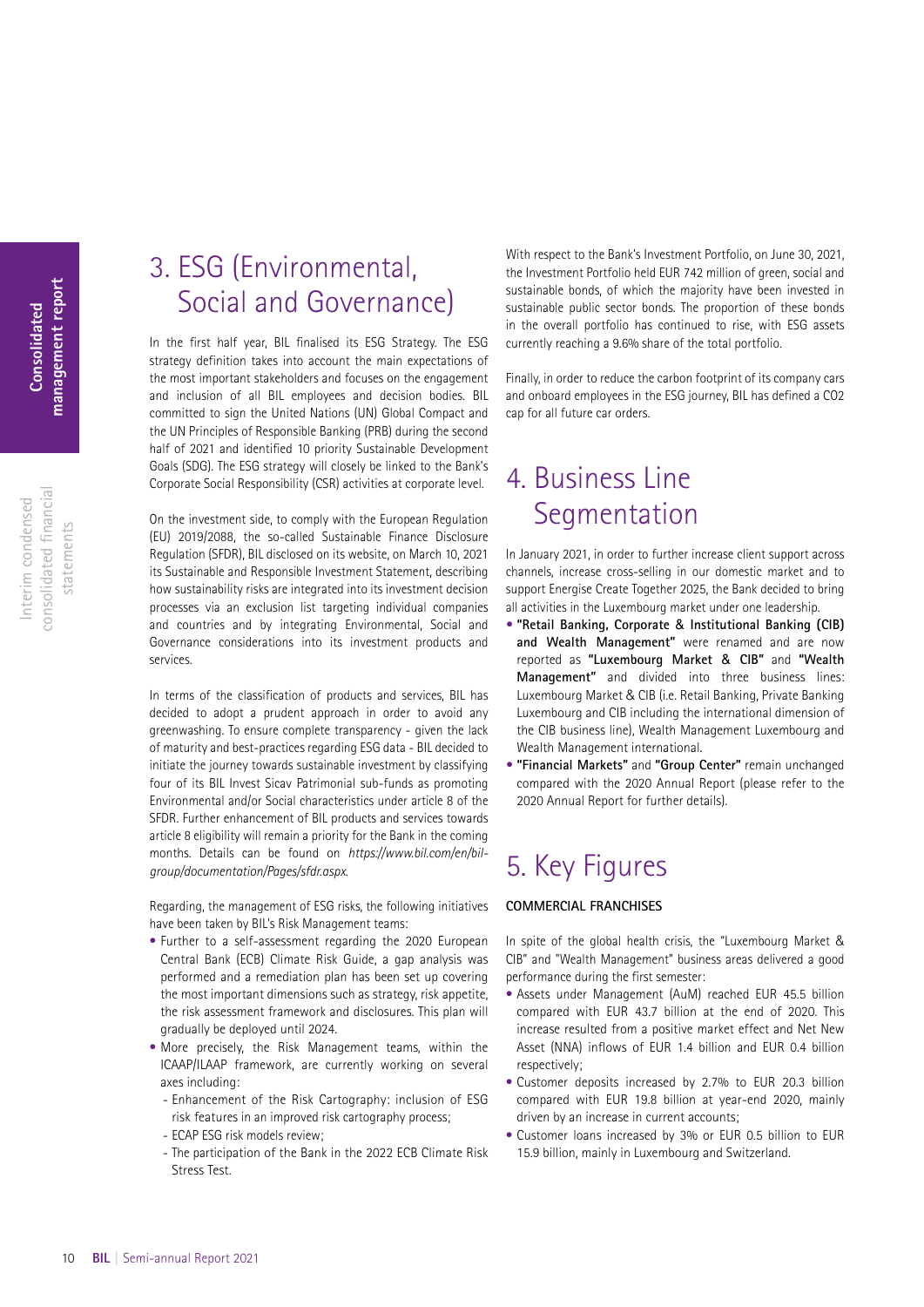# 3. ESG (Environmental, Social and Governance)

In the first half year, BIL finalised its ESG Strategy. The ESG strategy definition takes into account the main expectations of the most important stakeholders and focuses on the engagement and inclusion of all BIL employees and decision bodies. BIL committed to sign the United Nations (UN) Global Compact and the UN Principles of Responsible Banking (PRB) during the second half of 2021 and identified 10 priority Sustainable Development Goals (SDG). The ESG strategy will closely be linked to the Bank's Corporate Social Responsibility (CSR) activities at corporate level.

On the investment side, to comply with the European Regulation (EU) 2019/2088, the so-called Sustainable Finance Disclosure Regulation (SFDR), BIL disclosed on its website, on March 10, 2021 its Sustainable and Responsible Investment Statement, describing how sustainability risks are integrated into its investment decision processes via an exclusion list targeting individual companies and countries and by integrating Environmental, Social and Governance considerations into its investment products and services.

In terms of the classification of products and services, BIL has decided to adopt a prudent approach in order to avoid any greenwashing. To ensure complete transparency - given the lack of maturity and best-practices regarding ESG data - BIL decided to initiate the journey towards sustainable investment by classifying four of its BIL Invest Sicav Patrimonial sub-funds as promoting Environmental and/or Social characteristics under article 8 of the SFDR. Further enhancement of BIL products and services towards article 8 eligibility will remain a priority for the Bank in the coming months. Details can be found on *https://www.bil.com/en/bil-group/documentation/Pages/sfdr.aspx.*

Regarding, the management of ESG risks, the following initiatives have been taken by BIL's Risk Management teams:

- Further to a self-assessment regarding the 2020 European Central Bank (ECB) Climate Risk Guide, a gap analysis was performed and a remediation plan has been set up covering the most important dimensions such as strategy, risk appetite, the risk assessment framework and disclosures. This plan will gradually be deployed until 2024.
- More precisely, the Risk Management teams, within the ICAAP/ILAAP framework, are currently working on several axes including:
  - Enhancement of the Risk Cartography: inclusion of ESG risk features in an improved risk cartography process;
  - ECAP ESG risk models review;
  - The participation of the Bank in the 2022 ECB Climate Risk Stress Test.

With respect to the Bank's Investment Portfolio, on June 30, 2021, the Investment Portfolio held EUR 742 million of green, social and sustainable bonds, of which the majority have been invested in sustainable public sector bonds. The proportion of these bonds in the overall portfolio has continued to rise, with ESG assets currently reaching a 9.6% share of the total portfolio.

Finally, in order to reduce the carbon footprint of its company cars and onboard employees in the ESG journey, BIL has defined a $CO_2$ cap for all future car orders.

# 4. Business Line Segmentation

In January 2021, in order to further increase client support across channels, increase cross-selling in our domestic market and to support Energise Create Together 2025, the Bank decided to bring all activities in the Luxembourg market under one leadership.

- **"Retail Banking, Corporate & Institutional Banking (CIB) and Wealth Management"** were renamed and are now reported as **"Luxembourg Market & CIB"** and **"Wealth Management"** and divided into three business lines: Luxembourg Market & CIB (i.e. Retail Banking, Private Banking Luxembourg and CIB including the international dimension of the CIB business line), Wealth Management Luxembourg and Wealth Management international.
- **"Financial Markets"** and **"Group Center"** remain unchanged compared with the 2020 Annual Report (please refer to the 2020 Annual Report for further details).

# 5. Key Figures

## COMMERCIAL FRANCHISES

In spite of the global health crisis, the "Luxembourg Market & CIB" and "Wealth Management" business areas delivered a good performance during the first semester:

- Assets under Management (AuM) reached EUR 45.5 billion compared with EUR 43.7 billion at the end of 2020. This increase resulted from a positive market effect and Net New Asset (NNA) inflows of EUR 1.4 billion and EUR 0.4 billion respectively;
- Customer deposits increased by 2.7% to EUR 20.3 billion compared with EUR 19.8 billion at year-end 2020, mainly driven by an increase in current accounts;
- Customer loans increased by 3% or EUR 0.5 billion to EUR 15.9 billion, mainly in Luxembourg and Switzerland.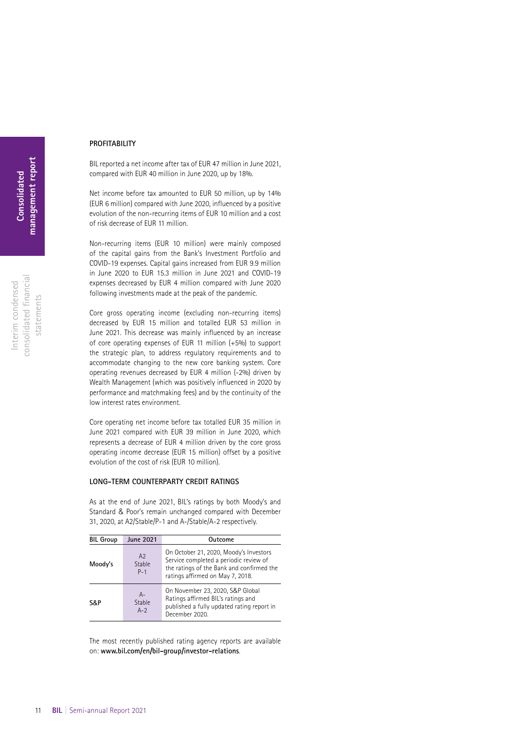## PROFITABILITY

BIL reported a net income after tax of EUR 47 million in June 2021, compared with EUR 40 million in June 2020, up by 18%.

Net income before tax amounted to EUR 50 million, up by 14% (EUR 6 million) compared with June 2020, influenced by a positive evolution of the non-recurring items of EUR 10 million and a cost of risk decrease of EUR 11 million.

Non-recurring items (EUR 10 million) were mainly composed of the capital gains from the Bank's Investment Portfolio and COVID-19 expenses. Capital gains increased from EUR 9.9 million in June 2020 to EUR 15.3 million in June 2021 and COVID-19 expenses decreased by EUR 4 million compared with June 2020 following investments made at the peak of the pandemic.

Core gross operating income (excluding non-recurring items) decreased by EUR 15 million and totalled EUR 53 million in June 2021. This decrease was mainly influenced by an increase of core operating expenses of EUR 11 million (+5%) to support the strategic plan, to address regulatory requirements and to accommodate changing to the new core banking system. Core operating revenues decreased by EUR 4 million (-2%) driven by Wealth Management (which was positively influenced in 2020 by performance and matchmaking fees) and by the continuity of the low interest rates environment.

Core operating net income before tax totalled EUR 35 million in June 2021 compared with EUR 39 million in June 2020, which represents a decrease of EUR 4 million driven by the core gross operating income decrease (EUR 15 million) offset by a positive evolution of the cost of risk (EUR 10 million).

## LONG-TERM COUNTERPARTY CREDIT RATINGS

As at the end of June 2021, BIL's ratings by both Moody's and Standard & Poor's remain unchanged compared with December 31, 2020, at A2/Stable/P-1 and A-/Stable/A-2 respectively.

| BIL Group | June 2021 | Outcome |
|---|---|---|
| **Moody's** | A2 Stable P-1 | On October 21, 2020, Moody's Investors Service completed a periodic review of the ratings of the Bank and confirmed the ratings affirmed on May 7, 2018. |
| **S&P** | A- Stable A-2 | On November 23, 2020, S&P Global Ratings affirmed BIL's ratings and published a fully updated rating report in December 2020. |

The most recently published rating agency reports are available on: **www.bil.com/en/bil-group/investor-relations**.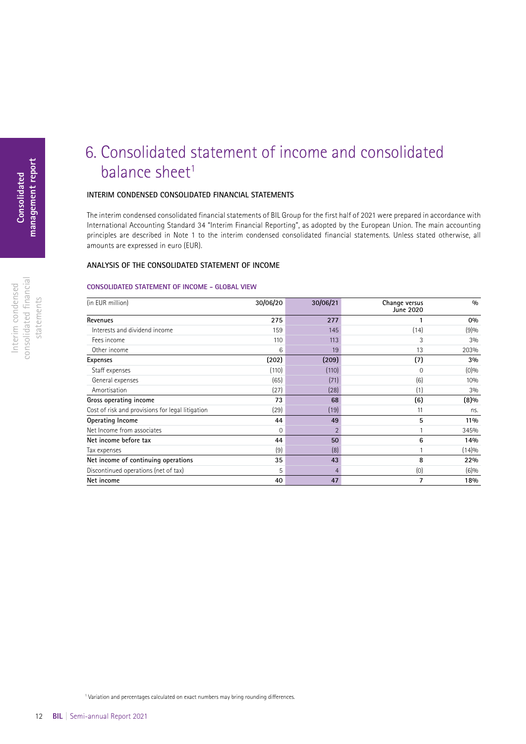# 6. Consolidated statement of income and consolidated balance sheet[1]

## INTERIM CONDENSED CONSOLIDATED FINANCIAL STATEMENTS

The interim condensed consolidated financial statements of BIL Group for the first half of 2021 were prepared in accordance with International Accounting Standard 34 "Interim Financial Reporting", as adopted by the European Union. The main accounting principles are described in Note 1 to the interim condensed consolidated financial statements. Unless stated otherwise, all amounts are expressed in euro (EUR).

## ANALYSIS OF THE CONSOLIDATED STATEMENT OF INCOME

### CONSOLIDATED STATEMENT OF INCOME – GLOBAL VIEW

| (in EUR million) | 30/06/20 | 30/06/21 | Change versus June 2020 | % |
|---|---|---|---|---|
| **Revenues** | **275** | **277** | **1** | **0%** |
| Interests and dividend income | 159 | 145 | (14) | (9)% |
| Fees income | 110 | 113 | 3 | 3% |
| Other income | 6 | 19 | 13 | 203% |
| **Expenses** | **(202)** | **(209)** | **(7)** | **3%** |
| Staff expenses | (110) | (110) | 0 | (0)% |
| General expenses | (65) | (71) | (6) | 10% |
| Amortisation | (27) | (28) | (1) | 3% |
| **Gross operating income** | **73** | **68** | **(6)** | **(8)%** |
| Cost of risk and provisions for legal litigation | (29) | (19) | 11 | ns. |
| **Operating Income** | **44** | **49** | **5** | **11%** |
| Net Income from associates | 0 | 2 | 1 | 345% |
| **Net income before tax** | **44** | **50** | **6** | **14%** |
| Tax expenses | (9) | (8) | 1 | (14)% |
| **Net income of continuing operations** | **35** | **43** | **8** | **22%** |
| Discontinued operations (net of tax) | 5 | 4 | (0) | (6)% |
| **Net income** | **40** | **47** | **7** | **18%** |

[1] Variation and percentages calculated on exact numbers may bring rounding differences.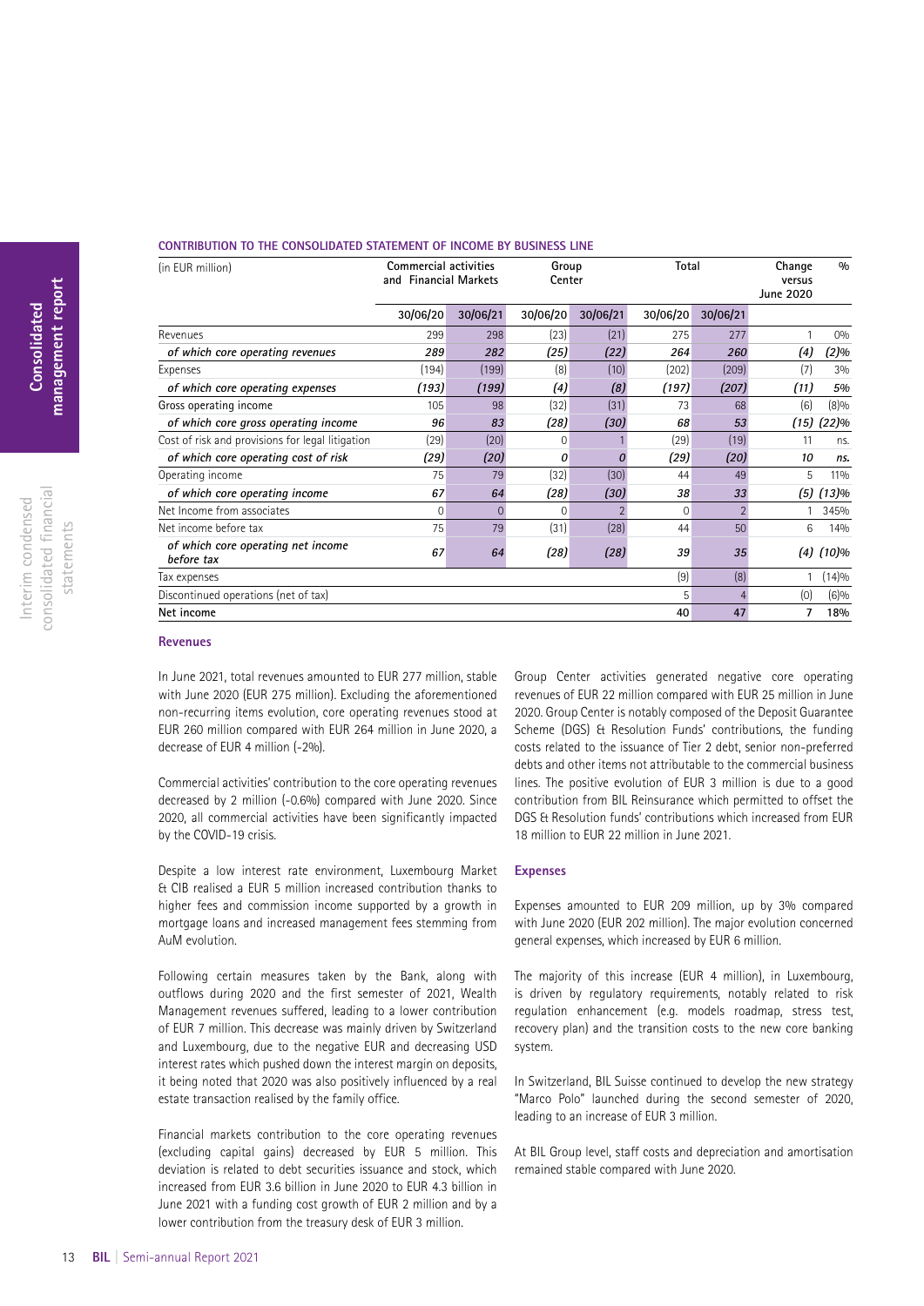### CONTRIBUTION TO THE CONSOLIDATED STATEMENT OF INCOME BY BUSINESS LINE

| (in EUR million) | Commercial activities and Financial Markets | | Group Center | | Total | | Change versus June 2020 | % |
|---|---|---|---|---|---|---|---|---|
| | 30/06/20 | 30/06/21 | 30/06/20 | 30/06/21 | 30/06/20 | 30/06/21 | | |
| Revenues | 299 | 298 | (23) | (21) | 275 | 277 | 1 | 0% |
| *of which core operating revenues* | *289* | *282* | *(25)* | *(22)* | *264* | *260* | *(4)* | *(2)%* |
| Expenses | (194) | (199) | (8) | (10) | (202) | (209) | (7) | 3% |
| *of which core operating expenses* | *(193)* | *(199)* | *(4)* | *(8)* | *(197)* | *(207)* | *(11)* | *5%* |
| Gross operating income | 105 | 98 | (32) | (31) | 73 | 68 | (6) | (8)% |
| *of which core gross operating income* | *96* | *83* | *(28)* | *(30)* | *68* | *53* | *(15)* | *(22)%* |
| Cost of risk and provisions for legal litigation | (29) | (20) | 0 | 1 | (29) | (19) | 11 | ns. |
| *of which core operating cost of risk* | *(29)* | *(20)* | *0* | *0* | *(29)* | *(20)* | *10* | *ns.* |
| Operating income | 75 | 79 | (32) | (30) | 44 | 49 | 5 | 11% |
| *of which core operating income* | *67* | *64* | *(28)* | *(30)* | *38* | *33* | *(5)* | *(13)%* |
| Net Income from associates | 0 | 0 | 0 | 2 | 0 | 2 | 1 | 345% |
| Net income before tax | 75 | 79 | (31) | (28) | 44 | 50 | 6 | 14% |
| *of which core operating net income before tax* | *67* | *64* | *(28)* | *(28)* | *39* | *35* | *(4)* | *(10)%* |
| Tax expenses | | | | | (9) | (8) | 1 | (14)% |
| Discontinued operations (net of tax) | | | | | 5 | 4 | (0) | (6)% |
| **Net income** | | | | | **40** | **47** | **7** | **18%** |

#### Revenues

In June 2021, total revenues amounted to EUR 277 million, stable with June 2020 (EUR 275 million). Excluding the aforementioned non-recurring items evolution, core operating revenues stood at EUR 260 million compared with EUR 264 million in June 2020, a decrease of EUR 4 million (-2%).

Commercial activities' contribution to the core operating revenues decreased by 2 million (-0.6%) compared with June 2020. Since 2020, all commercial activities have been significantly impacted by the COVID-19 crisis.

Despite a low interest rate environment, Luxembourg Market & CIB realised a EUR 5 million increased contribution thanks to higher fees and commission income supported by a growth in mortgage loans and increased management fees stemming from AuM evolution.

Following certain measures taken by the Bank, along with outflows during 2020 and the first semester of 2021, Wealth Management revenues suffered, leading to a lower contribution of EUR 7 million. This decrease was mainly driven by Switzerland and Luxembourg, due to the negative EUR and decreasing USD interest rates which pushed down the interest margin on deposits, it being noted that 2020 was also positively influenced by a real estate transaction realised by the family office.

Financial markets contribution to the core operating revenues (excluding capital gains) decreased by EUR 5 million. This deviation is related to debt securities issuance and stock, which increased from EUR 3.6 billion in June 2020 to EUR 4.3 billion in June 2021 with a funding cost growth of EUR 2 million and by a lower contribution from the treasury desk of EUR 3 million.

Group Center activities generated negative core operating revenues of EUR 22 million compared with EUR 25 million in June 2020. Group Center is notably composed of the Deposit Guarantee Scheme (DGS) & Resolution Funds' contributions, the funding costs related to the issuance of Tier 2 debt, senior non-preferred debts and other items not attributable to the commercial business lines. The positive evolution of EUR 3 million is due to a good contribution from BIL Reinsurance which permitted to offset the DGS & Resolution funds' contributions which increased from EUR 18 million to EUR 22 million in June 2021.

#### Expenses

Expenses amounted to EUR 209 million, up by 3% compared with June 2020 (EUR 202 million). The major evolution concerned general expenses, which increased by EUR 6 million.

The majority of this increase (EUR 4 million), in Luxembourg, is driven by regulatory requirements, notably related to risk regulation enhancement (e.g. models roadmap, stress test, recovery plan) and the transition costs to the new core banking system.

In Switzerland, BIL Suisse continued to develop the new strategy "Marco Polo" launched during the second semester of 2020, leading to an increase of EUR 3 million.

At BIL Group level, staff costs and depreciation and amortisation remained stable compared with June 2020.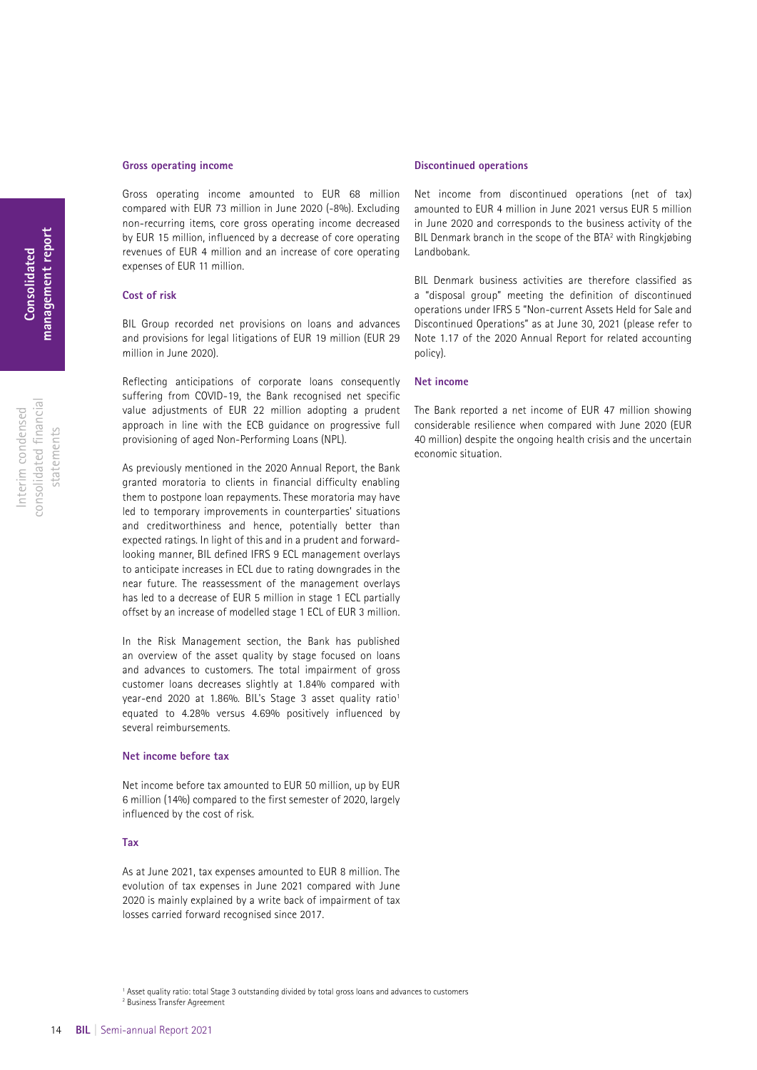### Gross operating income

Gross operating income amounted to EUR 68 million compared with EUR 73 million in June 2020 (-8%). Excluding non-recurring items, core gross operating income decreased by EUR 15 million, influenced by a decrease of core operating revenues of EUR 4 million and an increase of core operating expenses of EUR 11 million.

### Cost of risk

BIL Group recorded net provisions on loans and advances and provisions for legal litigations of EUR 19 million (EUR 29 million in June 2020).

Reflecting anticipations of corporate loans consequently suffering from COVID-19, the Bank recognised net specific value adjustments of EUR 22 million adopting a prudent approach in line with the ECB guidance on progressive full provisioning of aged Non-Performing Loans (NPL).

As previously mentioned in the 2020 Annual Report, the Bank granted moratoria to clients in financial difficulty enabling them to postpone loan repayments. These moratoria may have led to temporary improvements in counterparties' situations and creditworthiness and hence, potentially better than expected ratings. In light of this and in a prudent and forward-looking manner, BIL defined IFRS 9 ECL management overlays to anticipate increases in ECL due to rating downgrades in the near future. The reassessment of the management overlays has led to a decrease of EUR 5 million in stage 1 ECL partially offset by an increase of modelled stage 1 ECL of EUR 3 million.

In the Risk Management section, the Bank has published an overview of the asset quality by stage focused on loans and advances to customers. The total impairment of gross customer loans decreases slightly at 1.84% compared with year-end 2020 at 1.86%. BIL's Stage 3 asset quality ratio[1] equated to 4.28% versus 4.69% positively influenced by several reimbursements.

### Net income before tax

Net income before tax amounted to EUR 50 million, up by EUR 6 million (14%) compared to the first semester of 2020, largely influenced by the cost of risk.

### Tax

As at June 2021, tax expenses amounted to EUR 8 million. The evolution of tax expenses in June 2021 compared with June 2020 is mainly explained by a write back of impairment of tax losses carried forward recognised since 2017.

### Discontinued operations

Net income from discontinued operations (net of tax) amounted to EUR 4 million in June 2021 versus EUR 5 million in June 2020 and corresponds to the business activity of the BIL Denmark branch in the scope of the BTA[2] with Ringkjøbing Landbobank.

BIL Denmark business activities are therefore classified as a "disposal group" meeting the definition of discontinued operations under IFRS 5 "Non-current Assets Held for Sale and Discontinued Operations" as at June 30, 2021 (please refer to Note 1.17 of the 2020 Annual Report for related accounting policy).

### Net income

The Bank reported a net income of EUR 47 million showing considerable resilience when compared with June 2020 (EUR 40 million) despite the ongoing health crisis and the uncertain economic situation.

[1] Asset quality ratio: total Stage 3 outstanding divided by total gross loans and advances to customers
[2] Business Transfer Agreement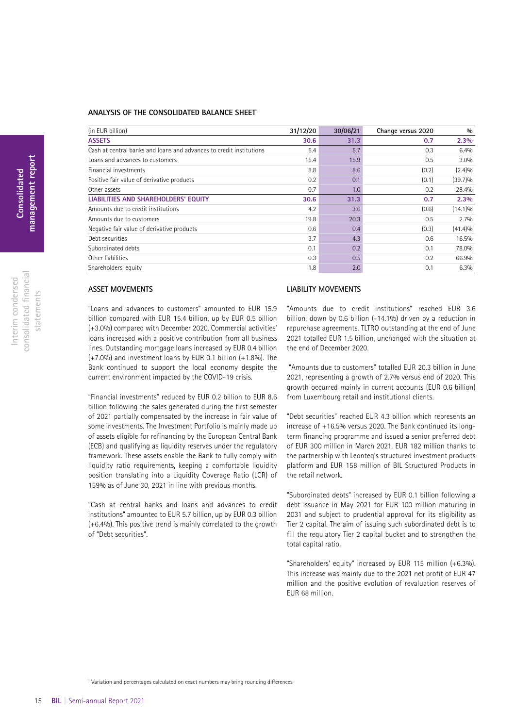## ANALYSIS OF THE CONSOLIDATED BALANCE SHEET[1]

| (in EUR billion) | 31/12/20 | 30/06/21 | Change versus 2020 | % |
|---|---|---|---|---|
| **ASSETS** | **30.6** | **31.3** | **0.7** | **2.3%** |
| Cash at central banks and loans and advances to credit institutions | 5.4 | 5.7 | 0.3 | 6.4% |
| Loans and advances to customers | 15.4 | 15.9 | 0.5 | 3.0% |
| Financial investments | 8.8 | 8.6 | (0.2) | (2.4)% |
| Positive fair value of derivative products | 0.2 | 0.1 | (0.1) | (39.7)% |
| Other assets | 0.7 | 1.0 | 0.2 | 28.4% |
| **LIABILITIES AND SHAREHOLDERS' EQUITY** | **30.6** | **31.3** | **0.7** | **2.3%** |
| Amounts due to credit institutions | 4.2 | 3.6 | (0.6) | (14.1)% |
| Amounts due to customers | 19.8 | 20.3 | 0.5 | 2.7% |
| Negative fair value of derivative products | 0.6 | 0.4 | (0.3) | (41.4)% |
| Debt securities | 3.7 | 4.3 | 0.6 | 16.5% |
| Subordinated debts | 0.1 | 0.2 | 0.1 | 78.0% |
| Other liabilities | 0.3 | 0.5 | 0.2 | 66.9% |
| Shareholders' equity | 1.8 | 2.0 | 0.1 | 6.3% |

### ASSET MOVEMENTS

"Loans and advances to customers" amounted to EUR 15.9 billion compared with EUR 15.4 billion, up by EUR 0.5 billion (+3.0%) compared with December 2020. Commercial activities' loans increased with a positive contribution from all business lines. Outstanding mortgage loans increased by EUR 0.4 billion (+7.0%) and investment loans by EUR 0.1 billion (+1.8%). The Bank continued to support the local economy despite the current environment impacted by the COVID-19 crisis.

"Financial investments" reduced by EUR 0.2 billion to EUR 8.6 billion following the sales generated during the first semester of 2021 partially compensated by the increase in fair value of some investments. The Investment Portfolio is mainly made up of assets eligible for refinancing by the European Central Bank (ECB) and qualifying as liquidity reserves under the regulatory framework. These assets enable the Bank to fully comply with liquidity ratio requirements, keeping a comfortable liquidity position translating into a Liquidity Coverage Ratio (LCR) of 159% as of June 30, 2021 in line with previous months.

"Cash at central banks and loans and advances to credit institutions" amounted to EUR 5.7 billion, up by EUR 0.3 billion (+6.4%). This positive trend is mainly correlated to the growth of "Debt securities".

### LIABILITY MOVEMENTS

"Amounts due to credit institutions" reached EUR 3.6 billion, down by 0.6 billion (-14.1%) driven by a reduction in repurchase agreements. TLTRO outstanding at the end of June 2021 totalled EUR 1.5 billion, unchanged with the situation at the end of December 2020.

"Amounts due to customers" totalled EUR 20.3 billion in June 2021, representing a growth of 2.7% versus end of 2020. This growth occurred mainly in current accounts (EUR 0.6 billion) from Luxembourg retail and institutional clients.

"Debt securities" reached EUR 4.3 billion which represents an increase of +16.5% versus 2020. The Bank continued its long-term financing programme and issued a senior preferred debt of EUR 300 million in March 2021, EUR 182 million thanks to the partnership with Leonteq's structured investment products platform and EUR 158 million of BIL Structured Products in the retail network.

"Subordinated debts" increased by EUR 0.1 billion following a debt issuance in May 2021 for EUR 100 million maturing in 2031 and subject to prudential approval for its eligibility as Tier 2 capital. The aim of issuing such subordinated debt is to fill the regulatory Tier 2 capital bucket and to strengthen the total capital ratio.

"Shareholders' equity" increased by EUR 115 million (+6.3%). This increase was mainly due to the 2021 net profit of EUR 47 million and the positive evolution of revaluation reserves of EUR 68 million.

[1] Variation and percentages calculated on exact numbers may bring rounding differences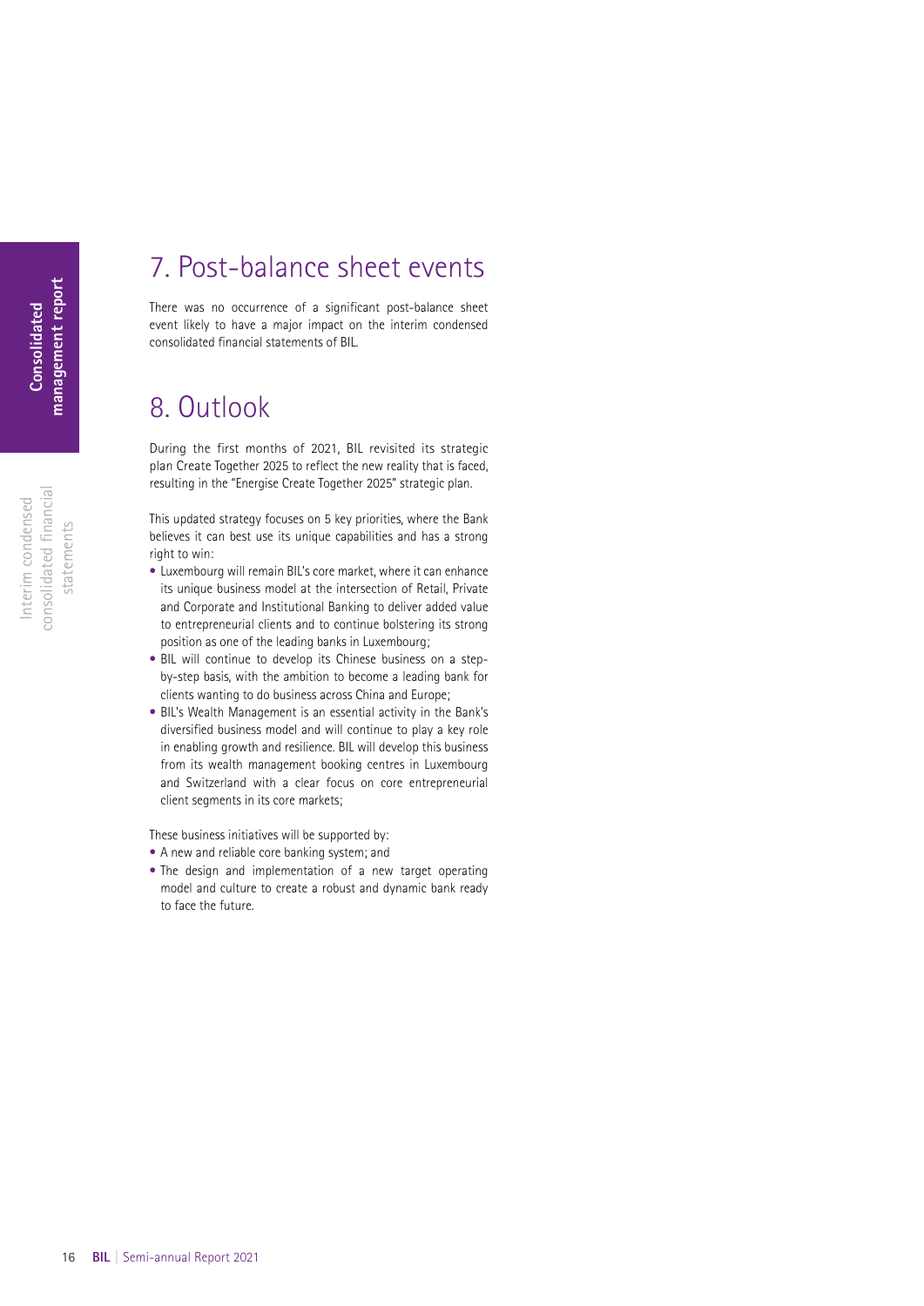## 7. Post-balance sheet events

There was no occurrence of a significant post-balance sheet event likely to have a major impact on the interim condensed consolidated financial statements of BIL.

## 8. Outlook

During the first months of 2021, BIL revisited its strategic plan Create Together 2025 to reflect the new reality that is faced, resulting in the "Energise Create Together 2025" strategic plan.

This updated strategy focuses on 5 key priorities, where the Bank believes it can best use its unique capabilities and has a strong right to win:

- Luxembourg will remain BIL's core market, where it can enhance its unique business model at the intersection of Retail, Private and Corporate and Institutional Banking to deliver added value to entrepreneurial clients and to continue bolstering its strong position as one of the leading banks in Luxembourg;
- BIL will continue to develop its Chinese business on a step-by-step basis, with the ambition to become a leading bank for clients wanting to do business across China and Europe;
- BIL's Wealth Management is an essential activity in the Bank's diversified business model and will continue to play a key role in enabling growth and resilience. BIL will develop this business from its wealth management booking centres in Luxembourg and Switzerland with a clear focus on core entrepreneurial client segments in its core markets;

These business initiatives will be supported by:

- A new and reliable core banking system; and
- The design and implementation of a new target operating model and culture to create a robust and dynamic bank ready to face the future.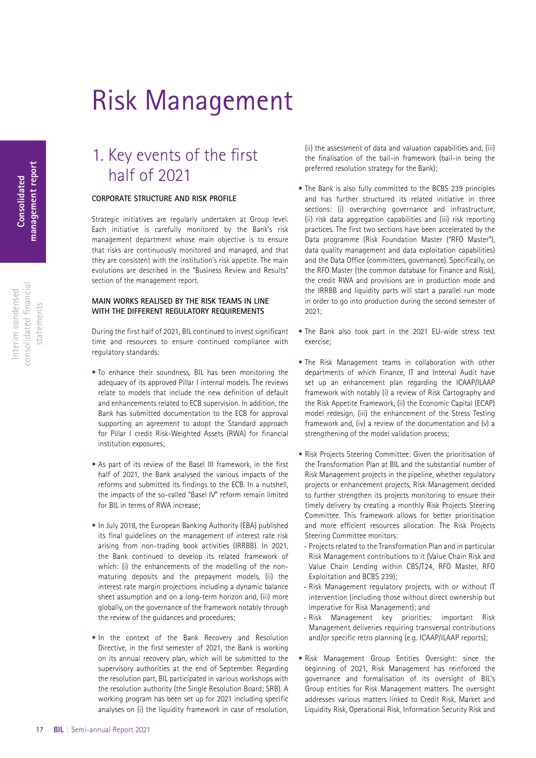# Risk Management

## 1. Key events of the first half of 2021

### CORPORATE STRUCTURE AND RISK PROFILE

Strategic initiatives are regularly undertaken at Group level. Each initiative is carefully monitored by the Bank's risk management department whose main objective is to ensure that risks are continuously monitored and managed, and that they are consistent with the institution's risk appetite. The main evolutions are described in the "Business Review and Results" section of the management report.

### MAIN WORKS REALISED BY THE RISK TEAMS IN LINE WITH THE DIFFERENT REGULATORY REQUIREMENTS

During the first half of 2021, BIL continued to invest significant time and resources to ensure continued compliance with regulatory standards:

- To enhance their soundness, BIL has been monitoring the adequacy of its approved Pillar I internal models. The reviews relate to models that include the new definition of default and enhancements related to ECB supervision. In addition, the Bank has submitted documentation to the ECB for approval supporting an agreement to adopt the Standard approach for Pillar I credit Risk-Weighted Assets (RWA) for financial institution exposures;

- As part of its review of the Basel III framework, in the first half of 2021, the Bank analysed the various impacts of the reforms and submitted its findings to the ECB. In a nutshell, the impacts of the so-called "Basel IV" reform remain limited for BIL in terms of RWA increase;

- In July 2018, the European Banking Authority (EBA) published its final guidelines on the management of interest rate risk arising from non-trading book activities (IRRBB). In 2021, the Bank continued to develop its related framework of which: (i) the enhancements of the modelling of the non-maturing deposits and the prepayment models, (ii) the interest rate margin projections including a dynamic balance sheet assumption and on a long-term horizon and, (iii) more globally, on the governance of the framework notably through the review of the guidances and procedures;

- In the context of the Bank Recovery and Resolution Directive, in the first semester of 2021, the Bank is working on its annual recovery plan, which will be submitted to the supervisory authorities at the end of September. Regarding the resolution part, BIL participated in various workshops with the resolution authority (the Single Resolution Board; SRB). A working program has been set up for 2021 including specific analyses on (i) the liquidity framework in case of resolution, (ii) the assessment of data and valuation capabilities and, (iii) the finalisation of the bail-in framework (bail-in being the preferred resolution strategy for the Bank);

- The Bank is also fully committed to the BCBS 239 principles and has further structured its related initiative in three sections: (i) overarching governance and infrastructure, (ii) risk data aggregation capabilities and (iii) risk reporting practices. The first two sections have been accelerated by the Data programme (Risk Foundation Master ("RFO Master"), data quality management and data exploitation capabilities) and the Data Office (committees, governance). Specifically, on the RFO Master (the common database for Finance and Risk), the credit RWA and provisions are in production mode and the IRRBB and liquidity parts will start a parallel run mode in order to go into production during the second semester of 2021;

- The Bank also took part in the 2021 EU-wide stress test exercise;

- The Risk Management teams in collaboration with other departments of which Finance, IT and Internal Audit have set up an enhancement plan regarding the ICAAP/ILAAP framework with notably (i) a review of Risk Cartography and the Risk Appetite Framework, (ii) the Economic Capital (ECAP) model redesign, (iii) the enhancement of the Stress Testing framework and, (iv) a review of the documentation and (v) a strengthening of the model validation process;

- Risk Projects Steering Committee: Given the prioritisation of the Transformation Plan at BIL and the substantial number of Risk Management projects in the pipeline, whether regulatory projects or enhancement projects, Risk Management decided to further strengthen its projects monitoring to ensure their timely delivery by creating a monthly Risk Projects Steering Committee. This framework allows for better prioritisation and more efficient resources allocation. The Risk Projects Steering Committee monitors:
  - Projects related to the Transformation Plan and in particular Risk Management contributions to it (Value Chain Risk and Value Chain Lending within CBS/T24, RFO Master, RFO Exploitation and BCBS 239);
  - Risk Management regulatory projects, with or without IT intervention (including those without direct ownership but imperative for Risk Management); and
  - Risk Management key priorities: important Risk Management deliveries requiring transversal contributions and/or specific retro planning (e.g. ICAAP/ILAAP reports);

- Risk Management Group Entities Oversight: since the beginning of 2021, Risk Management has reinforced the governance and formalisation of its oversight of BIL's Group entities for Risk Management matters. The oversight addresses various matters linked to Credit Risk, Market and Liquidity Risk, Operational Risk, Information Security Risk and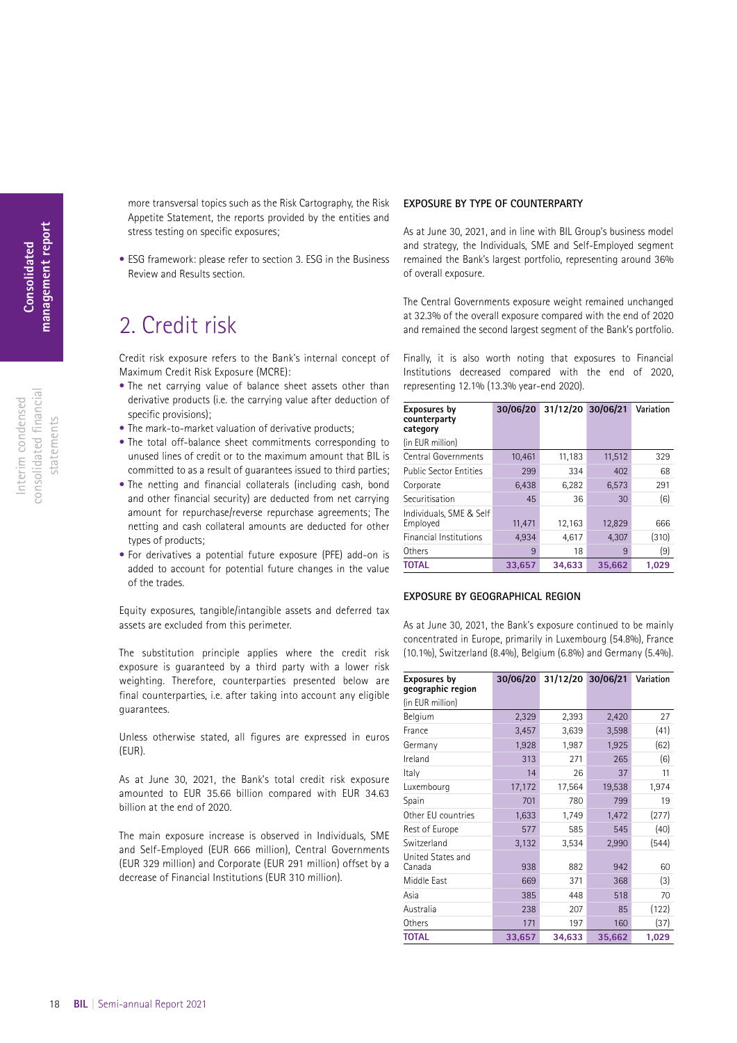more transversal topics such as the Risk Cartography, the Risk Appetite Statement, the reports provided by the entities and stress testing on specific exposures;

- ESG framework: please refer to section 3. ESG in the Business Review and Results section.

## 2. Credit risk

Credit risk exposure refers to the Bank's internal concept of Maximum Credit Risk Exposure (MCRE):

- The net carrying value of balance sheet assets other than derivative products (i.e. the carrying value after deduction of specific provisions);
- The mark-to-market valuation of derivative products;
- The total off-balance sheet commitments corresponding to unused lines of credit or to the maximum amount that BIL is committed to as a result of guarantees issued to third parties;
- The netting and financial collaterals (including cash, bond and other financial security) are deducted from net carrying amount for repurchase/reverse repurchase agreements; The netting and cash collateral amounts are deducted for other types of products;
- For derivatives a potential future exposure (PFE) add-on is added to account for potential future changes in the value of the trades.

Equity exposures, tangible/intangible assets and deferred tax assets are excluded from this perimeter.

The substitution principle applies where the credit risk exposure is guaranteed by a third party with a lower risk weighting. Therefore, counterparties presented below are final counterparties, i.e. after taking into account any eligible guarantees.

Unless otherwise stated, all figures are expressed in euros (EUR).

As at June 30, 2021, the Bank's total credit risk exposure amounted to EUR 35.66 billion compared with EUR 34.63 billion at the end of 2020.

The main exposure increase is observed in Individuals, SME and Self-Employed (EUR 666 million), Central Governments (EUR 329 million) and Corporate (EUR 291 million) offset by a decrease of Financial Institutions (EUR 310 million).

### EXPOSURE BY TYPE OF COUNTERPARTY

As at June 30, 2021, and in line with BIL Group's business model and strategy, the Individuals, SME and Self-Employed segment remained the Bank's largest portfolio, representing around 36% of overall exposure.

The Central Governments exposure weight remained unchanged at 32.3% of the overall exposure compared with the end of 2020 and remained the second largest segment of the Bank's portfolio.

Finally, it is also worth noting that exposures to Financial Institutions decreased compared with the end of 2020, representing 12.1% (13.3% year-end 2020).

| **Exposures by counterparty category** (in EUR million) | 30/06/20 | 31/12/20 | 30/06/21 | Variation |
|---|---|---|---|---|
| Central Governments | 10,461 | 11,183 | 11,512 | 329 |
| Public Sector Entities | 299 | 334 | 402 | 68 |
| Corporate | 6,438 | 6,282 | 6,573 | 291 |
| Securitisation | 45 | 36 | 30 | (6) |
| Individuals, SME & Self Employed | 11,471 | 12,163 | 12,829 | 666 |
| Financial Institutions | 4,934 | 4,617 | 4,307 | (310) |
| Others | 9 | 18 | 9 | (9) |
| **TOTAL** | **33,657** | **34,633** | **35,662** | **1,029** |

### EXPOSURE BY GEOGRAPHICAL REGION

As at June 30, 2021, the Bank's exposure continued to be mainly concentrated in Europe, primarily in Luxembourg (54.8%), France (10.1%), Switzerland (8.4%), Belgium (6.8%) and Germany (5.4%).

| **Exposures by geographic region** (in EUR million) | 30/06/20 | 31/12/20 | 30/06/21 | Variation |
|---|---|---|---|---|
| Belgium | 2,329 | 2,393 | 2,420 | 27 |
| France | 3,457 | 3,639 | 3,598 | (41) |
| Germany | 1,928 | 1,987 | 1,925 | (62) |
| Ireland | 313 | 271 | 265 | (6) |
| Italy | 14 | 26 | 37 | 11 |
| Luxembourg | 17,172 | 17,564 | 19,538 | 1,974 |
| Spain | 701 | 780 | 799 | 19 |
| Other EU countries | 1,633 | 1,749 | 1,472 | (277) |
| Rest of Europe | 577 | 585 | 545 | (40) |
| Switzerland | 3,132 | 3,534 | 2,990 | (544) |
| United States and Canada | 938 | 882 | 942 | 60 |
| Middle East | 669 | 371 | 368 | (3) |
| Asia | 385 | 448 | 518 | 70 |
| Australia | 238 | 207 | 85 | (122) |
| Others | 171 | 197 | 160 | (37) |
| **TOTAL** | **33,657** | **34,633** | **35,662** | **1,029** |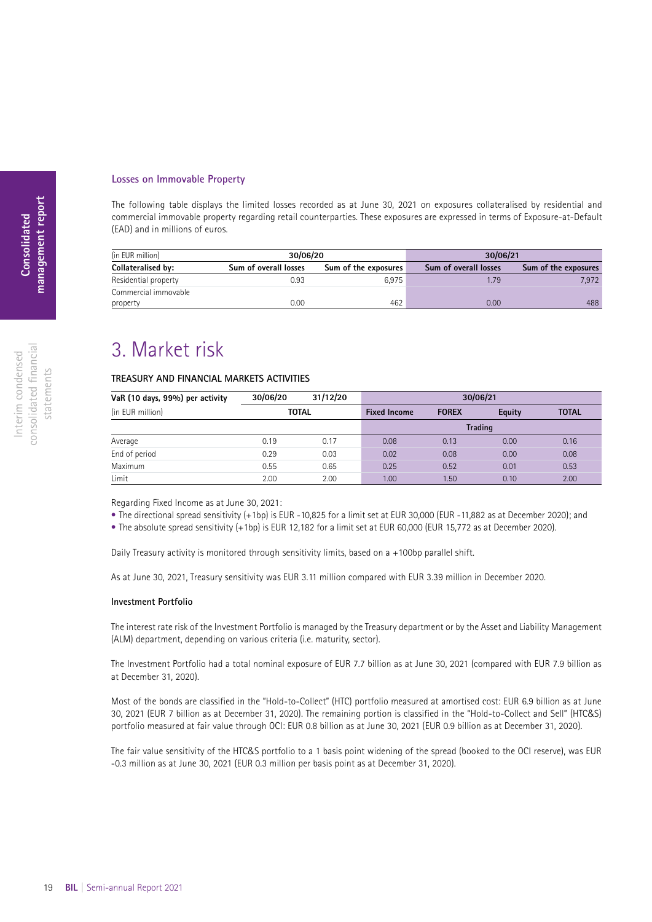### Losses on Immovable Property

The following table displays the limited losses recorded as at June 30, 2021 on exposures collateralised by residential and commercial immovable property regarding retail counterparties. These exposures are expressed in terms of Exposure-at-Default (EAD) and in millions of euros.

| (in EUR million) | 30/06/20 | | 30/06/21 | |
|---|---|---|---|---|
| **Collateralised by:** | **Sum of overall losses** | **Sum of the exposures** | **Sum of overall losses** | **Sum of the exposures** |
| Residential property | 0.93 | 6,975 | 1.79 | 7,972 |
| Commercial immovable property | 0.00 | 462 | 0.00 | 488 |

# 3. Market risk

#### TREASURY AND FINANCIAL MARKETS ACTIVITIES

| VaR (10 days, 99%) per activity | 30/06/20 | 31/12/20 | 30/06/21 | | | |
|---|---|---|---|---|---|---|
| (in EUR million) | TOTAL | | Fixed Income | FOREX | Equity | TOTAL |
| | | | Trading | | | |
| Average | 0.19 | 0.17 | 0.08 | 0.13 | 0.00 | 0.16 |
| End of period | 0.29 | 0.03 | 0.02 | 0.08 | 0.00 | 0.08 |
| Maximum | 0.55 | 0.65 | 0.25 | 0.52 | 0.01 | 0.53 |
| Limit | 2.00 | 2.00 | 1.00 | 1.50 | 0.10 | 2.00 |

Regarding Fixed Income as at June 30, 2021:

- The directional spread sensitivity (+1bp) is EUR -10,825 for a limit set at EUR 30,000 (EUR -11,882 as at December 2020); and
- The absolute spread sensitivity (+1bp) is EUR 12,182 for a limit set at EUR 60,000 (EUR 15,772 as at December 2020).

Daily Treasury activity is monitored through sensitivity limits, based on a +100bp parallel shift.

As at June 30, 2021, Treasury sensitivity was EUR 3.11 million compared with EUR 3.39 million in December 2020.

**Investment Portfolio**

The interest rate risk of the Investment Portfolio is managed by the Treasury department or by the Asset and Liability Management (ALM) department, depending on various criteria (i.e. maturity, sector).

The Investment Portfolio had a total nominal exposure of EUR 7.7 billion as at June 30, 2021 (compared with EUR 7.9 billion as at December 31, 2020).

Most of the bonds are classified in the "Hold-to-Collect" (HTC) portfolio measured at amortised cost: EUR 6.9 billion as at June 30, 2021 (EUR 7 billion as at December 31, 2020). The remaining portion is classified in the "Hold-to-Collect and Sell" (HTC&S) portfolio measured at fair value through OCI: EUR 0.8 billion as at June 30, 2021 (EUR 0.9 billion as at December 31, 2020).

The fair value sensitivity of the HTC&S portfolio to a 1 basis point widening of the spread (booked to the OCI reserve), was EUR -0.3 million as at June 30, 2021 (EUR 0.3 million per basis point as at December 31, 2020).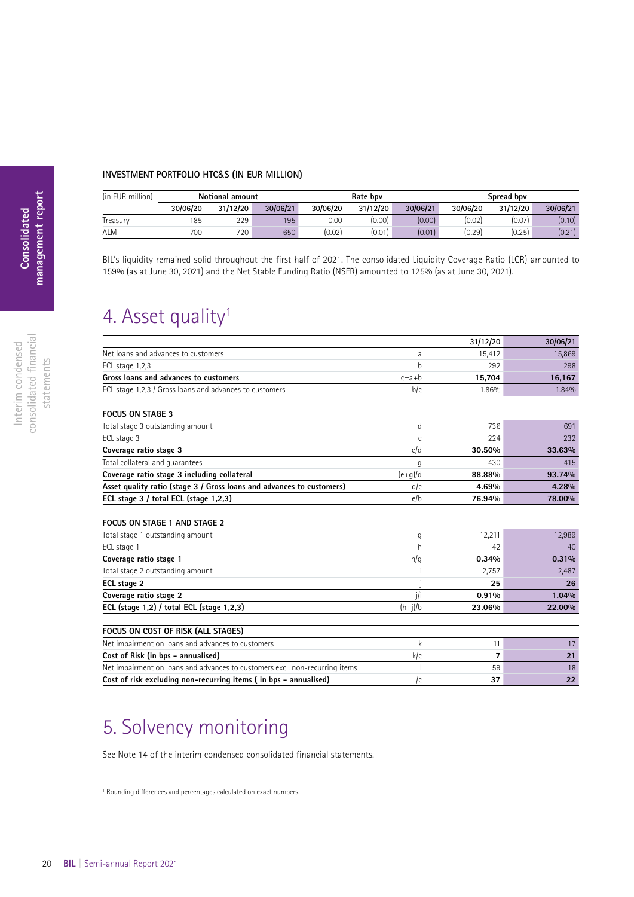#### INVESTMENT PORTFOLIO HTC&S (IN EUR MILLION)

| (in EUR million) | Notional amount | | | Rate bpv | | | Spread bpv | | |
|---|---|---|---|---|---|---|---|---|---|
| | 30/06/20 | 31/12/20 | 30/06/21 | 30/06/20 | 31/12/20 | 30/06/21 | 30/06/20 | 31/12/20 | 30/06/21 |
| Treasury | 185 | 229 | 195 | 0.00 | (0.00) | (0.00) | (0.02) | (0.07) | (0.10) |
| ALM | 700 | 720 | 650 | (0.02) | (0.01) | (0.01) | (0.29) | (0.25) | (0.21) |

BIL's liquidity remained solid throughout the first half of 2021. The consolidated Liquidity Coverage Ratio (LCR) amounted to 159% (as at June 30, 2021) and the Net Stable Funding Ratio (NSFR) amounted to 125% (as at June 30, 2021).

# 4. Asset quality[1]

| | | 31/12/20 | 30/06/21 |
|---|---|---|---|
| Net loans and advances to customers | a | 15,412 | 15,869 |
| ECL stage 1,2,3 | b | 292 | 298 |
| **Gross loans and advances to customers** | c=a+b | **15,704** | **16,167** |
| ECL stage 1,2,3 / Gross loans and advances to customers | b/c | 1.86% | 1.84% |

| **FOCUS ON STAGE 3** | | | |
|---|---|---|---|
| Total stage 3 outstanding amount | d | 736 | 691 |
| ECL stage 3 | e | 224 | 232 |
| **Coverage ratio stage 3** | e/d | **30.50%** | **33.63%** |
| Total collateral and guarantees | g | 430 | 415 |
| **Coverage ratio stage 3 including collateral** | (e+g)/d | **88.88%** | **93.74%** |
| **Asset quality ratio (stage 3 / Gross loans and advances to customers)** | d/c | **4.69%** | **4.28%** |
| **ECL stage 3 / total ECL (stage 1,2,3)** | e/b | **76.94%** | **78.00%** |

| **FOCUS ON STAGE 1 AND STAGE 2** | | | |
|---|---|---|---|
| Total stage 1 outstanding amount | g | 12,211 | 12,989 |
| ECL stage 1 | h | 42 | 40 |
| **Coverage ratio stage 1** | h/g | **0.34%** | **0.31%** |
| Total stage 2 outstanding amount | i | 2,757 | 2,487 |
| **ECL stage 2** | j | **25** | **26** |
| **Coverage ratio stage 2** | j/i | **0.91%** | **1.04%** |
| **ECL (stage 1,2) / total ECL (stage 1,2,3)** | (h+j)/b | **23.06%** | **22.00%** |

| **FOCUS ON COST OF RISK (ALL STAGES)** | | | |
|---|---|---|---|
| Net impairment on loans and advances to customers | k | 11 | 17 |
| **Cost of Risk (in bps - annualised)** | k/c | **7** | **21** |
| Net impairment on loans and advances to customers excl. non-recurring items | l | 59 | 18 |
| **Cost of risk excluding non-recurring items ( in bps - annualised)** | l/c | **37** | **22** |

# 5. Solvency monitoring

See Note 14 of the interim condensed consolidated financial statements.

[1] Rounding differences and percentages calculated on exact numbers.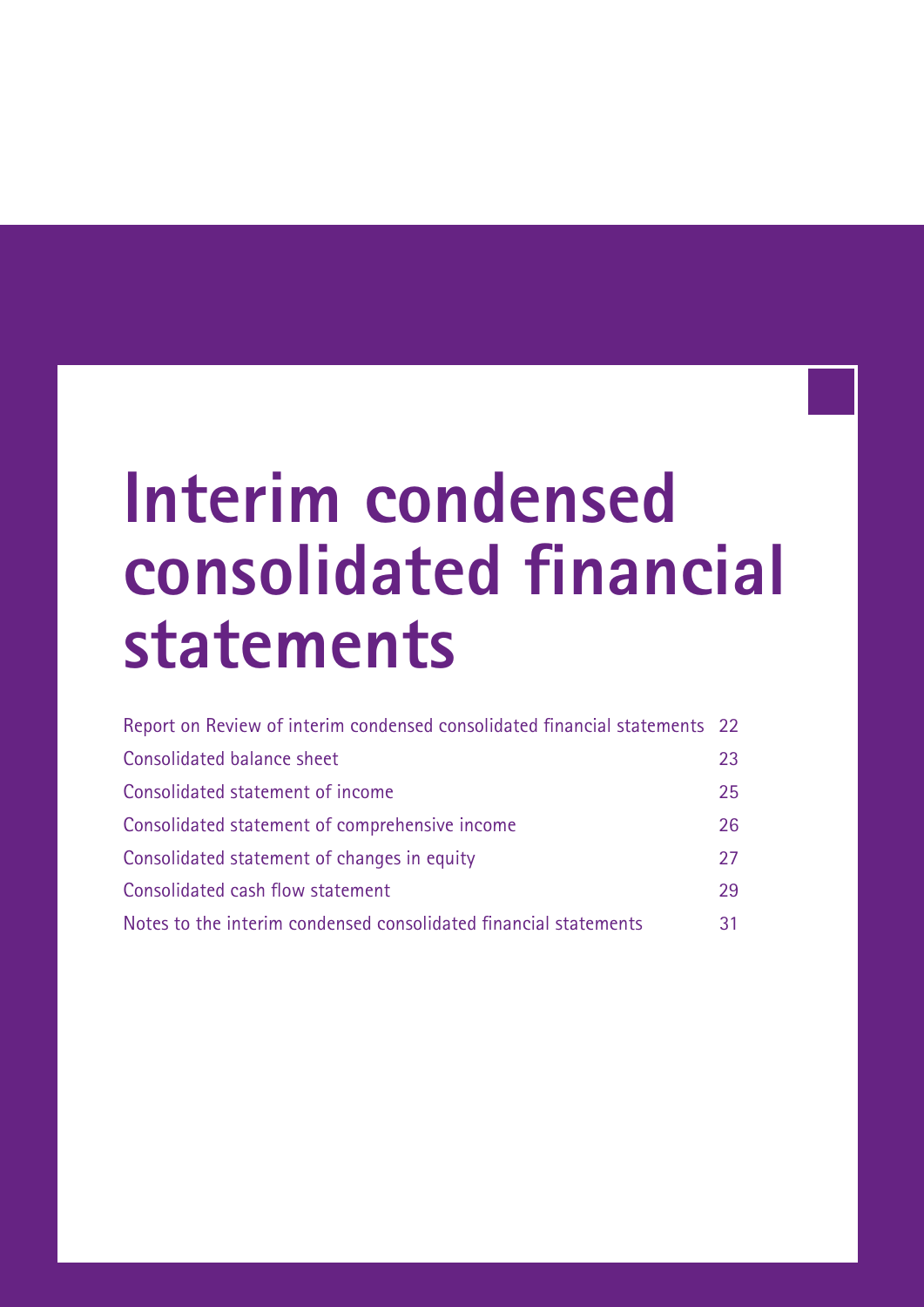# Interim condensed consolidated financial statements

| | |
|---|---|
| Report on Review of interim condensed consolidated financial statements | 22 |
| Consolidated balance sheet | 23 |
| Consolidated statement of income | 25 |
| Consolidated statement of comprehensive income | 26 |
| Consolidated statement of changes in equity | 27 |
| Consolidated cash flow statement | 29 |
| Notes to the interim condensed consolidated financial statements | 31 |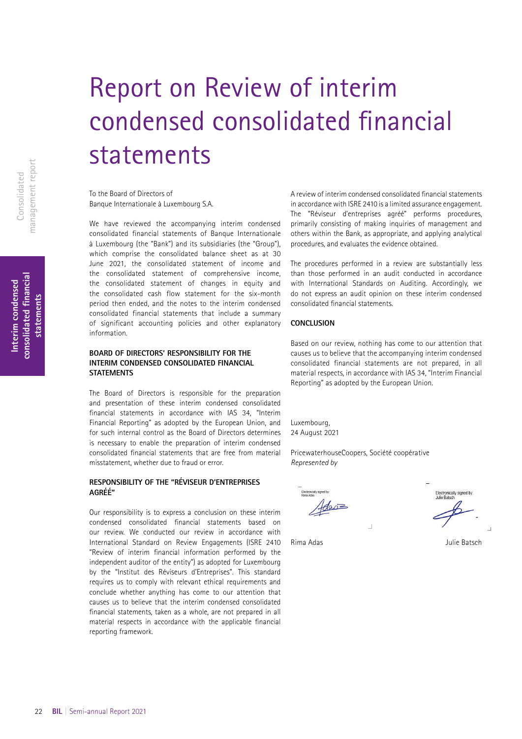# Report on Review of interim condensed consolidated financial statements

To the Board of Directors of
Banque Internationale à Luxembourg S.A.

We have reviewed the accompanying interim condensed consolidated financial statements of Banque Internationale à Luxembourg (the "Bank") and its subsidiaries (the "Group"), which comprise the consolidated balance sheet as at 30 June 2021, the consolidated statement of income and the consolidated statement of comprehensive income, the consolidated statement of changes in equity and the consolidated cash flow statement for the six-month period then ended, and the notes to the interim condensed consolidated financial statements that include a summary of significant accounting policies and other explanatory information.

### BOARD OF DIRECTORS' RESPONSIBILITY FOR THE INTERIM CONDENSED CONSOLIDATED FINANCIAL STATEMENTS

The Board of Directors is responsible for the preparation and presentation of these interim condensed consolidated financial statements in accordance with IAS 34, "Interim Financial Reporting" as adopted by the European Union, and for such internal control as the Board of Directors determines is necessary to enable the preparation of interim condensed consolidated financial statements that are free from material misstatement, whether due to fraud or error.

### RESPONSIBILITY OF THE "RÉVISEUR D'ENTREPRISES AGRÉÉ"

Our responsibility is to express a conclusion on these interim condensed consolidated financial statements based on our review. We conducted our review in accordance with International Standard on Review Engagements (ISRE 2410 "Review of interim financial information performed by the independent auditor of the entity") as adopted for Luxembourg by the "Institut des Réviseurs d'Entreprises". This standard requires us to comply with relevant ethical requirements and conclude whether anything has come to our attention that causes us to believe that the interim condensed consolidated financial statements, taken as a whole, are not prepared in all material respects in accordance with the applicable financial reporting framework.

A review of interim condensed consolidated financial statements in accordance with ISRE 2410 is a limited assurance engagement. The "Réviseur d'entreprises agréé" performs procedures, primarily consisting of making inquiries of management and others within the Bank, as appropriate, and applying analytical procedures, and evaluates the evidence obtained.

The procedures performed in a review are substantially less than those performed in an audit conducted in accordance with International Standards on Auditing. Accordingly, we do not express an audit opinion on these interim condensed consolidated financial statements.

### CONCLUSION

Based on our review, nothing has come to our attention that causes us to believe that the accompanying interim condensed consolidated financial statements are not prepared, in all material respects, in accordance with IAS 34, "Interim Financial Reporting" as adopted by the European Union.

Luxembourg,
24 August 2021

PricewaterhouseCoopers, Société coopérative
*Represented by*

Electronically signed by:
Rima Adas

Electronically signed by:
Julie Batsch

Rima Adas

Julie Batsch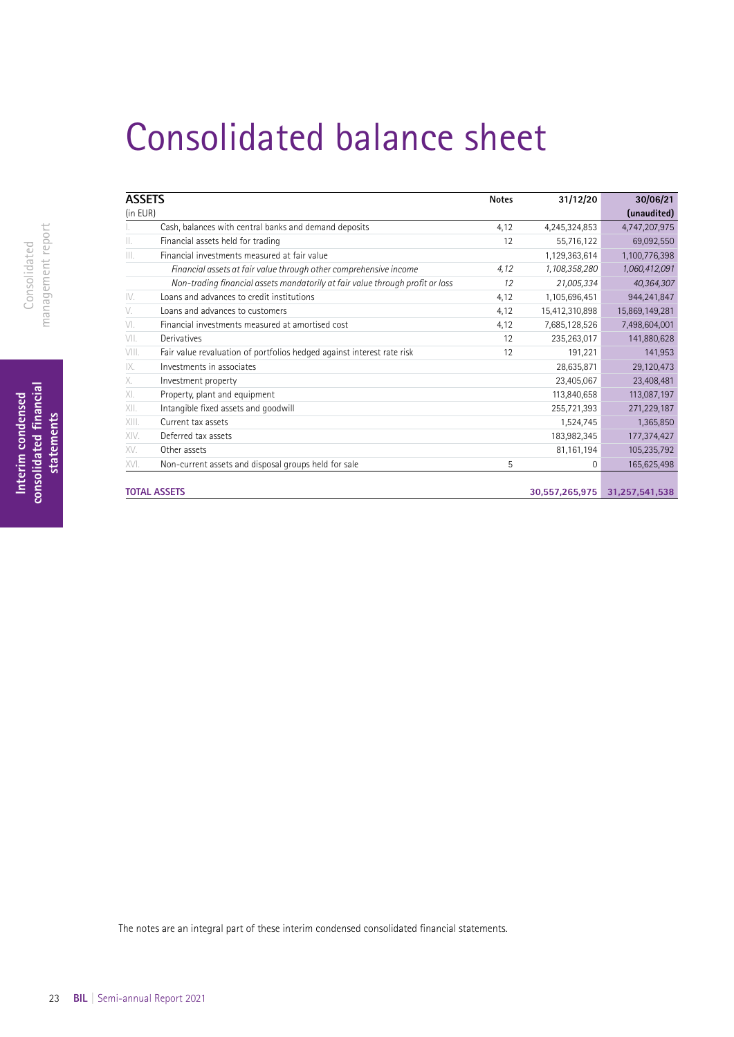# Consolidated balance sheet

| ASSETS (in EUR) | | Notes | 31/12/20 | 30/06/21 (unaudited) |
|---|---|---|---|---|
| I. | Cash, balances with central banks and demand deposits | 4,12 | 4,245,324,853 | 4,747,207,975 |
| II. | Financial assets held for trading | 12 | 55,716,122 | 69,092,550 |
| III. | Financial investments measured at fair value | | 1,129,363,614 | 1,100,776,398 |
| | *Financial assets at fair value through other comprehensive income* | *4,12* | *1,108,358,280* | *1,060,412,091* |
| | *Non-trading financial assets mandatorily at fair value through profit or loss* | *12* | *21,005,334* | *40,364,307* |
| IV. | Loans and advances to credit institutions | 4,12 | 1,105,696,451 | 944,241,847 |
| V. | Loans and advances to customers | 4,12 | 15,412,310,898 | 15,869,149,281 |
| VI. | Financial investments measured at amortised cost | 4,12 | 7,685,128,526 | 7,498,604,001 |
| VII. | Derivatives | 12 | 235,263,017 | 141,880,628 |
| VIII. | Fair value revaluation of portfolios hedged against interest rate risk | 12 | 191,221 | 141,953 |
| IX. | Investments in associates | | 28,635,871 | 29,120,473 |
| X. | Investment property | | 23,405,067 | 23,408,481 |
| XI. | Property, plant and equipment | | 113,840,658 | 113,087,197 |
| XII. | Intangible fixed assets and goodwill | | 255,721,393 | 271,229,187 |
| XIII. | Current tax assets | | 1,524,745 | 1,365,850 |
| XIV. | Deferred tax assets | | 183,982,345 | 177,374,427 |
| XV. | Other assets | | 81,161,194 | 105,235,792 |
| XVI. | Non-current assets and disposal groups held for sale | 5 | 0 | 165,625,498 |
| **TOTAL ASSETS** | | | **30,557,265,975** | **31,257,541,538** |

The notes are an integral part of these interim condensed consolidated financial statements.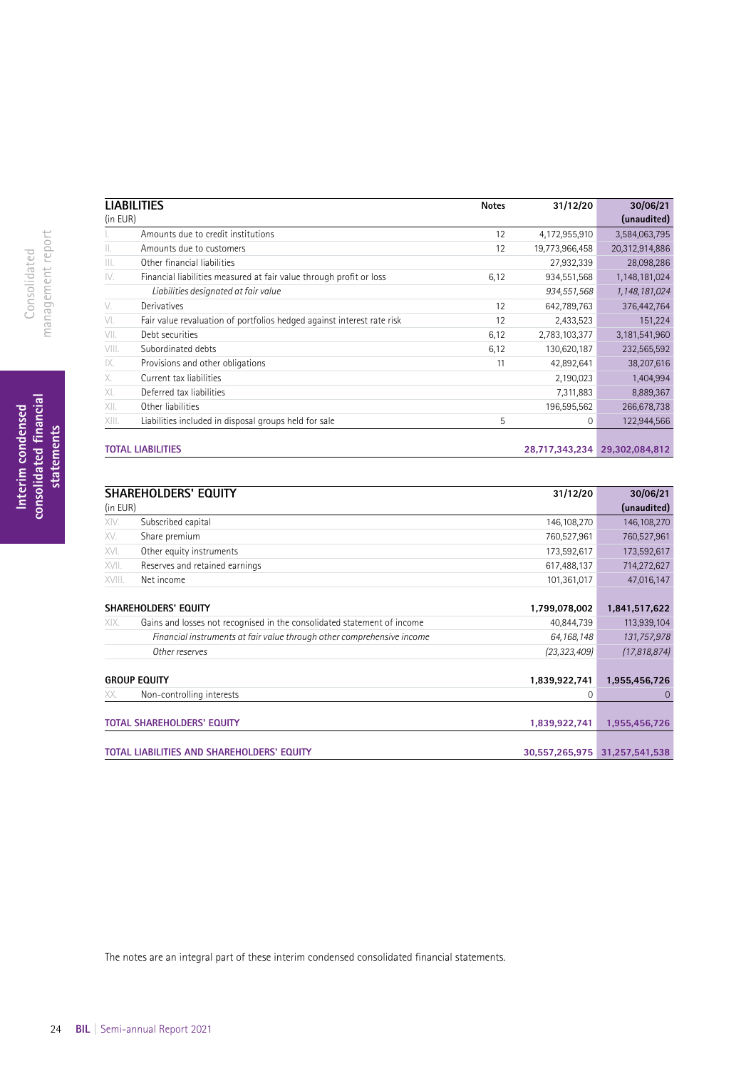| **LIABILITIES** (in EUR) | | Notes | 31/12/20 | 30/06/21 (unaudited) |
|---|---|---|---|---|
| I. | Amounts due to credit institutions | 12 | 4,172,955,910 | 3,584,063,795 |
| II. | Amounts due to customers | 12 | 19,773,966,458 | 20,312,914,886 |
| III. | Other financial liabilities | | 27,932,339 | 28,098,286 |
| IV. | Financial liabilities measured at fair value through profit or loss | 6,12 | 934,551,568 | 1,148,181,024 |
| | *Liabilities designated at fair value* | | *934,551,568* | *1,148,181,024* |
| V. | Derivatives | 12 | 642,789,763 | 376,442,764 |
| VI. | Fair value revaluation of portfolios hedged against interest rate risk | 12 | 2,433,523 | 151,224 |
| VII. | Debt securities | 6,12 | 2,783,103,377 | 3,181,541,960 |
| VIII. | Subordinated debts | 6,12 | 130,620,187 | 232,565,592 |
| IX. | Provisions and other obligations | 11 | 42,892,641 | 38,207,616 |
| X. | Current tax liabilities | | 2,190,023 | 1,404,994 |
| XI. | Deferred tax liabilities | | 7,311,883 | 8,889,367 |
| XII. | Other liabilities | | 196,595,562 | 266,678,738 |
| XIII. | Liabilities included in disposal groups held for sale | 5 | 0 | 122,944,566 |
| **TOTAL LIABILITIES** | | | **28,717,343,234** | **29,302,084,812** |

| **SHAREHOLDERS' EQUITY** (in EUR) | | 31/12/20 | 30/06/21 (unaudited) |
|---|---|---|---|
| XIV. | Subscribed capital | 146,108,270 | 146,108,270 |
| XV. | Share premium | 760,527,961 | 760,527,961 |
| XVI. | Other equity instruments | 173,592,617 | 173,592,617 |
| XVII. | Reserves and retained earnings | 617,488,137 | 714,272,627 |
| XVIII. | Net income | 101,361,017 | 47,016,147 |
| **SHAREHOLDERS' EQUITY** | | **1,799,078,002** | **1,841,517,622** |
| XIX. | Gains and losses not recognised in the consolidated statement of income | 40,844,739 | 113,939,104 |
| | *Financial instruments at fair value through other comprehensive income* | *64,168,148* | *131,757,978* |
| | *Other reserves* | *(23,323,409)* | *(17,818,874)* |
| **GROUP EQUITY** | | **1,839,922,741** | **1,955,456,726** |
| XX. | Non-controlling interests | 0 | 0 |
| **TOTAL SHAREHOLDERS' EQUITY** | | **1,839,922,741** | **1,955,456,726** |
| **TOTAL LIABILITIES AND SHAREHOLDERS' EQUITY** | | **30,557,265,975** | **31,257,541,538** |

The notes are an integral part of these interim condensed consolidated financial statements.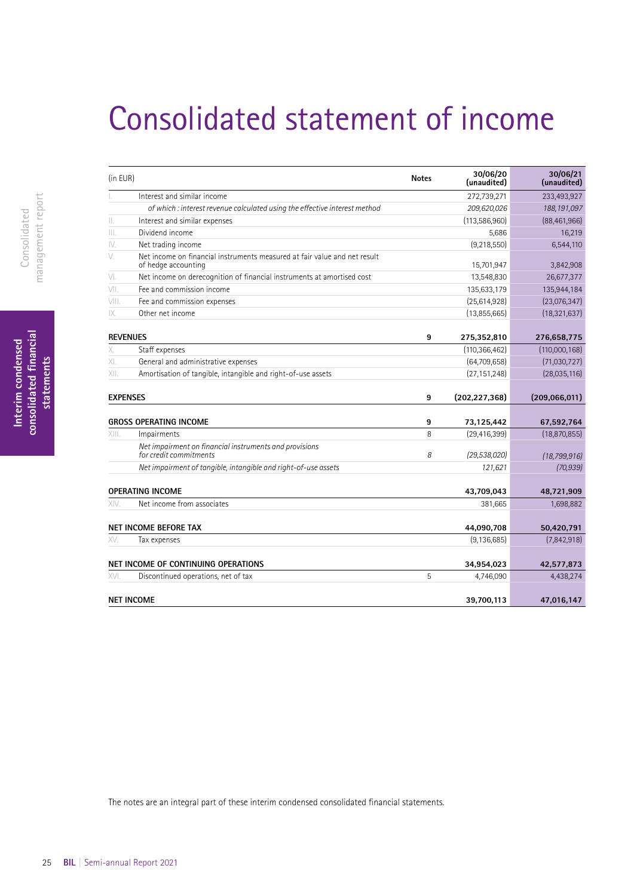# Consolidated statement of income

| (in EUR) | | Notes | 30/06/20 (unaudited) | 30/06/21 (unaudited) |
|---|---|---|---|---|
| I. | Interest and similar income | | 272,739,271 | 233,493,927 |
| | *of which : interest revenue calculated using the effective interest method* | | *209,620,026* | *188,191,097* |
| II. | Interest and similar expenses | | (113,586,960) | (88,461,966) |
| III. | Dividend income | | 5,686 | 16,219 |
| IV. | Net trading income | | (9,218,550) | 6,544,110 |
| V. | Net income on financial instruments measured at fair value and net result of hedge accounting | | 15,701,947 | 3,842,908 |
| VI. | Net income on derecognition of financial instruments at amortised cost | | 13,548,830 | 26,677,377 |
| VII. | Fee and commission income | | 135,633,179 | 135,944,184 |
| VIII. | Fee and commission expenses | | (25,614,928) | (23,076,347) |
| IX. | Other net income | | (13,855,665) | (18,321,637) |
| **REVENUES** | | **9** | **275,352,810** | **276,658,775** |
| X. | Staff expenses | | (110,366,462) | (110,000,168) |
| XI. | General and administrative expenses | | (64,709,658) | (71,030,727) |
| XII. | Amortisation of tangible, intangible and right-of-use assets | | (27,151,248) | (28,035,116) |
| **EXPENSES** | | **9** | **(202,227,368)** | **(209,066,011)** |
| **GROSS OPERATING INCOME** | | **9** | **73,125,442** | **67,592,764** |
| XIII. | Impairments | 8 | (29,416,399) | (18,870,855) |
| | *Net impairment on financial instruments and provisions for credit commitments* | *8* | *(29,538,020)* | *(18,799,916)* |
| | *Net impairment of tangible, intangible and right-of-use assets* | | *121,621* | *(70,939)* |
| **OPERATING INCOME** | | | **43,709,043** | **48,721,909** |
| XIV. | Net income from associates | | 381,665 | 1,698,882 |
| **NET INCOME BEFORE TAX** | | | **44,090,708** | **50,420,791** |
| XV. | Tax expenses | | (9,136,685) | (7,842,918) |
| **NET INCOME OF CONTINUING OPERATIONS** | | | **34,954,023** | **42,577,873** |
| XVI. | Discontinued operations, net of tax | 5 | 4,746,090 | 4,438,274 |
| **NET INCOME** | | | **39,700,113** | **47,016,147** |

The notes are an integral part of these interim condensed consolidated financial statements.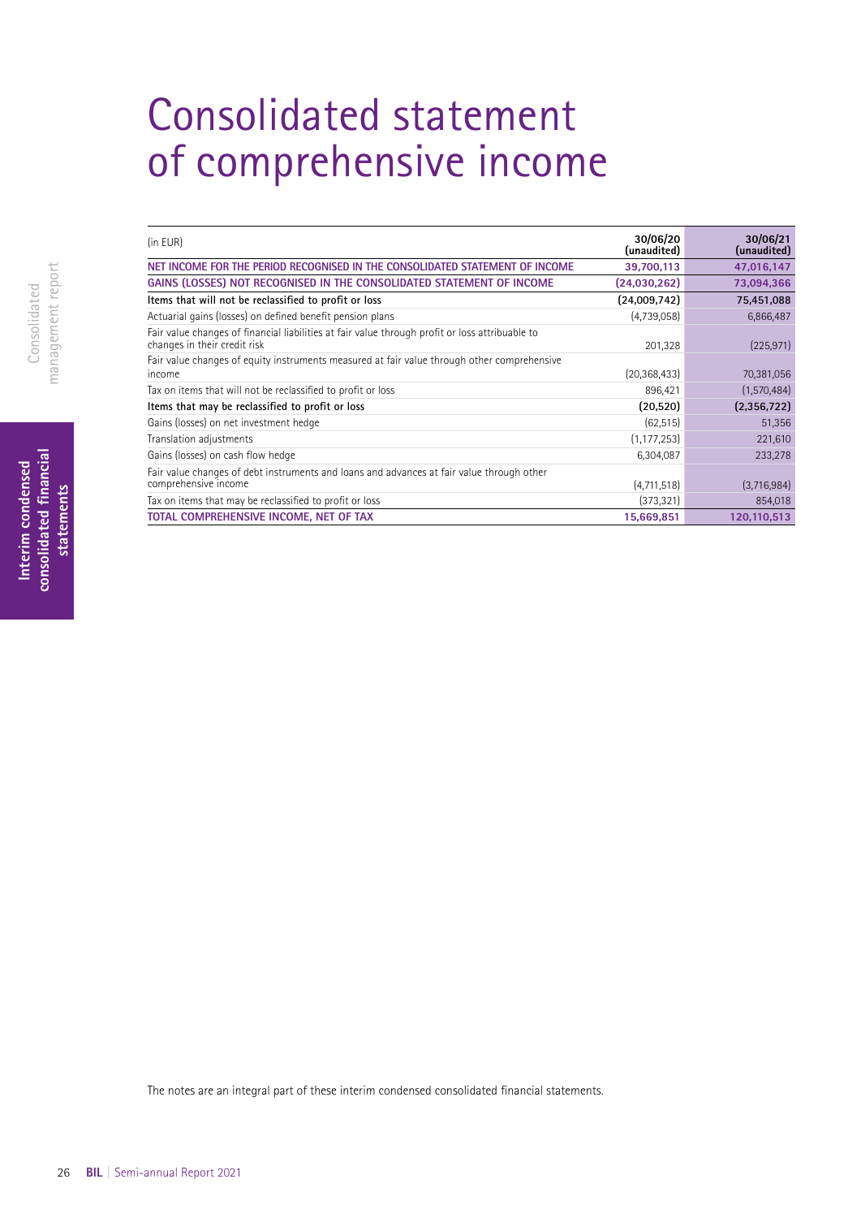# Consolidated statement of comprehensive income

| (in EUR) | 30/06/20 (unaudited) | 30/06/21 (unaudited) |
|---|---|---|
| **NET INCOME FOR THE PERIOD RECOGNISED IN THE CONSOLIDATED STATEMENT OF INCOME** | **39,700,113** | **47,016,147** |
| **GAINS (LOSSES) NOT RECOGNISED IN THE CONSOLIDATED STATEMENT OF INCOME** | **(24,030,262)** | **73,094,366** |
| **Items that will not be reclassified to profit or loss** | **(24,009,742)** | **75,451,088** |
| Actuarial gains (losses) on defined benefit pension plans | (4,739,058) | 6,866,487 |
| Fair value changes of financial liabilities at fair value through profit or loss attribuable to changes in their credit risk | 201,328 | (225,971) |
| Fair value changes of equity instruments measured at fair value through other comprehensive income | (20,368,433) | 70,381,056 |
| Tax on items that will not be reclassified to profit or loss | 896,421 | (1,570,484) |
| **Items that may be reclassified to profit or loss** | **(20,520)** | **(2,356,722)** |
| Gains (losses) on net investment hedge | (62,515) | 51,356 |
| Translation adjustments | (1,177,253) | 221,610 |
| Gains (losses) on cash flow hedge | 6,304,087 | 233,278 |
| Fair value changes of debt instruments and loans and advances at fair value through other comprehensive income | (4,711,518) | (3,716,984) |
| Tax on items that may be reclassified to profit or loss | (373,321) | 854,018 |
| **TOTAL COMPREHENSIVE INCOME, NET OF TAX** | **15,669,851** | **120,110,513** |

The notes are an integral part of these interim condensed consolidated financial statements.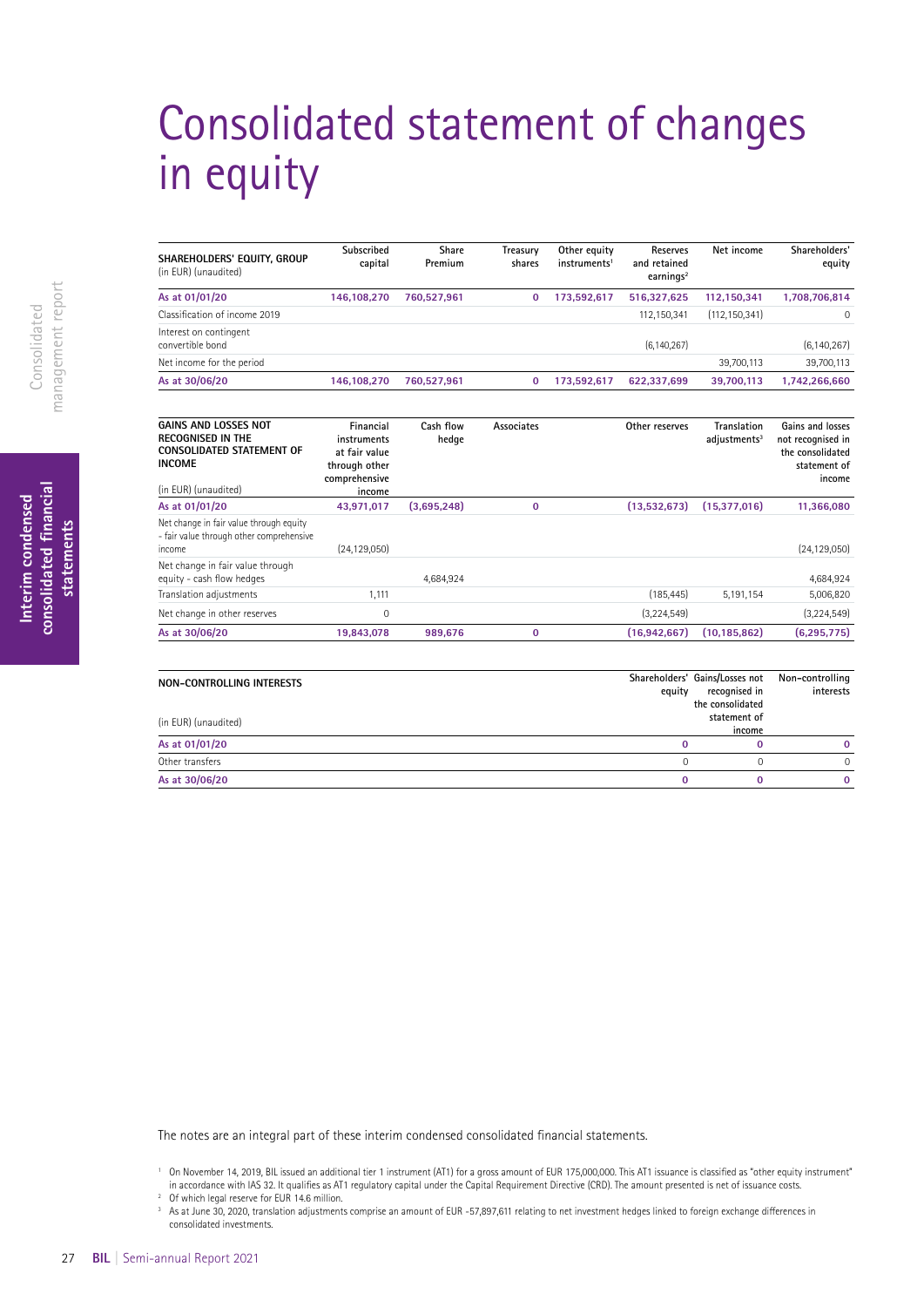# Consolidated statement of changes in equity

| SHAREHOLDERS' EQUITY, GROUP (in EUR) (unaudited) | Subscribed capital | Share Premium | Treasury shares | Other equity instruments[1] | Reserves and retained earnings[2] | Net income | Shareholders' equity |
|---|---|---|---|---|---|---|---|
| **As at 01/01/20** | **146,108,270** | **760,527,961** | **0** | **173,592,617** | **516,327,625** | **112,150,341** | **1,708,706,814** |
| Classification of income 2019 | | | | | 112,150,341 | (112,150,341) | 0 |
| Interest on contingent convertible bond | | | | | (6,140,267) | | (6,140,267) |
| Net income for the period | | | | | | 39,700,113 | 39,700,113 |
| **As at 30/06/20** | **146,108,270** | **760,527,961** | **0** | **173,592,617** | **622,337,699** | **39,700,113** | **1,742,266,660** |

| GAINS AND LOSSES NOT RECOGNISED IN THE CONSOLIDATED STATEMENT OF INCOME (in EUR) (unaudited) | Financial instruments at fair value through other comprehensive income | Cash flow hedge | Associates | Other reserves | Translation adjustments[3] | Gains and losses not recognised in the consolidated statement of income |
|---|---|---|---|---|---|---|
| **As at 01/01/20** | **43,971,017** | **(3,695,248)** | **0** | **(13,532,673)** | **(15,377,016)** | **11,366,080** |
| Net change in fair value through equity - fair value through other comprehensive income | (24,129,050) | | | | | (24,129,050) |
| Net change in fair value through equity - cash flow hedges | | 4,684,924 | | | | 4,684,924 |
| Translation adjustments | 1,111 | | | (185,445) | 5,191,154 | 5,006,820 |
| Net change in other reserves | 0 | | | (3,224,549) | | (3,224,549) |
| **As at 30/06/20** | **19,843,078** | **989,676** | **0** | **(16,942,667)** | **(10,185,862)** | **(6,295,775)** |

| NON-CONTROLLING INTERESTS (in EUR) (unaudited) | Shareholders' equity | Gains/Losses not recognised in the consolidated statement of income | Non-controlling interests |
|---|---|---|---|
| **As at 01/01/20** | **0** | **0** | **0** |
| Other transfers | 0 | 0 | 0 |
| **As at 30/06/20** | **0** | **0** | **0** |

The notes are an integral part of these interim condensed consolidated financial statements.

[1] On November 14, 2019, BIL issued an additional tier 1 instrument (AT1) for a gross amount of EUR 175,000,000. This AT1 issuance is classified as "other equity instrument" in accordance with IAS 32. It qualifies as AT1 regulatory capital under the Capital Requirement Directive (CRD). The amount presented is net of issuance costs.

[2] Of which legal reserve for EUR 14.6 million.

[3] As at June 30, 2020, translation adjustments comprise an amount of EUR -57,897,611 relating to net investment hedges linked to foreign exchange differences in consolidated investments.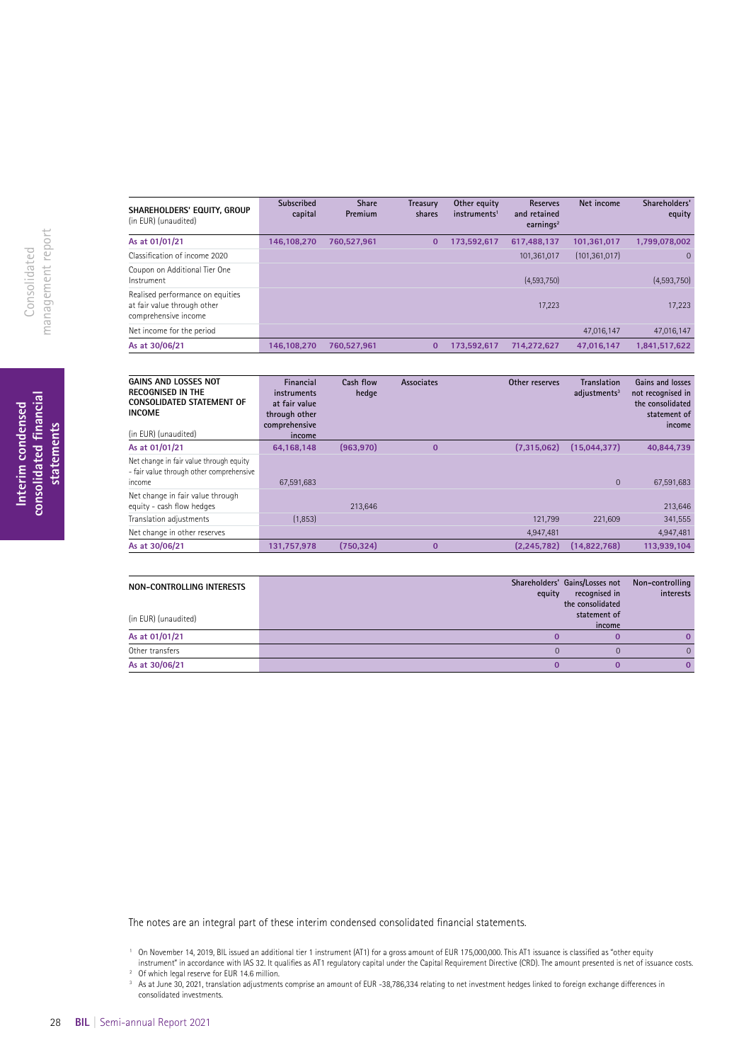| SHAREHOLDERS' EQUITY, GROUP (in EUR) (unaudited) | Subscribed capital | Share Premium | Treasury shares | Other equity instruments[1] | Reserves and retained earnings[2] | Net income | Shareholders' equity |
|---|---|---|---|---|---|---|---|
| **As at 01/01/21** | **146,108,270** | **760,527,961** | **0** | **173,592,617** | **617,488,137** | **101,361,017** | **1,799,078,002** |
| Classification of income 2020 | | | | | 101,361,017 | (101,361,017) | 0 |
| Coupon on Additional Tier One Instrument | | | | | (4,593,750) | | (4,593,750) |
| Realised performance on equities at fair value through other comprehensive income | | | | | 17,223 | | 17,223 |
| Net income for the period | | | | | | 47,016,147 | 47,016,147 |
| **As at 30/06/21** | **146,108,270** | **760,527,961** | **0** | **173,592,617** | **714,272,627** | **47,016,147** | **1,841,517,622** |

| GAINS AND LOSSES NOT RECOGNISED IN THE CONSOLIDATED STATEMENT OF INCOME (in EUR) (unaudited) | Financial instruments at fair value through other comprehensive income | Cash flow hedge | Associates | Other reserves | Translation adjustments[3] | Gains and losses not recognised in the consolidated statement of income |
|---|---|---|---|---|---|---|
| **As at 01/01/21** | **64,168,148** | **(963,970)** | **0** | **(7,315,062)** | **(15,044,377)** | **40,844,739** |
| Net change in fair value through equity - fair value through other comprehensive income | 67,591,683 | | | | 0 | 67,591,683 |
| Net change in fair value through equity - cash flow hedges | | 213,646 | | | | 213,646 |
| Translation adjustments | (1,853) | | | 121,799 | 221,609 | 341,555 |
| Net change in other reserves | | | | 4,947,481 | | 4,947,481 |
| **As at 30/06/21** | **131,757,978** | **(750,324)** | **0** | **(2,245,782)** | **(14,822,768)** | **113,939,104** |

| NON-CONTROLLING INTERESTS (in EUR) (unaudited) | Shareholders' equity | Gains/Losses not recognised in the consolidated statement of income | Non-controlling interests |
|---|---|---|---|
| **As at 01/01/21** | **0** | **0** | **0** |
| Other transfers | 0 | 0 | 0 |
| **As at 30/06/21** | **0** | **0** | **0** |

The notes are an integral part of these interim condensed consolidated financial statements.

[1] On November 14, 2019, BIL issued an additional tier 1 instrument (AT1) for a gross amount of EUR 175,000,000. This AT1 issuance is classified as "other equity instrument" in accordance with IAS 32. It qualifies as AT1 regulatory capital under the Capital Requirement Directive (CRD). The amount presented is net of issuance costs.

[2] Of which legal reserve for EUR 14.6 million.

[3] As at June 30, 2021, translation adjustments comprise an amount of EUR -38,786,334 relating to net investment hedges linked to foreign exchange differences in consolidated investments.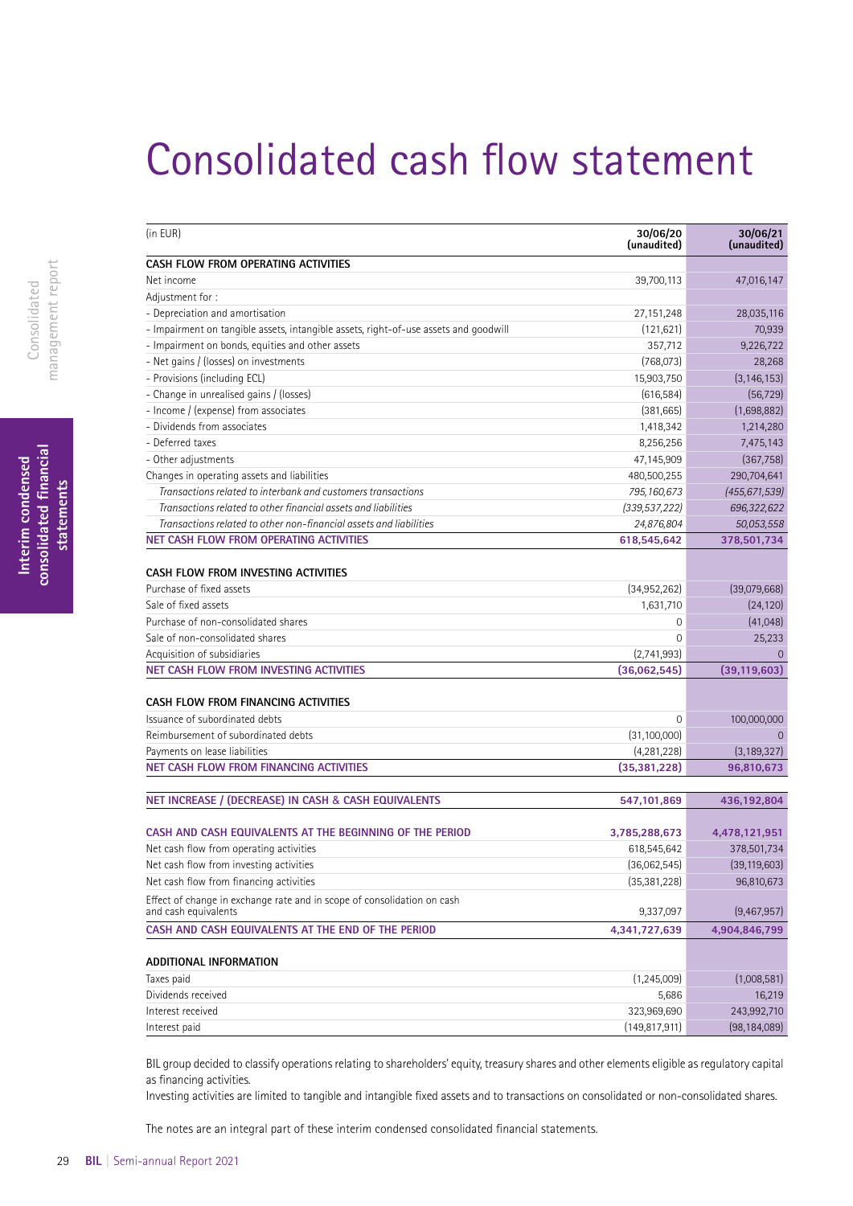# Consolidated cash flow statement

| (in EUR) | 30/06/20 (unaudited) | 30/06/21 (unaudited) |
|---|---|---|
| **CASH FLOW FROM OPERATING ACTIVITIES** | | |
| Net income | 39,700,113 | 47,016,147 |
| Adjustment for : | | |
| - Depreciation and amortisation | 27,151,248 | 28,035,116 |
| - Impairment on tangible assets, intangible assets, right-of-use assets and goodwill | (121,621) | 70,939 |
| - Impairment on bonds, equities and other assets | 357,712 | 9,226,722 |
| - Net gains / (losses) on investments | (768,073) | 28,268 |
| - Provisions (including ECL) | 15,903,750 | (3,146,153) |
| - Change in unrealised gains / (losses) | (616,584) | (56,729) |
| - Income / (expense) from associates | (381,665) | (1,698,882) |
| - Dividends from associates | 1,418,342 | 1,214,280 |
| - Deferred taxes | 8,256,256 | 7,475,143 |
| - Other adjustments | 47,145,909 | (367,758) |
| Changes in operating assets and liabilities | 480,500,255 | 290,704,641 |
| *Transactions related to interbank and customers transactions* | *795,160,673* | *(455,671,539)* |
| *Transactions related to other financial assets and liabilities* | *(339,537,222)* | *696,322,622* |
| *Transactions related to other non-financial assets and liabilities* | *24,876,804* | *50,053,558* |
| **NET CASH FLOW FROM OPERATING ACTIVITIES** | **618,545,642** | **378,501,734** |
| | | |
| **CASH FLOW FROM INVESTING ACTIVITIES** | | |
| Purchase of fixed assets | (34,952,262) | (39,079,668) |
| Sale of fixed assets | 1,631,710 | (24,120) |
| Purchase of non-consolidated shares | 0 | (41,048) |
| Sale of non-consolidated shares | 0 | 25,233 |
| Acquisition of subsidiaries | (2,741,993) | 0 |
| **NET CASH FLOW FROM INVESTING ACTIVITIES** | **(36,062,545)** | **(39,119,603)** |
| | | |
| **CASH FLOW FROM FINANCING ACTIVITIES** | | |
| Issuance of subordinated debts | 0 | 100,000,000 |
| Reimbursement of subordinated debts | (31,100,000) | 0 |
| Payments on lease liabilities | (4,281,228) | (3,189,327) |
| **NET CASH FLOW FROM FINANCING ACTIVITIES** | **(35,381,228)** | **96,810,673** |
| | | |
| **NET INCREASE / (DECREASE) IN CASH & CASH EQUIVALENTS** | **547,101,869** | **436,192,804** |
| | | |
| **CASH AND CASH EQUIVALENTS AT THE BEGINNING OF THE PERIOD** | **3,785,288,673** | **4,478,121,951** |
| Net cash flow from operating activities | 618,545,642 | 378,501,734 |
| Net cash flow from investing activities | (36,062,545) | (39,119,603) |
| Net cash flow from financing activities | (35,381,228) | 96,810,673 |
| Effect of change in exchange rate and in scope of consolidation on cash and cash equivalents | 9,337,097 | (9,467,957) |
| **CASH AND CASH EQUIVALENTS AT THE END OF THE PERIOD** | **4,341,727,639** | **4,904,846,799** |
| | | |
| **ADDITIONAL INFORMATION** | | |
| Taxes paid | (1,245,009) | (1,008,581) |
| Dividends received | 5,686 | 16,219 |
| Interest received | 323,969,690 | 243,992,710 |
| Interest paid | (149,817,911) | (98,184,089) |

BIL group decided to classify operations relating to shareholders' equity, treasury shares and other elements eligible as regulatory capital as financing activities.
Investing activities are limited to tangible and intangible fixed assets and to transactions on consolidated or non-consolidated shares.

The notes are an integral part of these interim condensed consolidated financial statements.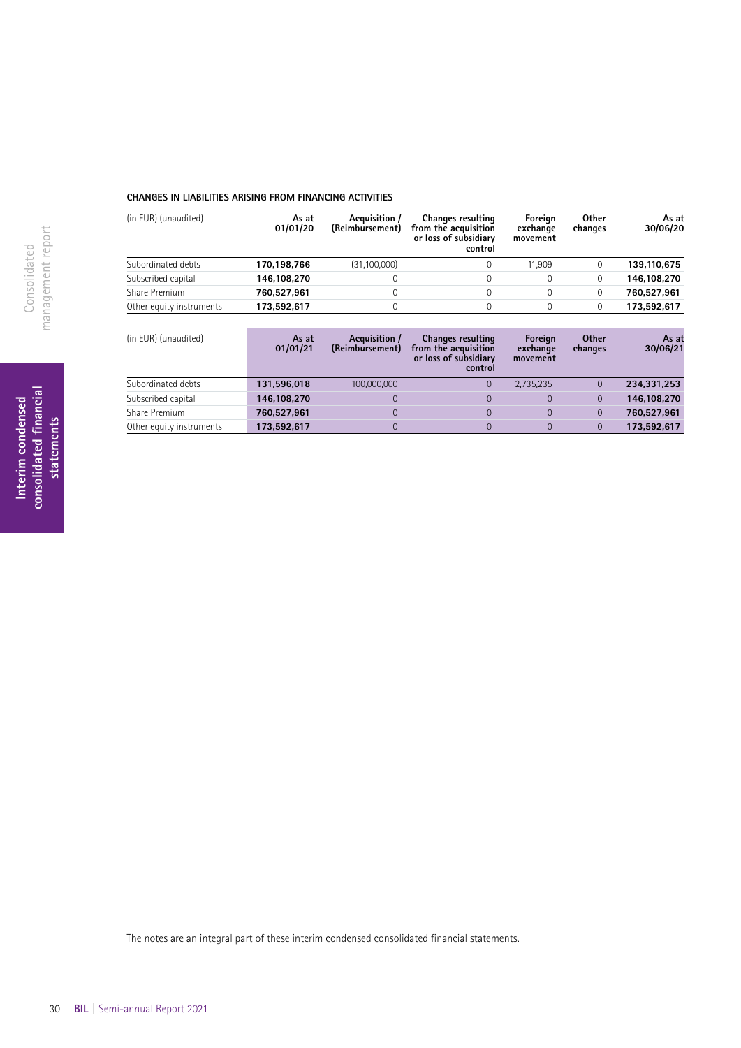**CHANGES IN LIABILITIES ARISING FROM FINANCING ACTIVITIES**

| (in EUR) (unaudited) | As at 01/01/20 | Acquisition / (Reimbursement) | Changes resulting from the acquisition or loss of subsidiary control | Foreign exchange movement | Other changes | As at 30/06/20 |
|---|---|---|---|---|---|---|
| Subordinated debts | **170,198,766** | (31,100,000) | 0 | 11,909 | 0 | **139,110,675** |
| Subscribed capital | **146,108,270** | 0 | 0 | 0 | 0 | **146,108,270** |
| Share Premium | **760,527,961** | 0 | 0 | 0 | 0 | **760,527,961** |
| Other equity instruments | **173,592,617** | 0 | 0 | 0 | 0 | **173,592,617** |

| (in EUR) (unaudited) | As at 01/01/21 | Acquisition / (Reimbursement) | Changes resulting from the acquisition or loss of subsidiary control | Foreign exchange movement | Other changes | As at 30/06/21 |
|---|---|---|---|---|---|---|
| Subordinated debts | **131,596,018** | 100,000,000 | 0 | 2,735,235 | 0 | **234,331,253** |
| Subscribed capital | **146,108,270** | 0 | 0 | 0 | 0 | **146,108,270** |
| Share Premium | **760,527,961** | 0 | 0 | 0 | 0 | **760,527,961** |
| Other equity instruments | **173,592,617** | 0 | 0 | 0 | 0 | **173,592,617** |

The notes are an integral part of these interim condensed consolidated financial statements.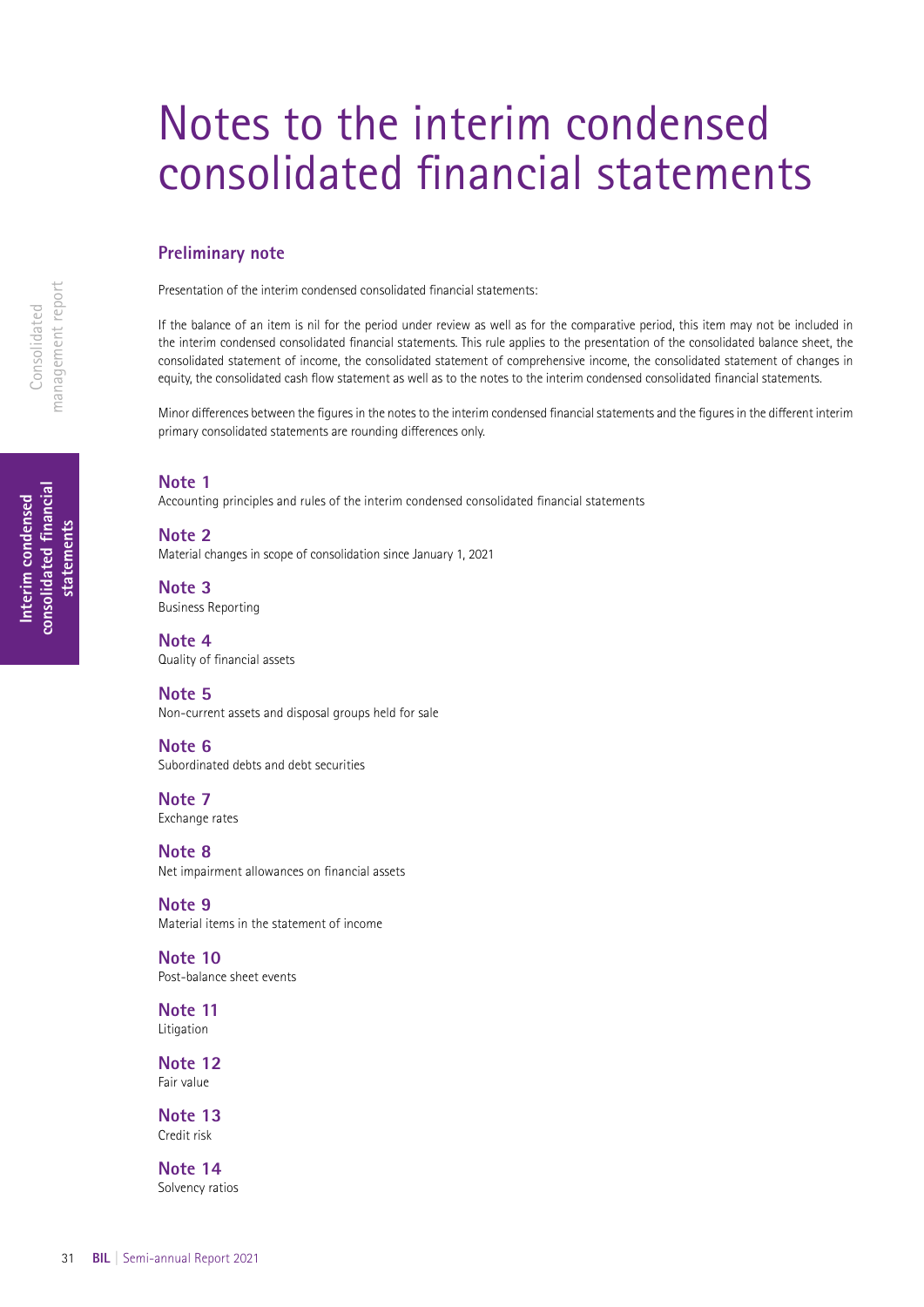# Notes to the interim condensed consolidated financial statements

## Preliminary note

Presentation of the interim condensed consolidated financial statements:

If the balance of an item is nil for the period under review as well as for the comparative period, this item may not be included in the interim condensed consolidated financial statements. This rule applies to the presentation of the consolidated balance sheet, the consolidated statement of income, the consolidated statement of comprehensive income, the consolidated statement of changes in equity, the consolidated cash flow statement as well as to the notes to the interim condensed consolidated financial statements.

Minor differences between the figures in the notes to the interim condensed financial statements and the figures in the different interim primary consolidated statements are rounding differences only.

**Note 1**
Accounting principles and rules of the interim condensed consolidated financial statements

**Note 2**
Material changes in scope of consolidation since January 1, 2021

**Note 3**
Business Reporting

**Note 4**
Quality of financial assets

**Note 5**
Non-current assets and disposal groups held for sale

**Note 6**
Subordinated debts and debt securities

**Note 7**
Exchange rates

**Note 8**
Net impairment allowances on financial assets

**Note 9**
Material items in the statement of income

**Note 10**
Post-balance sheet events

**Note 11**
Litigation

**Note 12**
Fair value

**Note 13**
Credit risk

**Note 14**
Solvency ratios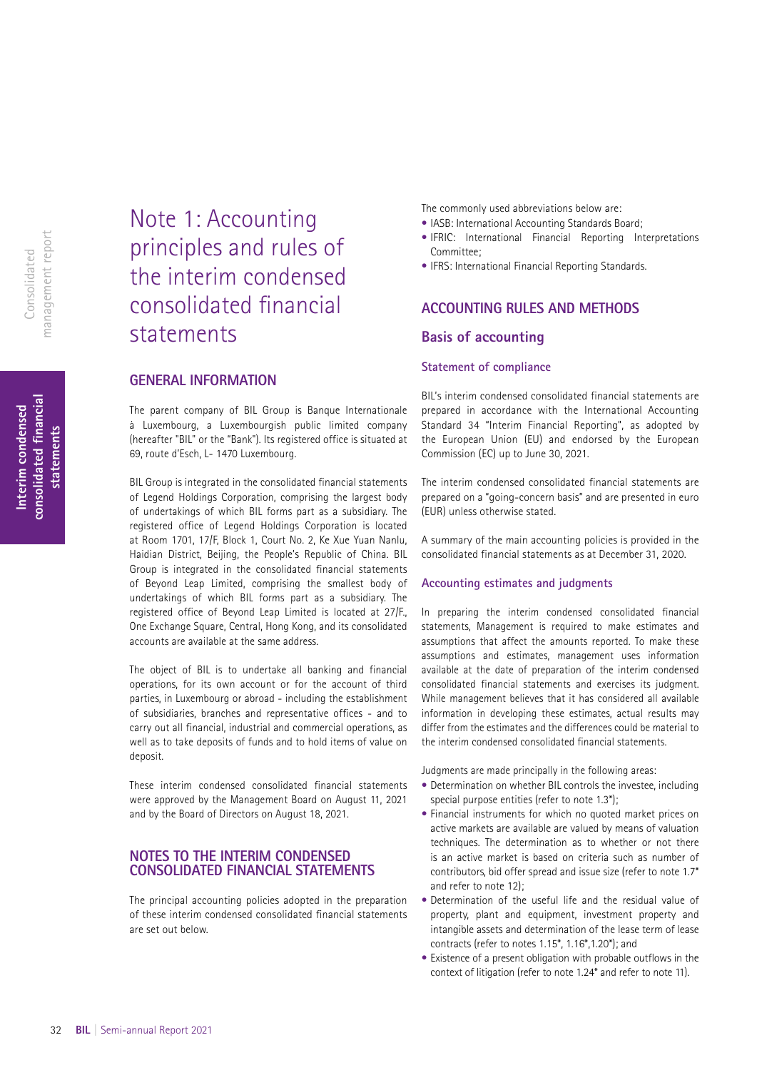# Note 1: Accounting principles and rules of the interim condensed consolidated financial statements

## GENERAL INFORMATION

The parent company of BIL Group is Banque Internationale à Luxembourg, a Luxembourgish public limited company (hereafter "BIL" or the "Bank"). Its registered office is situated at 69, route d'Esch, L- 1470 Luxembourg.

BIL Group is integrated in the consolidated financial statements of Legend Holdings Corporation, comprising the largest body of undertakings of which BIL forms part as a subsidiary. The registered office of Legend Holdings Corporation is located at Room 1701, 17/F, Block 1, Court No. 2, Ke Xue Yuan Nanlu, Haidian District, Beijing, the People's Republic of China. BIL Group is integrated in the consolidated financial statements of Beyond Leap Limited, comprising the smallest body of undertakings of which BIL forms part as a subsidiary. The registered office of Beyond Leap Limited is located at 27/F., One Exchange Square, Central, Hong Kong, and its consolidated accounts are available at the same address.

The object of BIL is to undertake all banking and financial operations, for its own account or for the account of third parties, in Luxembourg or abroad - including the establishment of subsidiaries, branches and representative offices - and to carry out all financial, industrial and commercial operations, as well as to take deposits of funds and to hold items of value on deposit.

These interim condensed consolidated financial statements were approved by the Management Board on August 11, 2021 and by the Board of Directors on August 18, 2021.

## NOTES TO THE INTERIM CONDENSED CONSOLIDATED FINANCIAL STATEMENTS

The principal accounting policies adopted in the preparation of these interim condensed consolidated financial statements are set out below.

The commonly used abbreviations below are:

- IASB: International Accounting Standards Board;
- IFRIC: International Financial Reporting Interpretations Committee;
- IFRS: International Financial Reporting Standards.

## ACCOUNTING RULES AND METHODS

### Basis of accounting

#### Statement of compliance

BIL's interim condensed consolidated financial statements are prepared in accordance with the International Accounting Standard 34 "Interim Financial Reporting", as adopted by the European Union (EU) and endorsed by the European Commission (EC) up to June 30, 2021.

The interim condensed consolidated financial statements are prepared on a "going-concern basis" and are presented in euro (EUR) unless otherwise stated.

A summary of the main accounting policies is provided in the consolidated financial statements as at December 31, 2020.

#### Accounting estimates and judgments

In preparing the interim condensed consolidated financial statements, Management is required to make estimates and assumptions that affect the amounts reported. To make these assumptions and estimates, management uses information available at the date of preparation of the interim condensed consolidated financial statements and exercises its judgment. While management believes that it has considered all available information in developing these estimates, actual results may differ from the estimates and the differences could be material to the interim condensed consolidated financial statements.

Judgments are made principally in the following areas:

- Determination on whether BIL controls the investee, including special purpose entities (refer to note 1.3*);
- Financial instruments for which no quoted market prices on active markets are available are valued by means of valuation techniques. The determination as to whether or not there is an active market is based on criteria such as number of contributors, bid offer spread and issue size (refer to note 1.7* and refer to note 12);
- Determination of the useful life and the residual value of property, plant and equipment, investment property and intangible assets and determination of the lease term of lease contracts (refer to notes 1.15*, 1.16*,1.20*); and
- Existence of a present obligation with probable outflows in the context of litigation (refer to note 1.24* and refer to note 11).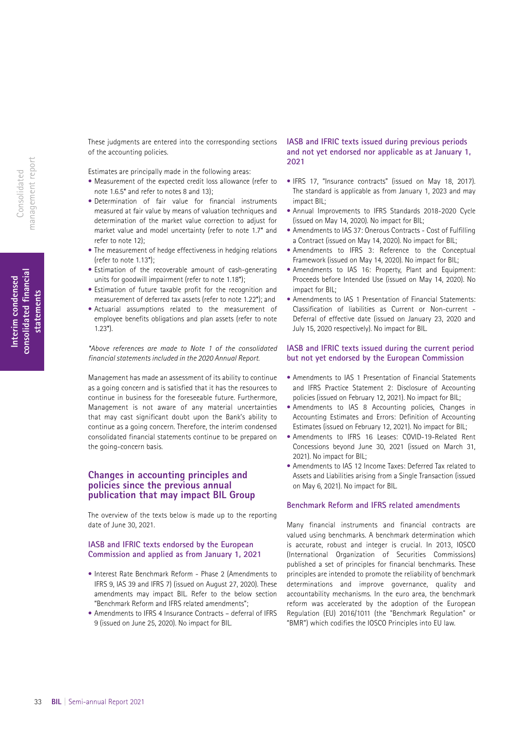These judgments are entered into the corresponding sections of the accounting policies.

Estimates are principally made in the following areas:

- Measurement of the expected credit loss allowance (refer to note 1.6.5* and refer to notes 8 and 13);
- Determination of fair value for financial instruments measured at fair value by means of valuation techniques and determination of the market value correction to adjust for market value and model uncertainty (refer to note 1.7* and refer to note 12);
- The measurement of hedge effectiveness in hedging relations (refer to note 1.13*);
- Estimation of the recoverable amount of cash-generating units for goodwill impairment (refer to note 1.18*);
- Estimation of future taxable profit for the recognition and measurement of deferred tax assets (refer to note 1.22*); and
- Actuarial assumptions related to the measurement of employee benefits obligations and plan assets (refer to note 1.23*).

*\*Above references are made to Note 1 of the consolidated financial statements included in the 2020 Annual Report.*

Management has made an assessment of its ability to continue as a going concern and is satisfied that it has the resources to continue in business for the foreseeable future. Furthermore, Management is not aware of any material uncertainties that may cast significant doubt upon the Bank's ability to continue as a going concern. Therefore, the interim condensed consolidated financial statements continue to be prepared on the going-concern basis.

## Changes in accounting principles and policies since the previous annual publication that may impact BIL Group

The overview of the texts below is made up to the reporting date of June 30, 2021.

### IASB and IFRIC texts endorsed by the European Commission and applied as from January 1, 2021

- Interest Rate Benchmark Reform - Phase 2 (Amendments to IFRS 9, IAS 39 and IFRS 7) (issued on August 27, 2020). These amendments may impact BIL. Refer to the below section "Benchmark Reform and IFRS related amendments";
- Amendments to IFRS 4 Insurance Contracts – deferral of IFRS 9 (issued on June 25, 2020). No impact for BIL.

### IASB and IFRIC texts issued during previous periods and not yet endorsed nor applicable as at January 1, 2021

- IFRS 17, "Insurance contracts" (issued on May 18, 2017). The standard is applicable as from January 1, 2023 and may impact BIL;
- Annual Improvements to IFRS Standards 2018-2020 Cycle (issued on May 14, 2020). No impact for BIL;
- Amendments to IAS 37: Onerous Contracts - Cost of Fulfilling a Contract (issued on May 14, 2020). No impact for BIL;
- Amendments to IFRS 3: Reference to the Conceptual Framework (issued on May 14, 2020). No impact for BIL;
- Amendments to IAS 16: Property, Plant and Equipment: Proceeds before Intended Use (issued on May 14, 2020). No impact for BIL;
- Amendments to IAS 1 Presentation of Financial Statements: Classification of liabilities as Current or Non-current - Deferral of effective date (issued on January 23, 2020 and July 15, 2020 respectively). No impact for BIL.

### IASB and IFRIC texts issued during the current period but not yet endorsed by the European Commission

- Amendments to IAS 1 Presentation of Financial Statements and IFRS Practice Statement 2: Disclosure of Accounting policies (issued on February 12, 2021). No impact for BIL;
- Amendments to IAS 8 Accounting policies, Changes in Accounting Estimates and Errors: Definition of Accounting Estimates (issued on February 12, 2021). No impact for BIL;
- Amendments to IFRS 16 Leases: COVID-19-Related Rent Concessions beyond June 30, 2021 (issued on March 31, 2021). No impact for BIL;
- Amendments to IAS 12 Income Taxes: Deferred Tax related to Assets and Liabilities arising from a Single Transaction (issued on May 6, 2021). No impact for BIL.

### Benchmark Reform and IFRS related amendments

Many financial instruments and financial contracts are valued using benchmarks. A benchmark determination which is accurate, robust and integer is crucial. In 2013, IOSCO (International Organization of Securities Commissions) published a set of principles for financial benchmarks. These principles are intended to promote the reliability of benchmark determinations and improve governance, quality and accountability mechanisms. In the euro area, the benchmark reform was accelerated by the adoption of the European Regulation (EU) 2016/1011 (the "Benchmark Regulation" or "BMR") which codifies the IOSCO Principles into EU law.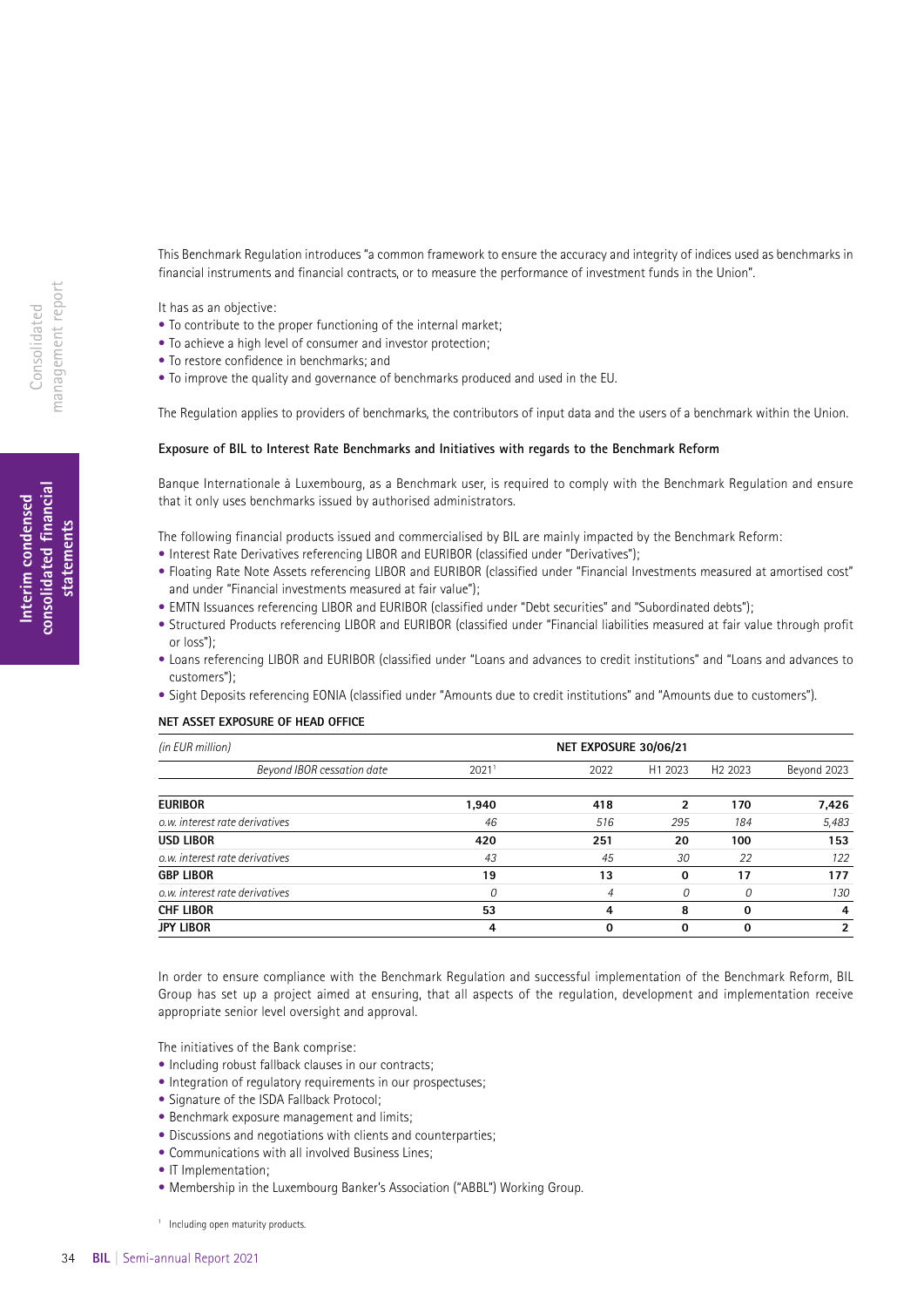This Benchmark Regulation introduces "a common framework to ensure the accuracy and integrity of indices used as benchmarks in financial instruments and financial contracts, or to measure the performance of investment funds in the Union".

It has as an objective:

- To contribute to the proper functioning of the internal market;
- To achieve a high level of consumer and investor protection;
- To restore confidence in benchmarks; and
- To improve the quality and governance of benchmarks produced and used in the EU.

The Regulation applies to providers of benchmarks, the contributors of input data and the users of a benchmark within the Union.

**Exposure of BIL to Interest Rate Benchmarks and Initiatives with regards to the Benchmark Reform**

Banque Internationale à Luxembourg, as a Benchmark user, is required to comply with the Benchmark Regulation and ensure that it only uses benchmarks issued by authorised administrators.

The following financial products issued and commercialised by BIL are mainly impacted by the Benchmark Reform:

- Interest Rate Derivatives referencing LIBOR and EURIBOR (classified under "Derivatives");
- Floating Rate Note Assets referencing LIBOR and EURIBOR (classified under "Financial Investments measured at amortised cost" and under "Financial investments measured at fair value");
- EMTN Issuances referencing LIBOR and EURIBOR (classified under "Debt securities" and "Subordinated debts");
- Structured Products referencing LIBOR and EURIBOR (classified under "Financial liabilities measured at fair value through profit or loss");
- Loans referencing LIBOR and EURIBOR (classified under "Loans and advances to credit institutions" and "Loans and advances to customers");
- Sight Deposits referencing EONIA (classified under "Amounts due to credit institutions" and "Amounts due to customers").

**NET ASSET EXPOSURE OF HEAD OFFICE**

| *(in EUR million)* | NET EXPOSURE 30/06/21 | | | | |
|---|---|---|---|---|---|
| *Beyond IBOR cessation date* | 2021[1] | 2022 | H1 2023 | H2 2023 | Beyond 2023 |
| **EURIBOR** | **1,940** | **418** | **2** | **170** | **7,426** |
| *o.w. interest rate derivatives* | *46* | *516* | *295* | *184* | *5,483* |
| **USD LIBOR** | **420** | **251** | **20** | **100** | **153** |
| *o.w. interest rate derivatives* | *43* | *45* | *30* | *22* | *122* |
| **GBP LIBOR** | **19** | **13** | **0** | **17** | **177** |
| *o.w. interest rate derivatives* | *0* | *4* | *0* | *0* | *130* |
| **CHF LIBOR** | **53** | **4** | **8** | **0** | **4** |
| **JPY LIBOR** | **4** | **0** | **0** | **0** | **2** |

In order to ensure compliance with the Benchmark Regulation and successful implementation of the Benchmark Reform, BIL Group has set up a project aimed at ensuring, that all aspects of the regulation, development and implementation receive appropriate senior level oversight and approval.

The initiatives of the Bank comprise:

- Including robust fallback clauses in our contracts;
- Integration of regulatory requirements in our prospectuses;
- Signature of the ISDA Fallback Protocol;
- Benchmark exposure management and limits;
- Discussions and negotiations with clients and counterparties;
- Communications with all involved Business Lines;
- IT Implementation;
- Membership in the Luxembourg Banker's Association ("ABBL") Working Group.

[1] Including open maturity products.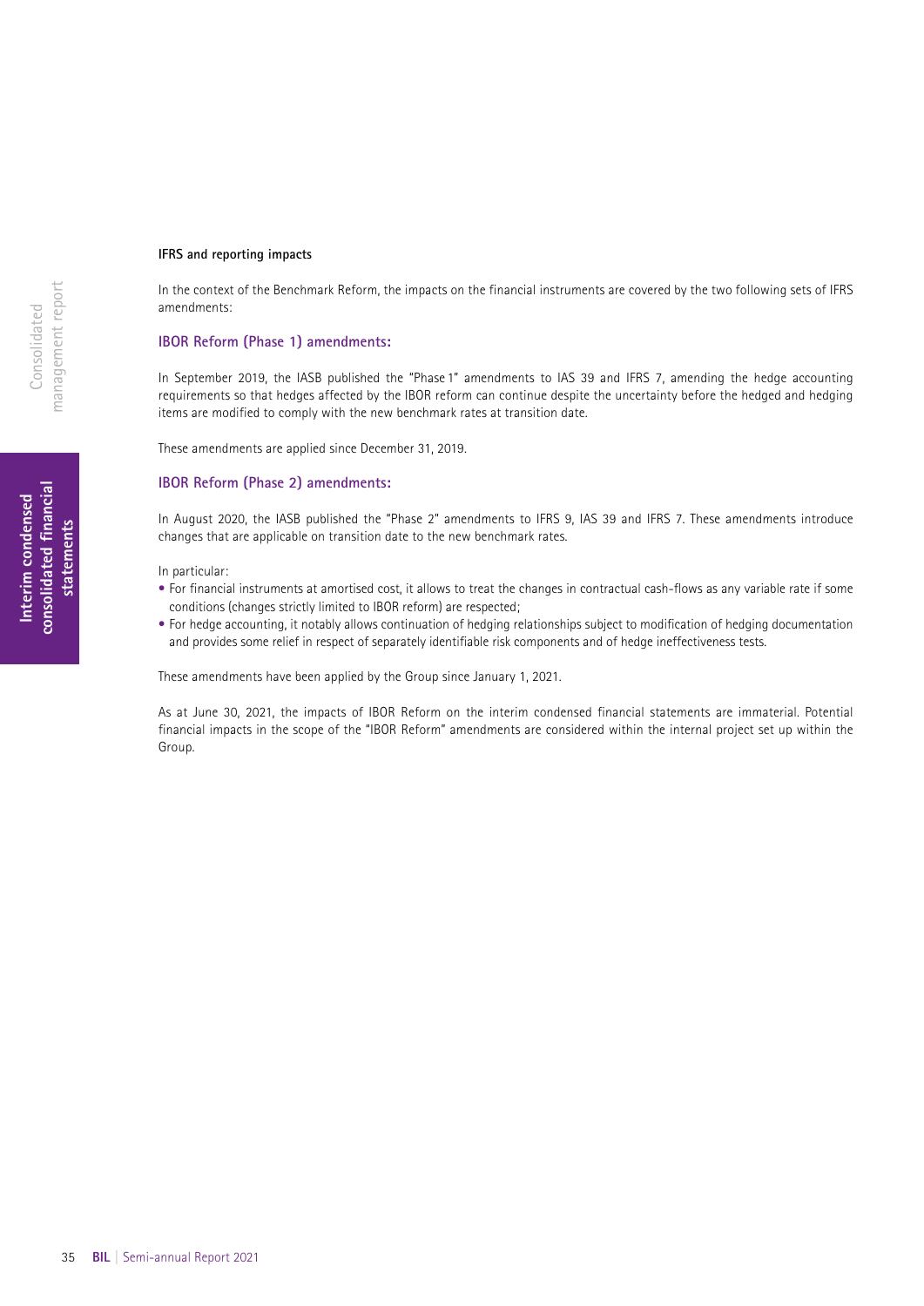**IFRS and reporting impacts**

In the context of the Benchmark Reform, the impacts on the financial instruments are covered by the two following sets of IFRS amendments:

### IBOR Reform (Phase 1) amendments:

In September 2019, the IASB published the "Phase 1" amendments to IAS 39 and IFRS 7, amending the hedge accounting requirements so that hedges affected by the IBOR reform can continue despite the uncertainty before the hedged and hedging items are modified to comply with the new benchmark rates at transition date.

These amendments are applied since December 31, 2019.

### IBOR Reform (Phase 2) amendments:

In August 2020, the IASB published the "Phase 2" amendments to IFRS 9, IAS 39 and IFRS 7. These amendments introduce changes that are applicable on transition date to the new benchmark rates.

In particular:

- For financial instruments at amortised cost, it allows to treat the changes in contractual cash-flows as any variable rate if some conditions (changes strictly limited to IBOR reform) are respected;
- For hedge accounting, it notably allows continuation of hedging relationships subject to modification of hedging documentation and provides some relief in respect of separately identifiable risk components and of hedge ineffectiveness tests.

These amendments have been applied by the Group since January 1, 2021.

As at June 30, 2021, the impacts of IBOR Reform on the interim condensed financial statements are immaterial. Potential financial impacts in the scope of the "IBOR Reform" amendments are considered within the internal project set up within the Group.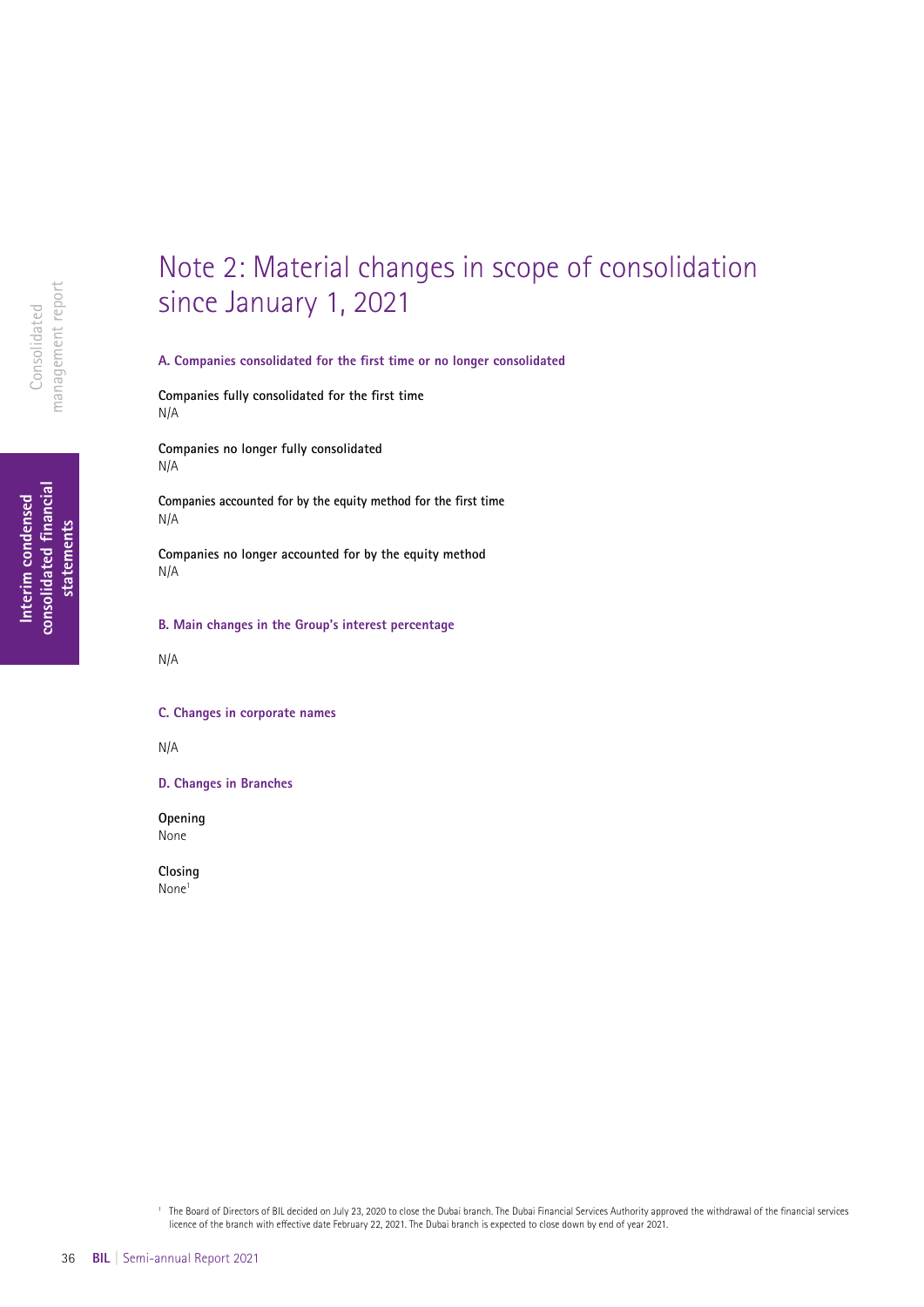# Note 2: Material changes in scope of consolidation since January 1, 2021

### A. Companies consolidated for the first time or no longer consolidated

**Companies fully consolidated for the first time**
N/A

**Companies no longer fully consolidated**
N/A

**Companies accounted for by the equity method for the first time**
N/A

**Companies no longer accounted for by the equity method**
N/A

### B. Main changes in the Group's interest percentage

N/A

### C. Changes in corporate names

N/A

### D. Changes in Branches

**Opening**
None

**Closing**
None[1]

[1] The Board of Directors of BIL decided on July 23, 2020 to close the Dubai branch. The Dubai Financial Services Authority approved the withdrawal of the financial services licence of the branch with effective date February 22, 2021. The Dubai branch is expected to close down by end of year 2021.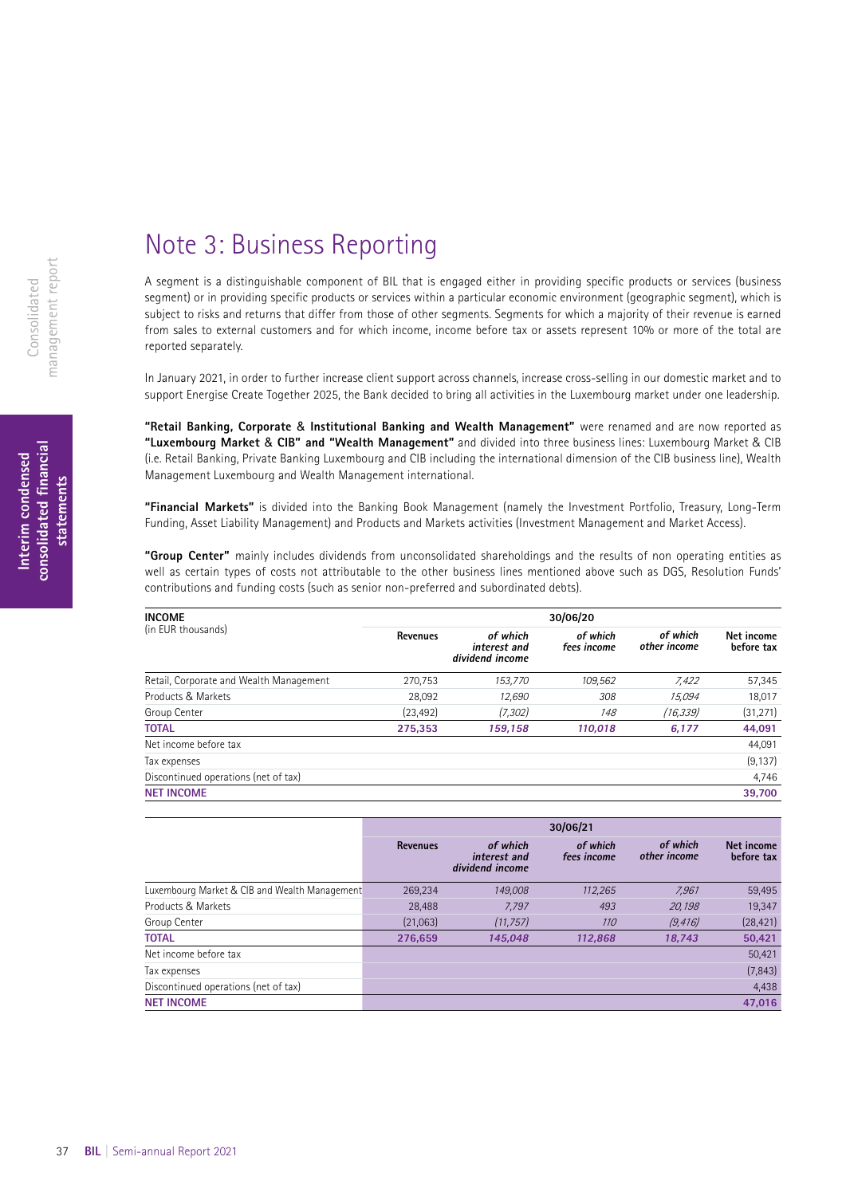# Note 3: Business Reporting

A segment is a distinguishable component of BIL that is engaged either in providing specific products or services (business segment) or in providing specific products or services within a particular economic environment (geographic segment), which is subject to risks and returns that differ from those of other segments. Segments for which a majority of their revenue is earned from sales to external customers and for which income, income before tax or assets represent 10% or more of the total are reported separately.

In January 2021, in order to further increase client support across channels, increase cross-selling in our domestic market and to support Energise Create Together 2025, the Bank decided to bring all activities in the Luxembourg market under one leadership.

**"Retail Banking, Corporate & Institutional Banking and Wealth Management"** were renamed and are now reported as **"Luxembourg Market & CIB" and "Wealth Management"** and divided into three business lines: Luxembourg Market & CIB (i.e. Retail Banking, Private Banking Luxembourg and CIB including the international dimension of the CIB business line), Wealth Management Luxembourg and Wealth Management international.

**"Financial Markets"** is divided into the Banking Book Management (namely the Investment Portfolio, Treasury, Long-Term Funding, Asset Liability Management) and Products and Markets activities (Investment Management and Market Access).

**"Group Center"** mainly includes dividends from unconsolidated shareholdings and the results of non operating entities as well as certain types of costs not attributable to the other business lines mentioned above such as DGS, Resolution Funds' contributions and funding costs (such as senior non-preferred and subordinated debts).

| **INCOME** (in EUR thousands) | 30/06/20 | | | | |
|---|---|---|---|---|---|
| | **Revenues** | *of which interest and dividend income* | *of which fees income* | *of which other income* | **Net income before tax** |
| Retail, Corporate and Wealth Management | 270,753 | *153,770* | *109,562* | *7,422* | 57,345 |
| Products & Markets | 28,092 | *12,690* | *308* | *15,094* | 18,017 |
| Group Center | (23,492) | *(7,302)* | *148* | *(16,339)* | (31,271) |
| **TOTAL** | **275,353** | ***159,158*** | ***110,018*** | ***6,177*** | **44,091** |
| Net income before tax | | | | | 44,091 |
| Tax expenses | | | | | (9,137) |
| Discontinued operations (net of tax) | | | | | 4,746 |
| **NET INCOME** | | | | | **39,700** |

| | 30/06/21 | | | | |
|---|---|---|---|---|---|
| | **Revenues** | *of which interest and dividend income* | *of which fees income* | *of which other income* | **Net income before tax** |
| Luxembourg Market & CIB and Wealth Management | 269,234 | *149,008* | *112,265* | *7,961* | 59,495 |
| Products & Markets | 28,488 | *7,797* | *493* | *20,198* | 19,347 |
| Group Center | (21,063) | *(11,757)* | *110* | *(9,416)* | (28,421) |
| **TOTAL** | **276,659** | ***145,048*** | ***112,868*** | ***18,743*** | **50,421** |
| Net income before tax | | | | | 50,421 |
| Tax expenses | | | | | (7,843) |
| Discontinued operations (net of tax) | | | | | 4,438 |
| **NET INCOME** | | | | | **47,016** |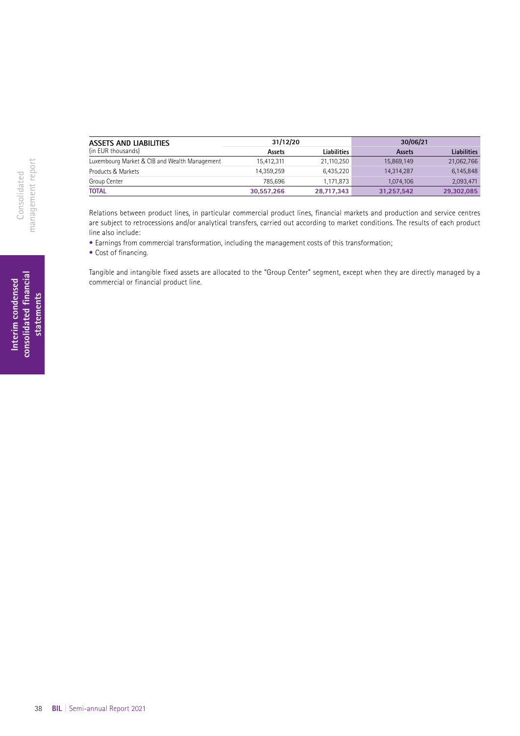| ASSETS AND LIABILITIES (in EUR thousands) | 31/12/20 | | 30/06/21 | |
|---|---|---|---|---|
| | Assets | Liabilities | Assets | Liabilities |
| Luxembourg Market & CIB and Wealth Management | 15,412,311 | 21,110,250 | 15,869,149 | 21,062,766 |
| Products & Markets | 14,359,259 | 6,435,220 | 14,314,287 | 6,145,848 |
| Group Center | 785,696 | 1,171,873 | 1,074,106 | 2,093,471 |
| **TOTAL** | **30,557,266** | **28,717,343** | **31,257,542** | **29,302,085** |

Relations between product lines, in particular commercial product lines, financial markets and production and service centres are subject to retrocessions and/or analytical transfers, carried out according to market conditions. The results of each product line also include:

- Earnings from commercial transformation, including the management costs of this transformation;
- Cost of financing.

Tangible and intangible fixed assets are allocated to the "Group Center" segment, except when they are directly managed by a commercial or financial product line.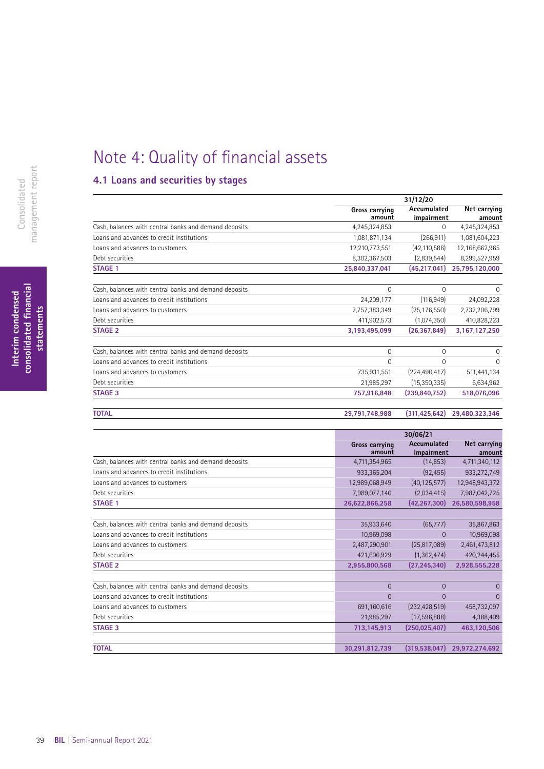# Note 4: Quality of financial assets

## 4.1 Loans and securities by stages

| | 31/12/20 | | |
|---|---|---|---|
| | Gross carrying amount | Accumulated impairment | Net carrying amount |
| Cash, balances with central banks and demand deposits | 4,245,324,853 | 0 | 4,245,324,853 |
| Loans and advances to credit institutions | 1,081,871,134 | (266,911) | 1,081,604,223 |
| Loans and advances to customers | 12,210,773,551 | (42,110,586) | 12,168,662,965 |
| Debt securities | 8,302,367,503 | (2,839,544) | 8,299,527,959 |
| **STAGE 1** | **25,840,337,041** | **(45,217,041)** | **25,795,120,000** |
| | | | |
| Cash, balances with central banks and demand deposits | 0 | 0 | 0 |
| Loans and advances to credit institutions | 24,209,177 | (116,949) | 24,092,228 |
| Loans and advances to customers | 2,757,383,349 | (25,176,550) | 2,732,206,799 |
| Debt securities | 411,902,573 | (1,074,350) | 410,828,223 |
| **STAGE 2** | **3,193,495,099** | **(26,367,849)** | **3,167,127,250** |
| | | | |
| Cash, balances with central banks and demand deposits | 0 | 0 | 0 |
| Loans and advances to credit institutions | 0 | 0 | 0 |
| Loans and advances to customers | 735,931,551 | (224,490,417) | 511,441,134 |
| Debt securities | 21,985,297 | (15,350,335) | 6,634,962 |
| **STAGE 3** | **757,916,848** | **(239,840,752)** | **518,076,096** |
| | | | |
| **TOTAL** | **29,791,748,988** | **(311,425,642)** | **29,480,323,346** |

| | 30/06/21 | | |
|---|---|---|---|
| | Gross carrying amount | Accumulated impairment | Net carrying amount |
| Cash, balances with central banks and demand deposits | 4,711,354,965 | (14,853) | 4,711,340,112 |
| Loans and advances to credit institutions | 933,365,204 | (92,455) | 933,272,749 |
| Loans and advances to customers | 12,989,068,949 | (40,125,577) | 12,948,943,372 |
| Debt securities | 7,989,077,140 | (2,034,415) | 7,987,042,725 |
| **STAGE 1** | **26,622,866,258** | **(42,267,300)** | **26,580,598,958** |
| | | | |
| Cash, balances with central banks and demand deposits | 35,933,640 | (65,777) | 35,867,863 |
| Loans and advances to credit institutions | 10,969,098 | 0 | 10,969,098 |
| Loans and advances to customers | 2,487,290,901 | (25,817,089) | 2,461,473,812 |
| Debt securities | 421,606,929 | (1,362,474) | 420,244,455 |
| **STAGE 2** | **2,955,800,568** | **(27,245,340)** | **2,928,555,228** |
| | | | |
| Cash, balances with central banks and demand deposits | 0 | 0 | 0 |
| Loans and advances to credit institutions | 0 | 0 | 0 |
| Loans and advances to customers | 691,160,616 | (232,428,519) | 458,732,097 |
| Debt securities | 21,985,297 | (17,596,888) | 4,388,409 |
| **STAGE 3** | **713,145,913** | **(250,025,407)** | **463,120,506** |
| | | | |
| **TOTAL** | **30,291,812,739** | **(319,538,047)** | **29,972,274,692** |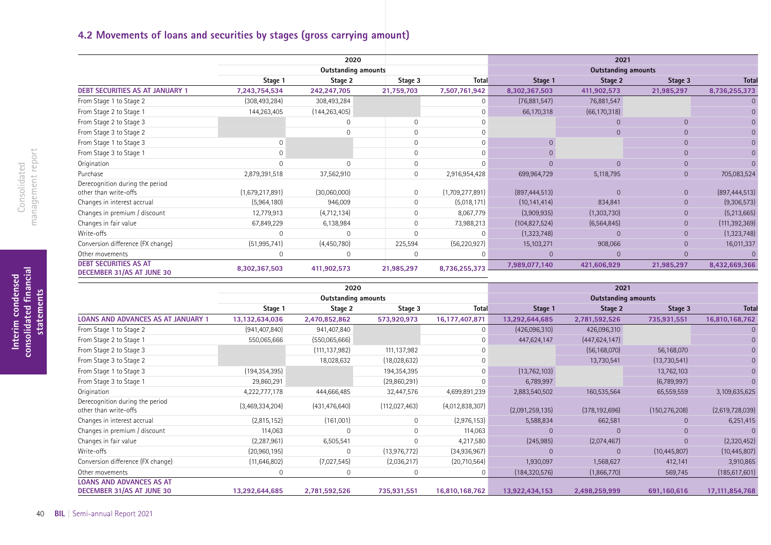## 4.2 Movements of loans and securities by stages (gross carrying amount)

| | 2020 | | | | 2021 | | | |
|---|---|---|---|---|---|---|---|---|
| | Outstanding amounts | | | | Outstanding amounts | | | |
| | Stage 1 | Stage 2 | Stage 3 | Total | Stage 1 | Stage 2 | Stage 3 | Total |
| **DEBT SECURITIES AS AT JANUARY 1** | **7,243,754,534** | **242,247,705** | **21,759,703** | **7,507,761,942** | **8,302,367,503** | **411,902,573** | **21,985,297** | **8,736,255,373** |
| From Stage 1 to Stage 2 | (308,493,284) | 308,493,284 | | 0 | (76,881,547) | 76,881,547 | | 0 |
| From Stage 2 to Stage 1 | 144,263,405 | (144,263,405) | | 0 | 66,170,318 | (66,170,318) | | 0 |
| From Stage 2 to Stage 3 | | 0 | 0 | 0 | | 0 | 0 | 0 |
| From Stage 3 to Stage 2 | | 0 | 0 | 0 | | 0 | 0 | 0 |
| From Stage 1 to Stage 3 | 0 | | 0 | 0 | 0 | | 0 | 0 |
| From Stage 3 to Stage 1 | 0 | | 0 | 0 | 0 | | 0 | 0 |
| Origination | 0 | 0 | 0 | 0 | 0 | 0 | 0 | 0 |
| Purchase | 2,879,391,518 | 37,562,910 | 0 | 2,916,954,428 | 699,964,729 | 5,118,795 | 0 | 705,083,524 |
| Derecognition during the period other than write-offs | (1,679,217,891) | (30,060,000) | 0 | (1,709,277,891) | (897,444,513) | 0 | 0 | (897,444,513) |
| Changes in interest accrual | (5,964,180) | 946,009 | 0 | (5,018,171) | (10,141,414) | 834,841 | 0 | (9,306,573) |
| Changes in premium / discount | 12,779,913 | (4,712,134) | 0 | 8,067,779 | (3,909,935) | (1,303,730) | 0 | (5,213,665) |
| Changes in fair value | 67,849,229 | 6,138,984 | 0 | 73,988,213 | (104,827,524) | (6,564,845) | 0 | (111,392,369) |
| Write-offs | 0 | 0 | 0 | 0 | (1,323,748) | 0 | 0 | (1,323,748) |
| Conversion difference (FX change) | (51,995,741) | (4,450,780) | 225,594 | (56,220,927) | 15,103,271 | 908,066 | 0 | 16,011,337 |
| Other movements | 0 | 0 | 0 | 0 | 0 | 0 | 0 | 0 |
| **DEBT SECURITIES AS AT DECEMBER 31/AS AT JUNE 30** | **8,302,367,503** | **411,902,573** | **21,985,297** | **8,736,255,373** | **7,989,077,140** | **421,606,929** | **21,985,297** | **8,432,669,366** |

| | 2020 | | | | 2021 | | | |
|---|---|---|---|---|---|---|---|---|
| | Outstanding amounts | | | | Outstanding amounts | | | |
| | Stage 1 | Stage 2 | Stage 3 | Total | Stage 1 | Stage 2 | Stage 3 | Total |
| **LOANS AND ADVANCES AS AT JANUARY 1** | **13,132,634,036** | **2,470,852,862** | **573,920,973** | **16,177,407,871** | **13,292,644,685** | **2,781,592,526** | **735,931,551** | **16,810,168,762** |
| From Stage 1 to Stage 2 | (941,407,840) | 941,407,840 | | 0 | (426,096,310) | 426,096,310 | | 0 |
| From Stage 2 to Stage 1 | 550,065,666 | (550,065,666) | | 0 | 447,624,147 | (447,624,147) | | 0 |
| From Stage 2 to Stage 3 | | (111,137,982) | 111,137,982 | 0 | | (56,168,070) | 56,168,070 | 0 |
| From Stage 3 to Stage 2 | | 18,028,632 | (18,028,632) | 0 | | 13,730,541 | (13,730,541) | 0 |
| From Stage 1 to Stage 3 | (194,354,395) | | 194,354,395 | 0 | (13,762,103) | | 13,762,103 | 0 |
| From Stage 3 to Stage 1 | 29,860,291 | | (29,860,291) | 0 | 6,789,997 | | (6,789,997) | 0 |
| Origination | 4,222,777,178 | 444,666,485 | 32,447,576 | 4,699,891,239 | 2,883,540,502 | 160,535,564 | 65,559,559 | 3,109,635,625 |
| Derecognition during the period other than write-offs | (3,469,334,204) | (431,476,640) | (112,027,463) | (4,012,838,307) | (2,091,259,135) | (378,192,696) | (150,276,208) | (2,619,728,039) |
| Changes in interest accrual | (2,815,152) | (161,001) | 0 | (2,976,153) | 5,588,834 | 662,581 | 0 | 6,251,415 |
| Changes in premium / discount | 114,063 | 0 | 0 | 114,063 | 0 | 0 | 0 | 0 |
| Changes in fair value | (2,287,961) | 6,505,541 | 0 | 4,217,580 | (245,985) | (2,074,467) | 0 | (2,320,452) |
| Write-offs | (20,960,195) | 0 | (13,976,772) | (34,936,967) | 0 | 0 | (10,445,807) | (10,445,807) |
| Conversion difference (FX change) | (11,646,802) | (7,027,545) | (2,036,217) | (20,710,564) | 1,930,097 | 1,568,627 | 412,141 | 3,910,865 |
| Other movements | 0 | 0 | 0 | 0 | (184,320,576) | (1,866,770) | 569,745 | (185,617,601) |
| **LOANS AND ADVANCES AS AT DECEMBER 31/AS AT JUNE 30** | **13,292,644,685** | **2,781,592,526** | **735,931,551** | **16,810,168,762** | **13,922,434,153** | **2,498,259,999** | **691,160,616** | **17,111,854,768** |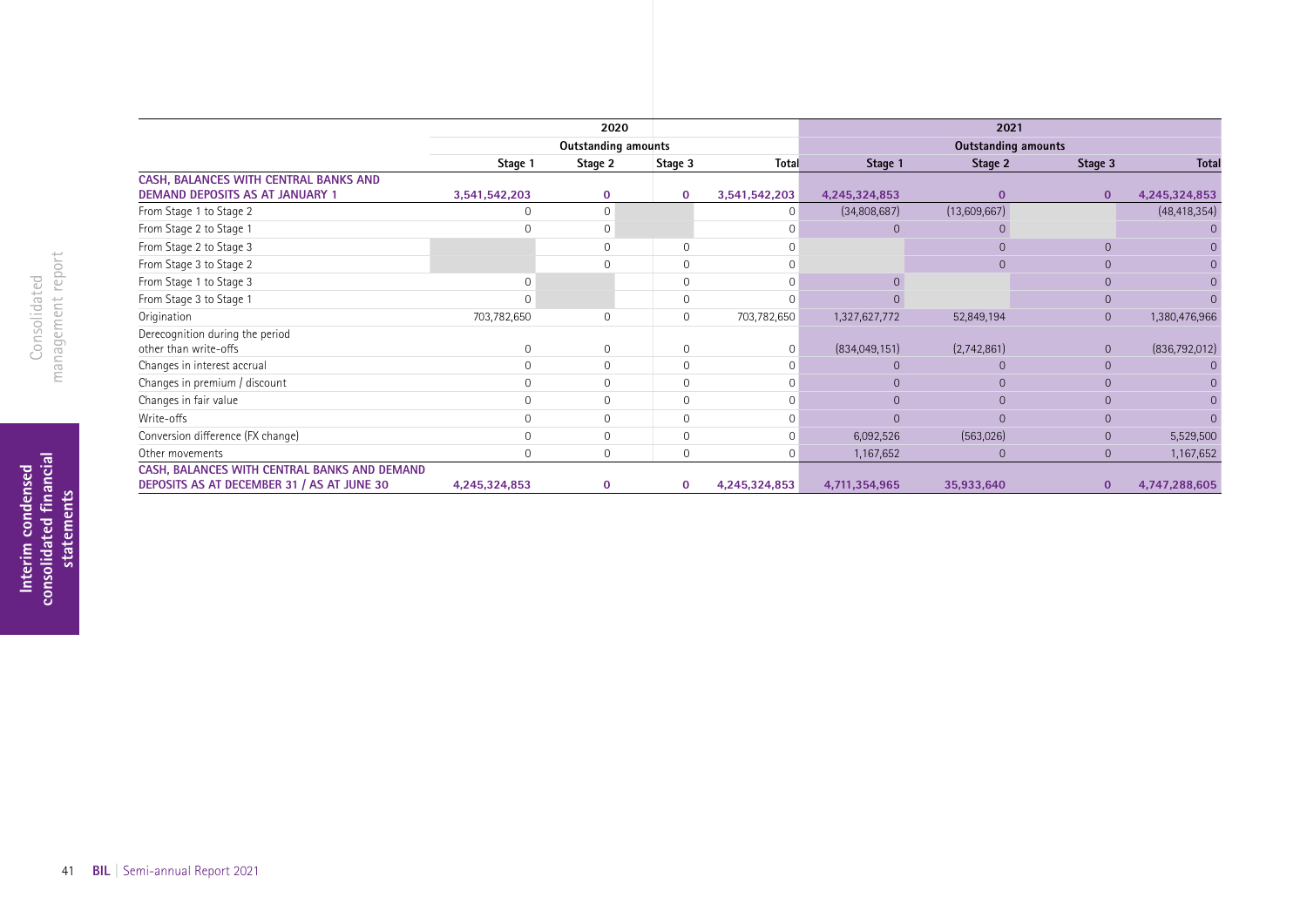| | 2020 | | | | 2021 | | | |
|---|---|---|---|---|---|---|---|---|
| | Outstanding amounts | | | | Outstanding amounts | | | |
| | Stage 1 | Stage 2 | Stage 3 | Total | Stage 1 | Stage 2 | Stage 3 | Total |
| **CASH, BALANCES WITH CENTRAL BANKS AND DEMAND DEPOSITS AS AT JANUARY 1** | **3,541,542,203** | **0** | **0** | **3,541,542,203** | **4,245,324,853** | **0** | **0** | **4,245,324,853** |
| From Stage 1 to Stage 2 | 0 | 0 | | 0 | (34,808,687) | (13,609,667) | | (48,418,354) |
| From Stage 2 to Stage 1 | 0 | 0 | | 0 | 0 | 0 | | 0 |
| From Stage 2 to Stage 3 | | 0 | 0 | 0 | | 0 | 0 | 0 |
| From Stage 3 to Stage 2 | | 0 | 0 | 0 | | 0 | 0 | 0 |
| From Stage 1 to Stage 3 | 0 | | 0 | 0 | 0 | | 0 | 0 |
| From Stage 3 to Stage 1 | 0 | | 0 | 0 | 0 | | 0 | 0 |
| Origination | 703,782,650 | 0 | 0 | 703,782,650 | 1,327,627,772 | 52,849,194 | 0 | 1,380,476,966 |
| Derecognition during the period other than write-offs | 0 | 0 | 0 | 0 | (834,049,151) | (2,742,861) | 0 | (836,792,012) |
| Changes in interest accrual | 0 | 0 | 0 | 0 | 0 | 0 | 0 | 0 |
| Changes in premium / discount | 0 | 0 | 0 | 0 | 0 | 0 | 0 | 0 |
| Changes in fair value | 0 | 0 | 0 | 0 | 0 | 0 | 0 | 0 |
| Write-offs | 0 | 0 | 0 | 0 | 0 | 0 | 0 | 0 |
| Conversion difference (FX change) | 0 | 0 | 0 | 0 | 6,092,526 | (563,026) | 0 | 5,529,500 |
| Other movements | 0 | 0 | 0 | 0 | 1,167,652 | 0 | 0 | 1,167,652 |
| **CASH, BALANCES WITH CENTRAL BANKS AND DEMAND DEPOSITS AS AT DECEMBER 31 / AS AT JUNE 30** | **4,245,324,853** | **0** | **0** | **4,245,324,853** | **4,711,354,965** | **35,933,640** | **0** | **4,747,288,605** |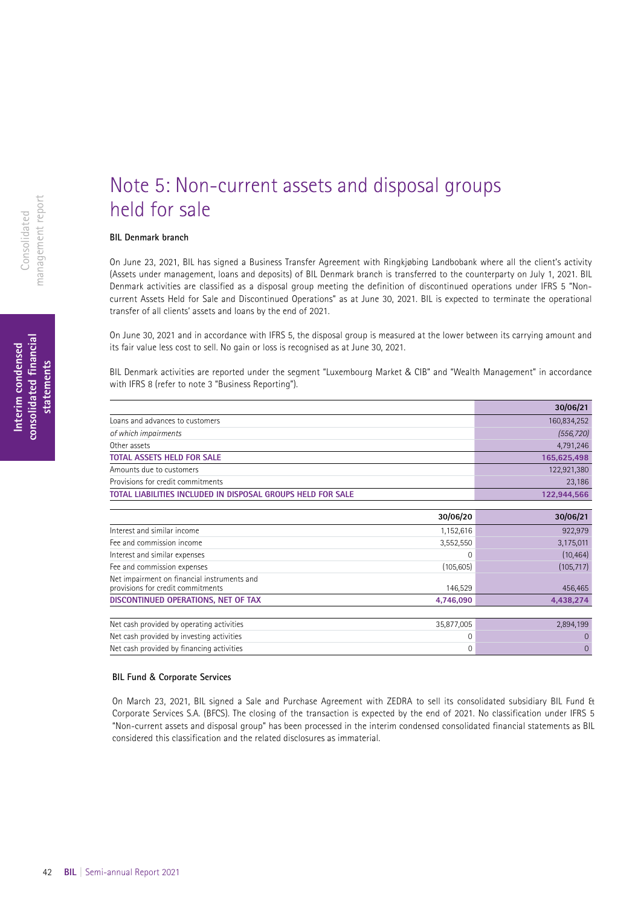# Note 5: Non-current assets and disposal groups held for sale

**BIL Denmark branch**

On June 23, 2021, BIL has signed a Business Transfer Agreement with Ringkjøbing Landbobank where all the client's activity (Assets under management, loans and deposits) of BIL Denmark branch is transferred to the counterparty on July 1, 2021. BIL Denmark activities are classified as a disposal group meeting the definition of discontinued operations under IFRS 5 "Non-current Assets Held for Sale and Discontinued Operations" as at June 30, 2021. BIL is expected to terminate the operational transfer of all clients' assets and loans by the end of 2021.

On June 30, 2021 and in accordance with IFRS 5, the disposal group is measured at the lower between its carrying amount and its fair value less cost to sell. No gain or loss is recognised as at June 30, 2021.

BIL Denmark activities are reported under the segment "Luxembourg Market & CIB" and "Wealth Management" in accordance with IFRS 8 (refer to note 3 "Business Reporting").

| | 30/06/21 |
|---|---|
| Loans and advances to customers | 160,834,252 |
| *of which impairments* | *(556,720)* |
| Other assets | 4,791,246 |
| **TOTAL ASSETS HELD FOR SALE** | **165,625,498** |
| Amounts due to customers | 122,921,380 |
| Provisions for credit commitments | 23,186 |
| **TOTAL LIABILITIES INCLUDED IN DISPOSAL GROUPS HELD FOR SALE** | **122,944,566** |

| | 30/06/20 | 30/06/21 |
|---|---|---|
| Interest and similar income | 1,152,616 | 922,979 |
| Fee and commission income | 3,552,550 | 3,175,011 |
| Interest and similar expenses | 0 | (10,464) |
| Fee and commission expenses | (105,605) | (105,717) |
| Net impairment on financial instruments and provisions for credit commitments | 146,529 | 456,465 |
| **DISCONTINUED OPERATIONS, NET OF TAX** | **4,746,090** | **4,438,274** |
| | | |
| Net cash provided by operating activities | 35,877,005 | 2,894,199 |
| Net cash provided by investing activities | 0 | 0 |
| Net cash provided by financing activities | 0 | 0 |

**BIL Fund & Corporate Services**

On March 23, 2021, BIL signed a Sale and Purchase Agreement with ZEDRA to sell its consolidated subsidiary BIL Fund & Corporate Services S.A. (BFCS). The closing of the transaction is expected by the end of 2021. No classification under IFRS 5 "Non-current assets and disposal group" has been processed in the interim condensed consolidated financial statements as BIL considered this classification and the related disclosures as immaterial.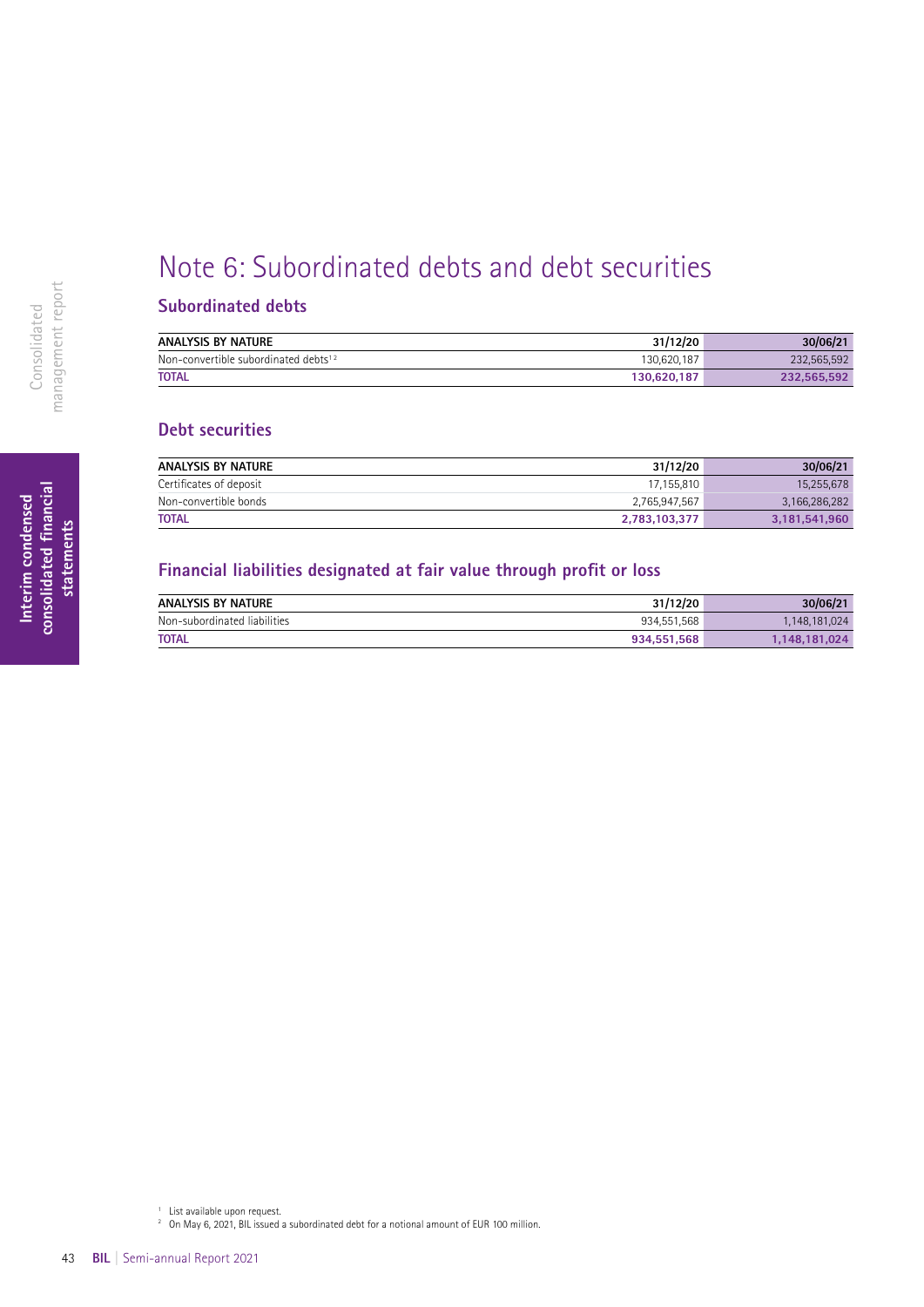# Note 6: Subordinated debts and debt securities

## Subordinated debts

| ANALYSIS BY NATURE | 31/12/20 | 30/06/21 |
|---|---|---|
| Non-convertible subordinated debts[1 2] | 130,620,187 | 232,565,592 |
| **TOTAL** | **130,620,187** | **232,565,592** |

## Debt securities

| ANALYSIS BY NATURE | 31/12/20 | 30/06/21 |
|---|---|---|
| Certificates of deposit | 17,155,810 | 15,255,678 |
| Non-convertible bonds | 2,765,947,567 | 3,166,286,282 |
| **TOTAL** | **2,783,103,377** | **3,181,541,960** |

## Financial liabilities designated at fair value through profit or loss

| ANALYSIS BY NATURE | 31/12/20 | 30/06/21 |
|---|---|---|
| Non-subordinated liabilities | 934,551,568 | 1,148,181,024 |
| **TOTAL** | **934,551,568** | **1,148,181,024** |

[1] List available upon request.

[2] On May 6, 2021, BIL issued a subordinated debt for a notional amount of EUR 100 million.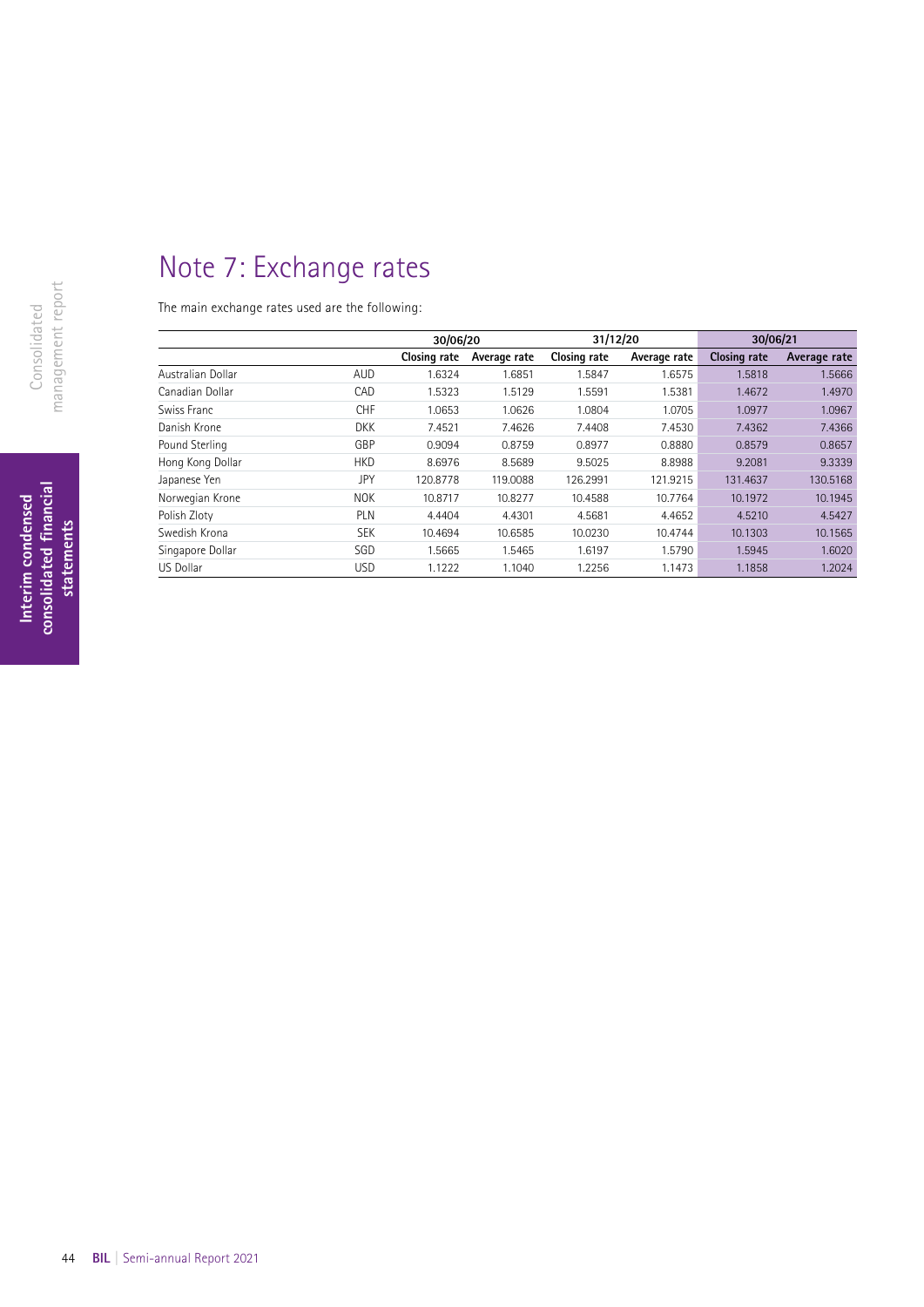# Note 7: Exchange rates

The main exchange rates used are the following:

| | | 30/06/20 | | 31/12/20 | | 30/06/21 | |
|---|---|---|---|---|---|---|---|
| | | Closing rate | Average rate | Closing rate | Average rate | Closing rate | Average rate |
| Australian Dollar | AUD | 1.6324 | 1.6851 | 1.5847 | 1.6575 | 1.5818 | 1.5666 |
| Canadian Dollar | CAD | 1.5323 | 1.5129 | 1.5591 | 1.5381 | 1.4672 | 1.4970 |
| Swiss Franc | CHF | 1.0653 | 1.0626 | 1.0804 | 1.0705 | 1.0977 | 1.0967 |
| Danish Krone | DKK | 7.4521 | 7.4626 | 7.4408 | 7.4530 | 7.4362 | 7.4366 |
| Pound Sterling | GBP | 0.9094 | 0.8759 | 0.8977 | 0.8880 | 0.8579 | 0.8657 |
| Hong Kong Dollar | HKD | 8.6976 | 8.5689 | 9.5025 | 8.8988 | 9.2081 | 9.3339 |
| Japanese Yen | JPY | 120.8778 | 119.0088 | 126.2991 | 121.9215 | 131.4637 | 130.5168 |
| Norwegian Krone | NOK | 10.8717 | 10.8277 | 10.4588 | 10.7764 | 10.1972 | 10.1945 |
| Polish Zloty | PLN | 4.4404 | 4.4301 | 4.5681 | 4.4652 | 4.5210 | 4.5427 |
| Swedish Krona | SEK | 10.4694 | 10.6585 | 10.0230 | 10.4744 | 10.1303 | 10.1565 |
| Singapore Dollar | SGD | 1.5665 | 1.5465 | 1.6197 | 1.5790 | 1.5945 | 1.6020 |
| US Dollar | USD | 1.1222 | 1.1040 | 1.2256 | 1.1473 | 1.1858 | 1.2024 |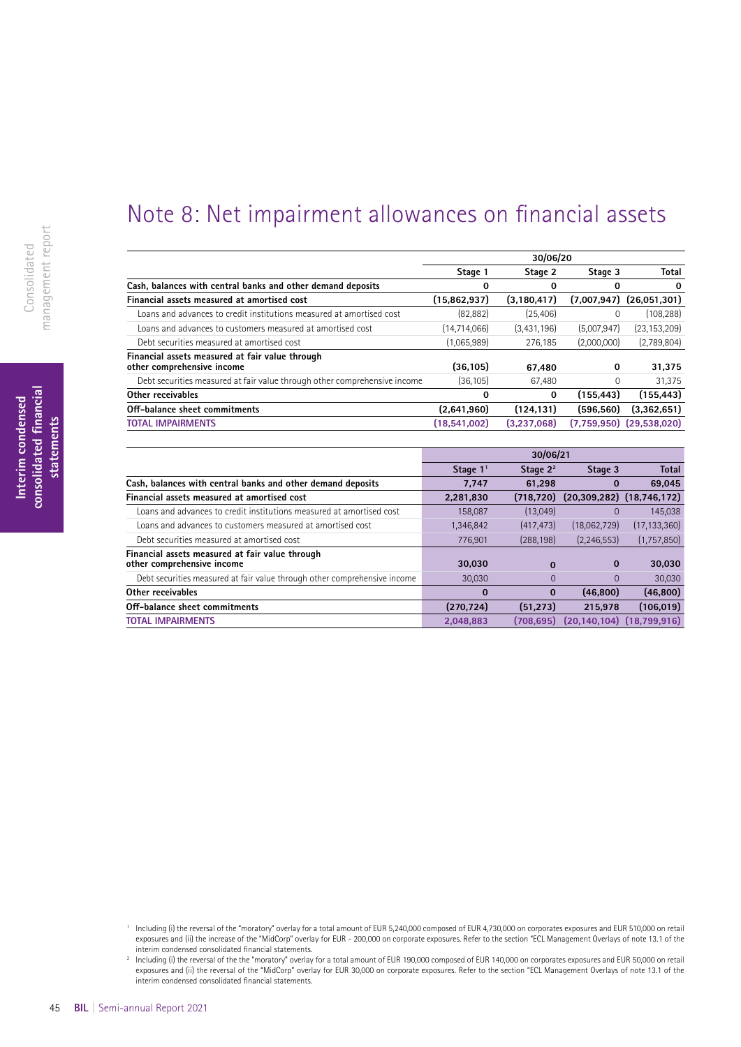# Note 8: Net impairment allowances on financial assets

| | 30/06/20 | | | |
|---|---|---|---|---|
| | Stage 1 | Stage 2 | Stage 3 | Total |
| **Cash, balances with central banks and other demand deposits** | **0** | **0** | **0** | **0** |
| **Financial assets measured at amortised cost** | **(15,862,937)** | **(3,180,417)** | **(7,007,947)** | **(26,051,301)** |
| Loans and advances to credit institutions measured at amortised cost | (82,882) | (25,406) | 0 | (108,288) |
| Loans and advances to customers measured at amortised cost | (14,714,066) | (3,431,196) | (5,007,947) | (23,153,209) |
| Debt securities measured at amortised cost | (1,065,989) | 276,185 | (2,000,000) | (2,789,804) |
| **Financial assets measured at fair value through other comprehensive income** | **(36,105)** | **67,480** | **0** | **31,375** |
| Debt securities measured at fair value through other comprehensive income | (36,105) | 67,480 | 0 | 31,375 |
| **Other receivables** | **0** | **0** | **(155,443)** | **(155,443)** |
| **Off-balance sheet commitments** | **(2,641,960)** | **(124,131)** | **(596,560)** | **(3,362,651)** |
| **TOTAL IMPAIRMENTS** | **(18,541,002)** | **(3,237,068)** | **(7,759,950)** | **(29,538,020)** |

| | 30/06/21 | | | |
|---|---|---|---|---|
| | Stage 1[1] | Stage 2[2] | Stage 3 | Total |
| **Cash, balances with central banks and other demand deposits** | **7,747** | **61,298** | **0** | **69,045** |
| **Financial assets measured at amortised cost** | **2,281,830** | **(718,720)** | **(20,309,282)** | **(18,746,172)** |
| Loans and advances to credit institutions measured at amortised cost | 158,087 | (13,049) | 0 | 145,038 |
| Loans and advances to customers measured at amortised cost | 1,346,842 | (417,473) | (18,062,729) | (17,133,360) |
| Debt securities measured at amortised cost | 776,901 | (288,198) | (2,246,553) | (1,757,850) |
| **Financial assets measured at fair value through other comprehensive income** | **30,030** | **0** | **0** | **30,030** |
| Debt securities measured at fair value through other comprehensive income | 30,030 | 0 | 0 | 30,030 |
| **Other receivables** | **0** | **0** | **(46,800)** | **(46,800)** |
| **Off-balance sheet commitments** | **(270,724)** | **(51,273)** | **215,978** | **(106,019)** |
| **TOTAL IMPAIRMENTS** | **2,048,883** | **(708,695)** | **(20,140,104)** | **(18,799,916)** |

[1] Including (i) the reversal of the "moratory" overlay for a total amount of EUR 5,240,000 composed of EUR 4,730,000 on corporates exposures and EUR 510,000 on retail exposures and (ii) the increase of the "MidCorp" overlay for EUR - 200,000 on corporate exposures. Refer to the section "ECL Management Overlays of note 13.1 of the interim condensed consolidated financial statements.

[2] Including (i) the reversal of the the "moratory" overlay for a total amount of EUR 190,000 composed of EUR 140,000 on corporates exposures and EUR 50,000 on retail exposures and (ii) the reversal of the "MidCorp" overlay for EUR 30,000 on corporate exposures. Refer to the section "ECL Management Overlays of note 13.1 of the interim condensed consolidated financial statements.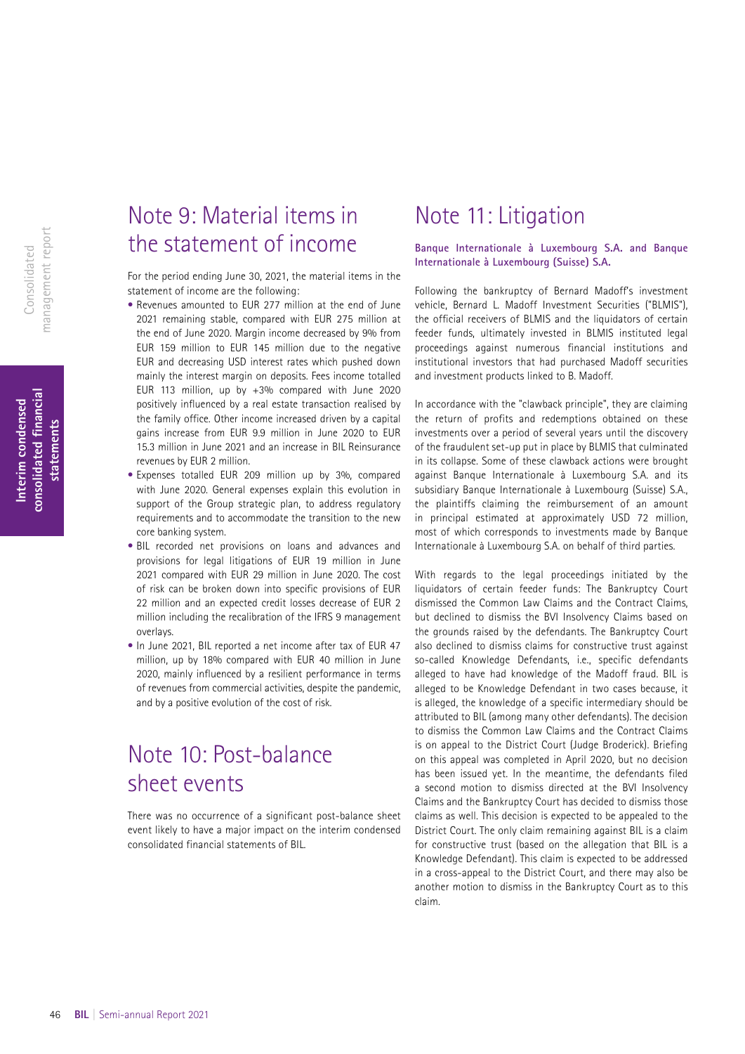# Note 9: Material items in the statement of income

For the period ending June 30, 2021, the material items in the statement of income are the following:

- Revenues amounted to EUR 277 million at the end of June 2021 remaining stable, compared with EUR 275 million at the end of June 2020. Margin income decreased by 9% from EUR 159 million to EUR 145 million due to the negative EUR and decreasing USD interest rates which pushed down mainly the interest margin on deposits. Fees income totalled EUR 113 million, up by +3% compared with June 2020 positively influenced by a real estate transaction realised by the family office. Other income increased driven by a capital gains increase from EUR 9.9 million in June 2020 to EUR 15.3 million in June 2021 and an increase in BIL Reinsurance revenues by EUR 2 million.
- Expenses totalled EUR 209 million up by 3%, compared with June 2020. General expenses explain this evolution in support of the Group strategic plan, to address regulatory requirements and to accommodate the transition to the new core banking system.
- BIL recorded net provisions on loans and advances and provisions for legal litigations of EUR 19 million in June 2021 compared with EUR 29 million in June 2020. The cost of risk can be broken down into specific provisions of EUR 22 million and an expected credit losses decrease of EUR 2 million including the recalibration of the IFRS 9 management overlays.
- In June 2021, BIL reported a net income after tax of EUR 47 million, up by 18% compared with EUR 40 million in June 2020, mainly influenced by a resilient performance in terms of revenues from commercial activities, despite the pandemic, and by a positive evolution of the cost of risk.

# Note 10: Post-balance sheet events

There was no occurrence of a significant post-balance sheet event likely to have a major impact on the interim condensed consolidated financial statements of BIL.

# Note 11: Litigation

**Banque Internationale à Luxembourg S.A. and Banque Internationale à Luxembourg (Suisse) S.A.**

Following the bankruptcy of Bernard Madoff's investment vehicle, Bernard L. Madoff Investment Securities ("BLMIS"), the official receivers of BLMIS and the liquidators of certain feeder funds, ultimately invested in BLMIS instituted legal proceedings against numerous financial institutions and institutional investors that had purchased Madoff securities and investment products linked to B. Madoff.

In accordance with the "clawback principle", they are claiming the return of profits and redemptions obtained on these investments over a period of several years until the discovery of the fraudulent set-up put in place by BLMIS that culminated in its collapse. Some of these clawback actions were brought against Banque Internationale à Luxembourg S.A. and its subsidiary Banque Internationale à Luxembourg (Suisse) S.A., the plaintiffs claiming the reimbursement of an amount in principal estimated at approximately USD 72 million, most of which corresponds to investments made by Banque Internationale à Luxembourg S.A. on behalf of third parties.

With regards to the legal proceedings initiated by the liquidators of certain feeder funds: The Bankruptcy Court dismissed the Common Law Claims and the Contract Claims, but declined to dismiss the BVI Insolvency Claims based on the grounds raised by the defendants. The Bankruptcy Court also declined to dismiss claims for constructive trust against so-called Knowledge Defendants, i.e., specific defendants alleged to have had knowledge of the Madoff fraud. BIL is alleged to be Knowledge Defendant in two cases because, it is alleged, the knowledge of a specific intermediary should be attributed to BIL (among many other defendants). The decision to dismiss the Common Law Claims and the Contract Claims is on appeal to the District Court (Judge Broderick). Briefing on this appeal was completed in April 2020, but no decision has been issued yet. In the meantime, the defendants filed a second motion to dismiss directed at the BVI Insolvency Claims and the Bankruptcy Court has decided to dismiss those claims as well. This decision is expected to be appealed to the District Court. The only claim remaining against BIL is a claim for constructive trust (based on the allegation that BIL is a Knowledge Defendant). This claim is expected to be addressed in a cross-appeal to the District Court, and there may also be another motion to dismiss in the Bankruptcy Court as to this claim.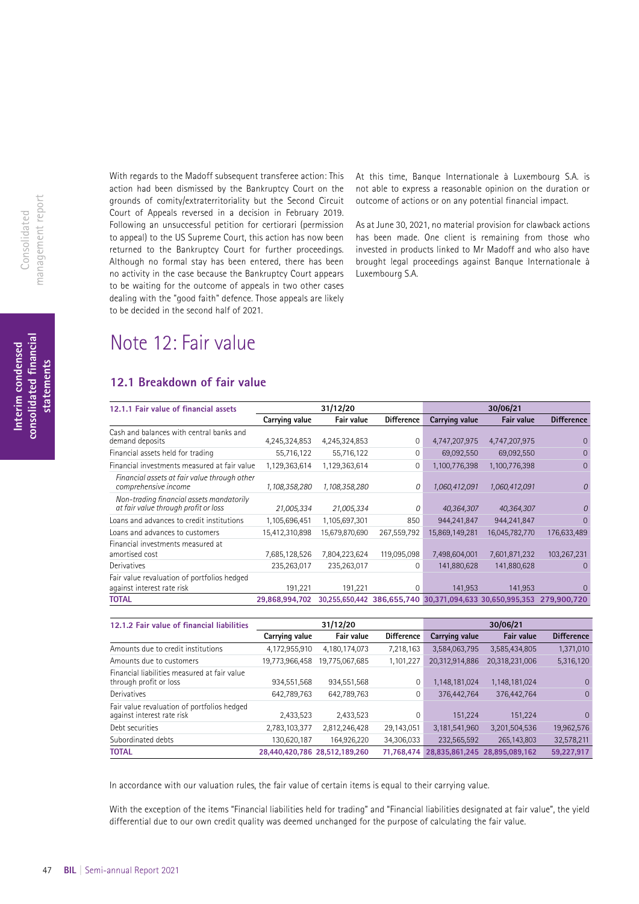With regards to the Madoff subsequent transferee action: This action had been dismissed by the Bankruptcy Court on the grounds of comity/extraterritoriality but the Second Circuit Court of Appeals reversed in a decision in February 2019. Following an unsuccessful petition for certiorari (permission to appeal) to the US Supreme Court, this action has now been returned to the Bankruptcy Court for further proceedings. Although no formal stay has been entered, there has been no activity in the case because the Bankruptcy Court appears to be waiting for the outcome of appeals in two other cases dealing with the "good faith" defence. Those appeals are likely to be decided in the second half of 2021.

At this time, Banque Internationale à Luxembourg S.A. is not able to express a reasonable opinion on the duration or outcome of actions or on any potential financial impact.

As at June 30, 2021, no material provision for clawback actions has been made. One client is remaining from those who invested in products linked to Mr Madoff and who also have brought legal proceedings against Banque Internationale à Luxembourg S.A.

# Note 12: Fair value

## 12.1 Breakdown of fair value

| 12.1.1 Fair value of financial assets | 31/12/20 | | | 30/06/21 | | |
|---|---|---|---|---|---|---|
| | Carrying value | Fair value | Difference | Carrying value | Fair value | Difference |
| Cash and balances with central banks and demand deposits | 4,245,324,853 | 4,245,324,853 | 0 | 4,747,207,975 | 4,747,207,975 | 0 |
| Financial assets held for trading | 55,716,122 | 55,716,122 | 0 | 69,092,550 | 69,092,550 | 0 |
| Financial investments measured at fair value | 1,129,363,614 | 1,129,363,614 | 0 | 1,100,776,398 | 1,100,776,398 | 0 |
| *Financial assets at fair value through other comprehensive income* | *1,108,358,280* | *1,108,358,280* | *0* | *1,060,412,091* | *1,060,412,091* | *0* |
| *Non-trading financial assets mandatorily at fair value through profit or loss* | *21,005,334* | *21,005,334* | *0* | *40,364,307* | *40,364,307* | *0* |
| Loans and advances to credit institutions | 1,105,696,451 | 1,105,697,301 | 850 | 944,241,847 | 944,241,847 | 0 |
| Loans and advances to customers | 15,412,310,898 | 15,679,870,690 | 267,559,792 | 15,869,149,281 | 16,045,782,770 | 176,633,489 |
| Financial investments measured at amortised cost | 7,685,128,526 | 7,804,223,624 | 119,095,098 | 7,498,604,001 | 7,601,871,232 | 103,267,231 |
| Derivatives | 235,263,017 | 235,263,017 | 0 | 141,880,628 | 141,880,628 | 0 |
| Fair value revaluation of portfolios hedged against interest rate risk | 191,221 | 191,221 | 0 | 141,953 | 141,953 | 0 |
| **TOTAL** | **29,868,994,702** | **30,255,650,442** | **386,655,740** | **30,371,094,633** | **30,650,995,353** | **279,900,720** |

| 12.1.2 Fair value of financial liabilities | 31/12/20 | | | 30/06/21 | | |
|---|---|---|---|---|---|---|
| | Carrying value | Fair value | Difference | Carrying value | Fair value | Difference |
| Amounts due to credit institutions | 4,172,955,910 | 4,180,174,073 | 7,218,163 | 3,584,063,795 | 3,585,434,805 | 1,371,010 |
| Amounts due to customers | 19,773,966,458 | 19,775,067,685 | 1,101,227 | 20,312,914,886 | 20,318,231,006 | 5,316,120 |
| Financial liabilities measured at fair value through profit or loss | 934,551,568 | 934,551,568 | 0 | 1,148,181,024 | 1,148,181,024 | 0 |
| Derivatives | 642,789,763 | 642,789,763 | 0 | 376,442,764 | 376,442,764 | 0 |
| Fair value revaluation of portfolios hedged against interest rate risk | 2,433,523 | 2,433,523 | 0 | 151,224 | 151,224 | 0 |
| Debt securities | 2,783,103,377 | 2,812,246,428 | 29,143,051 | 3,181,541,960 | 3,201,504,536 | 19,962,576 |
| Subordinated debts | 130,620,187 | 164,926,220 | 34,306,033 | 232,565,592 | 265,143,803 | 32,578,211 |
| **TOTAL** | **28,440,420,786** | **28,512,189,260** | **71,768,474** | **28,835,861,245** | **28,895,089,162** | **59,227,917** |

In accordance with our valuation rules, the fair value of certain items is equal to their carrying value.

With the exception of the items "Financial liabilities held for trading" and "Financial liabilities designated at fair value", the yield differential due to our own credit quality was deemed unchanged for the purpose of calculating the fair value.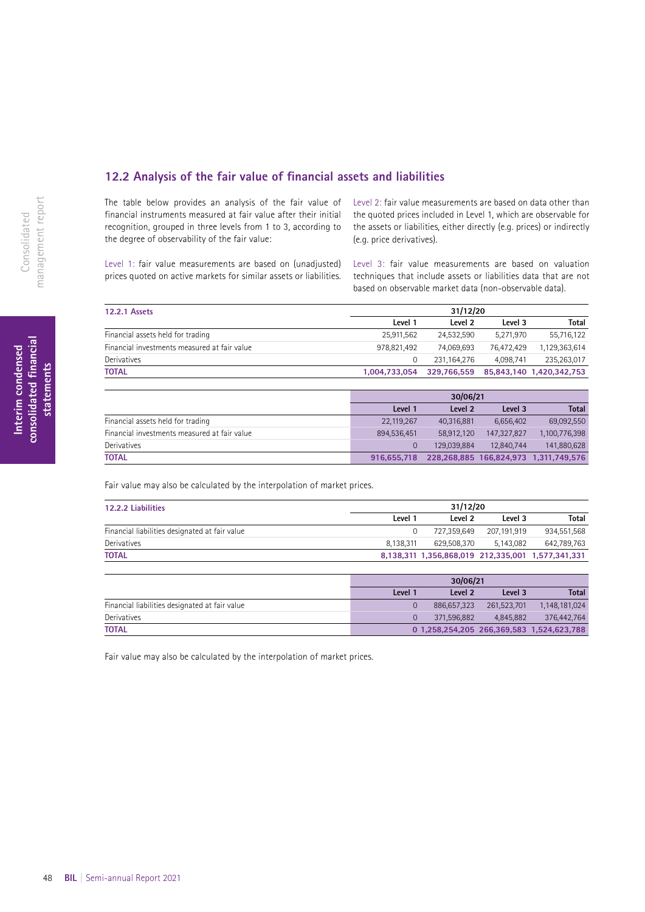## 12.2 Analysis of the fair value of financial assets and liabilities

The table below provides an analysis of the fair value of financial instruments measured at fair value after their initial recognition, grouped in three levels from 1 to 3, according to the degree of observability of the fair value:

Level 1: fair value measurements are based on (unadjusted) prices quoted on active markets for similar assets or liabilities.

Level 2: fair value measurements are based on data other than the quoted prices included in Level 1, which are observable for the assets or liabilities, either directly (e.g. prices) or indirectly (e.g. price derivatives).

Level 3: fair value measurements are based on valuation techniques that include assets or liabilities data that are not based on observable market data (non-observable data).

| 12.2.1 Assets | 31/12/20 | | | |
|---|---|---|---|---|
| | Level 1 | Level 2 | Level 3 | Total |
| Financial assets held for trading | 25,911,562 | 24,532,590 | 5,271,970 | 55,716,122 |
| Financial investments measured at fair value | 978,821,492 | 74,069,693 | 76,472,429 | 1,129,363,614 |
| Derivatives | 0 | 231,164,276 | 4,098,741 | 235,263,017 |
| **TOTAL** | **1,004,733,054** | **329,766,559** | **85,843,140** | **1,420,342,753** |

| | 30/06/21 | | | |
|---|---|---|---|---|
| | Level 1 | Level 2 | Level 3 | Total |
| Financial assets held for trading | 22,119,267 | 40,316,881 | 6,656,402 | 69,092,550 |
| Financial investments measured at fair value | 894,536,451 | 58,912,120 | 147,327,827 | 1,100,776,398 |
| Derivatives | 0 | 129,039,884 | 12,840,744 | 141,880,628 |
| **TOTAL** | **916,655,718** | **228,268,885** | **166,824,973** | **1,311,749,576** |

Fair value may also be calculated by the interpolation of market prices.

| 12.2.2 Liabilities | 31/12/20 | | | |
|---|---|---|---|---|
| | Level 1 | Level 2 | Level 3 | Total |
| Financial liabilities designated at fair value | 0 | 727,359,649 | 207,191,919 | 934,551,568 |
| Derivatives | 8,138,311 | 629,508,370 | 5,143,082 | 642,789,763 |
| **TOTAL** | **8,138,311** | **1,356,868,019** | **212,335,001** | **1,577,341,331** |

| | 30/06/21 | | | |
|---|---|---|---|---|
| | Level 1 | Level 2 | Level 3 | Total |
| Financial liabilities designated at fair value | 0 | 886,657,323 | 261,523,701 | 1,148,181,024 |
| Derivatives | 0 | 371,596,882 | 4,845,882 | 376,442,764 |
| **TOTAL** | **0** | **1,258,254,205** | **266,369,583** | **1,524,623,788** |

Fair value may also be calculated by the interpolation of market prices.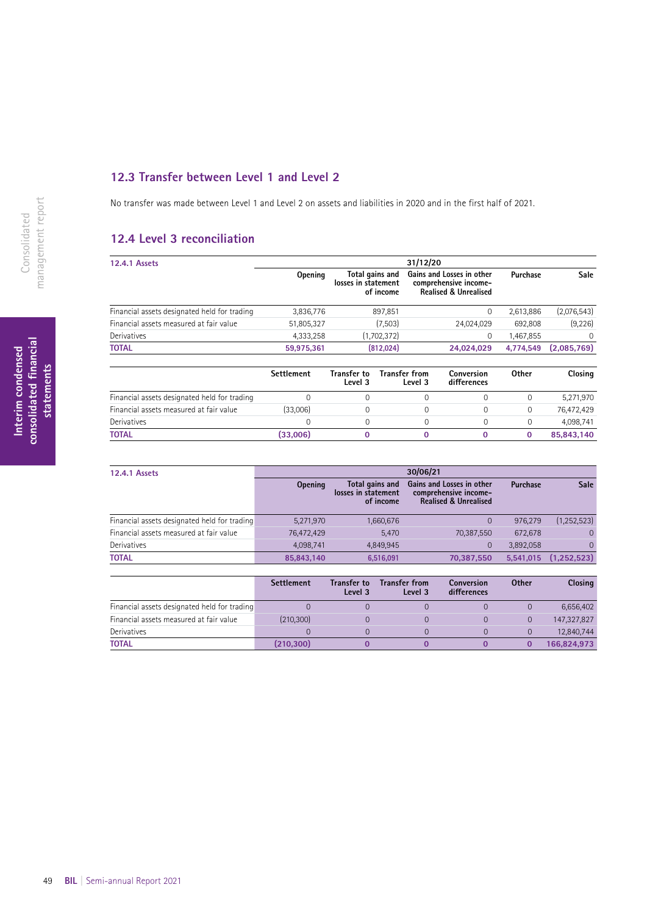## 12.3 Transfer between Level 1 and Level 2

No transfer was made between Level 1 and Level 2 on assets and liabilities in 2020 and in the first half of 2021.

## 12.4 Level 3 reconciliation

| 12.4.1 Assets | 31/12/20 | | | | |
|---|---|---|---|---|---|
| | Opening | Total gains and losses in statement of income | Gains and Losses in other comprehensive income- Realised & Unrealised | Purchase | Sale |
| Financial assets designated held for trading | 3,836,776 | 897,851 | 0 | 2,613,886 | (2,076,543) |
| Financial assets measured at fair value | 51,805,327 | (7,503) | 24,024,029 | 692,808 | (9,226) |
| Derivatives | 4,333,258 | (1,702,372) | 0 | 1,467,855 | 0 |
| **TOTAL** | **59,975,361** | **(812,024)** | **24,024,029** | **4,774,549** | **(2,085,769)** |

| | Settlement | Transfer to Level 3 | Transfer from Level 3 | Conversion differences | Other | Closing |
|---|---|---|---|---|---|---|
| Financial assets designated held for trading | 0 | 0 | 0 | 0 | 0 | 5,271,970 |
| Financial assets measured at fair value | (33,006) | 0 | 0 | 0 | 0 | 76,472,429 |
| Derivatives | 0 | 0 | 0 | 0 | 0 | 4,098,741 |
| **TOTAL** | **(33,006)** | **0** | **0** | **0** | **0** | **85,843,140** |

| 12.4.1 Assets | 30/06/21 | | | | |
|---|---|---|---|---|---|
| | Opening | Total gains and losses in statement of income | Gains and Losses in other comprehensive income- Realised & Unrealised | Purchase | Sale |
| Financial assets designated held for trading | 5,271,970 | 1,660,676 | 0 | 976,279 | (1,252,523) |
| Financial assets measured at fair value | 76,472,429 | 5,470 | 70,387,550 | 672,678 | 0 |
| Derivatives | 4,098,741 | 4,849,945 | 0 | 3,892,058 | 0 |
| **TOTAL** | **85,843,140** | **6,516,091** | **70,387,550** | **5,541,015** | **(1,252,523)** |

| | Settlement | Transfer to Level 3 | Transfer from Level 3 | Conversion differences | Other | Closing |
|---|---|---|---|---|---|---|
| Financial assets designated held for trading | 0 | 0 | 0 | 0 | 0 | 6,656,402 |
| Financial assets measured at fair value | (210,300) | 0 | 0 | 0 | 0 | 147,327,827 |
| Derivatives | 0 | 0 | 0 | 0 | 0 | 12,840,744 |
| **TOTAL** | **(210,300)** | **0** | **0** | **0** | **0** | **166,824,973** |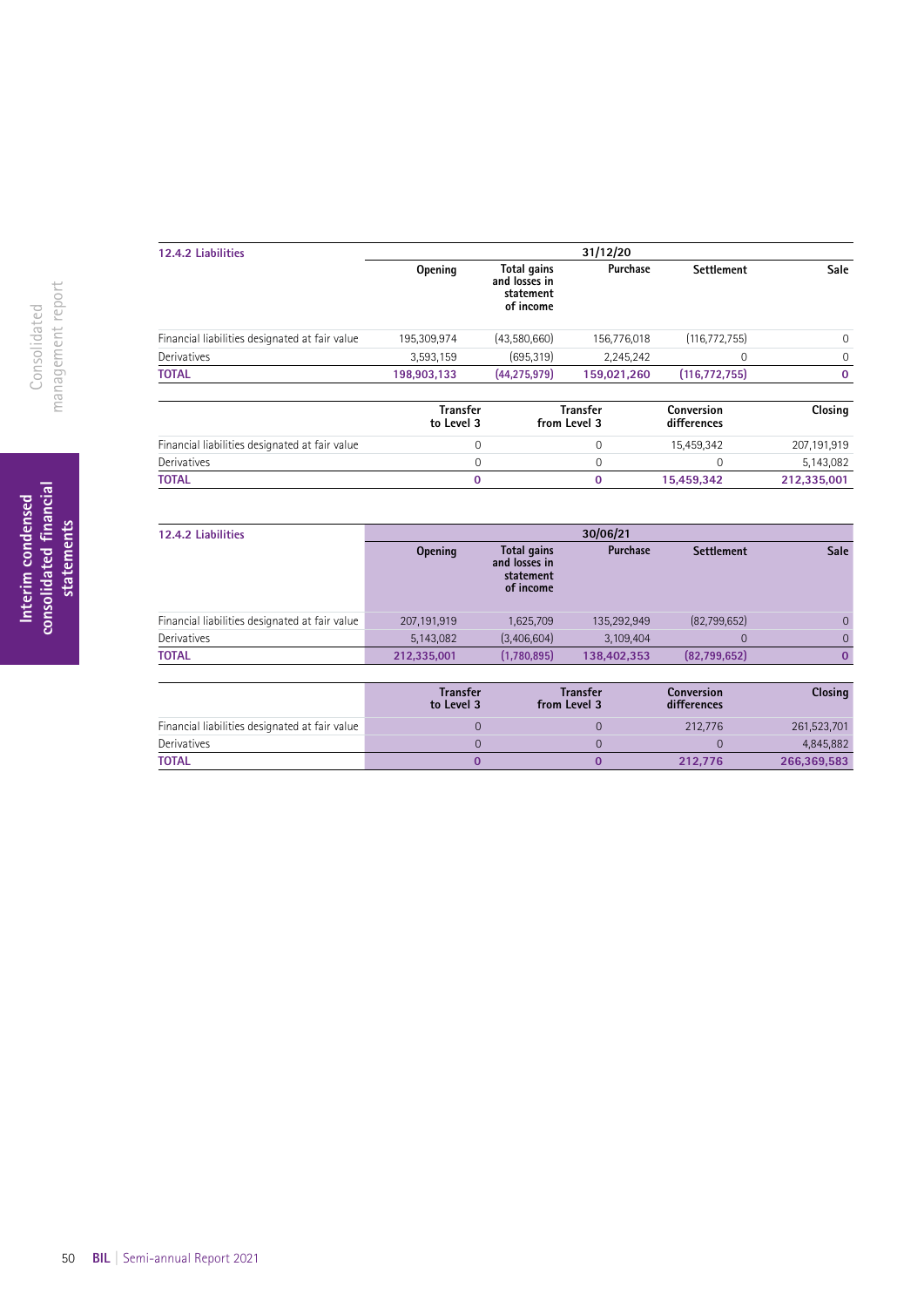### 12.4.2 Liabilities

| | 31/12/20 | | | | |
|---|---|---|---|---|---|
| | Opening | Total gains and losses in statement of income | Purchase | Settlement | Sale |
| Financial liabilities designated at fair value | 195,309,974 | (43,580,660) | 156,776,018 | (116,772,755) | 0 |
| Derivatives | 3,593,159 | (695,319) | 2,245,242 | 0 | 0 |
| **TOTAL** | **198,903,133** | **(44,275,979)** | **159,021,260** | **(116,772,755)** | **0** |

| | Transfer to Level 3 | Transfer from Level 3 | Conversion differences | Closing |
|---|---|---|---|---|
| Financial liabilities designated at fair value | 0 | 0 | 15,459,342 | 207,191,919 |
| Derivatives | 0 | 0 | 0 | 5,143,082 |
| **TOTAL** | **0** | **0** | **15,459,342** | **212,335,001** |

### 12.4.2 Liabilities

| | 30/06/21 | | | | |
|---|---|---|---|---|---|
| | Opening | Total gains and losses in statement of income | Purchase | Settlement | Sale |
| Financial liabilities designated at fair value | 207,191,919 | 1,625,709 | 135,292,949 | (82,799,652) | 0 |
| Derivatives | 5,143,082 | (3,406,604) | 3,109,404 | 0 | 0 |
| **TOTAL** | **212,335,001** | **(1,780,895)** | **138,402,353** | **(82,799,652)** | **0** |

| | Transfer to Level 3 | Transfer from Level 3 | Conversion differences | Closing |
|---|---|---|---|---|
| Financial liabilities designated at fair value | 0 | 0 | 212,776 | 261,523,701 |
| Derivatives | 0 | 0 | 0 | 4,845,882 |
| **TOTAL** | **0** | **0** | **212,776** | **266,369,583** |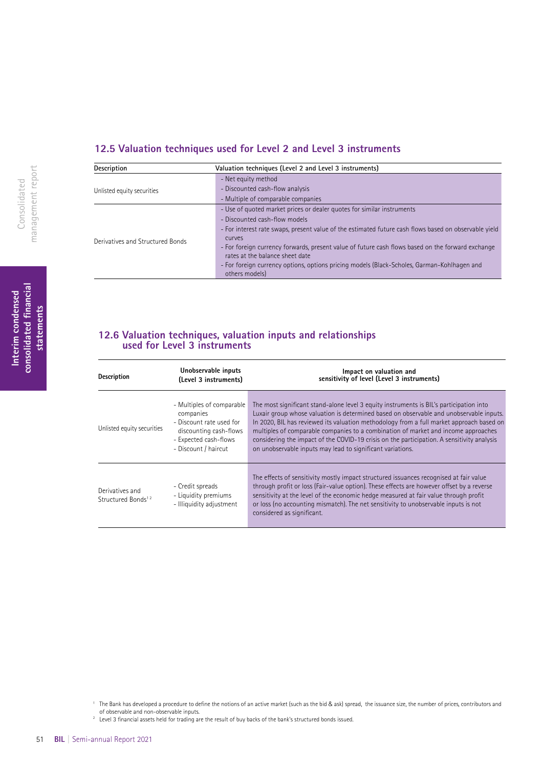## 12.5 Valuation techniques used for Level 2 and Level 3 instruments

| Description | Valuation techniques (Level 2 and Level 3 instruments) |
|---|---|
| Unlisted equity securities | - Net equity method<br>- Discounted cash-flow analysis<br>- Multiple of comparable companies |
| Derivatives and Structured Bonds | - Use of quoted market prices or dealer quotes for similar instruments<br>- Discounted cash-flow models<br>- For interest rate swaps, present value of the estimated future cash flows based on observable yield curves<br>- For foreign currency forwards, present value of future cash flows based on the forward exchange rates at the balance sheet date<br>- For foreign currency options, options pricing models (Black-Scholes, Garman-Kohlhagen and others models) |

## 12.6 Valuation techniques, valuation inputs and relationships used for Level 3 instruments

| Description | Unobservable inputs (Level 3 instruments) | Impact on valuation and sensitivity of level (Level 3 instruments) |
|---|---|---|
| Unlisted equity securities | - Multiples of comparable companies<br>- Discount rate used for discounting cash-flows<br>- Expected cash-flows<br>- Discount / haircut | The most significant stand-alone level 3 equity instruments is BIL's participation into Luxair group whose valuation is determined based on observable and unobservable inputs. In 2020, BIL has reviewed its valuation methodology from a full market approach based on multiples of comparable companies to a combination of market and income approaches considering the impact of the COVID-19 crisis on the participation. A sensitivity analysis on unobservable inputs may lead to significant variations. |
| Derivatives and Structured Bonds[1 2] | - Credit spreads<br>- Liquidity premiums<br>- Illiquidity adjustment | The effects of sensitivity mostly impact structured issuances recognised at fair value through profit or loss (Fair-value option). These effects are however offset by a reverse sensitivity at the level of the economic hedge measured at fair value through profit or loss (no accounting mismatch). The net sensitivity to unobservable inputs is not considered as significant. |

[1] The Bank has developed a procedure to define the notions of an active market (such as the bid & ask) spread, the issuance size, the number of prices, contributors and of observable and non-observable inputs.

[2] Level 3 financial assets held for trading are the result of buy backs of the bank's structured bonds issued.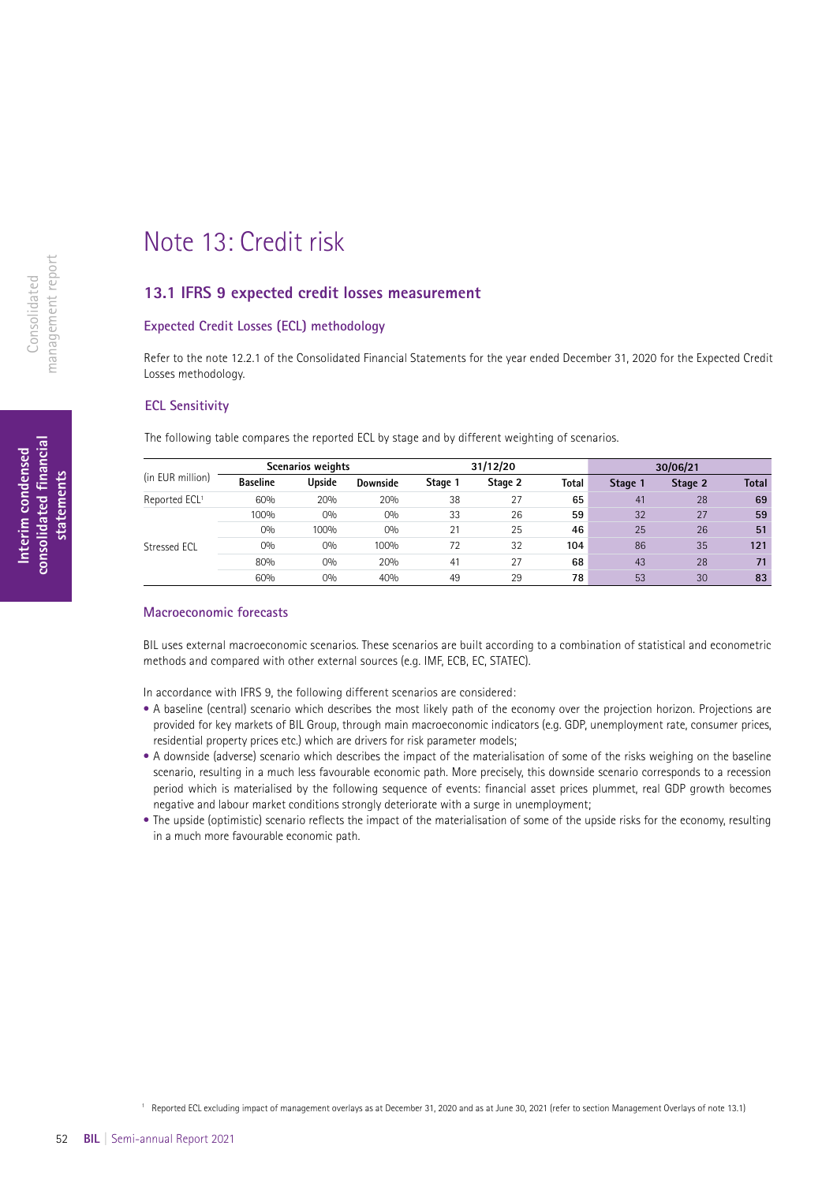# Note 13: Credit risk

## 13.1 IFRS 9 expected credit losses measurement

### Expected Credit Losses (ECL) methodology

Refer to the note 12.2.1 of the Consolidated Financial Statements for the year ended December 31, 2020 for the Expected Credit Losses methodology.

### ECL Sensitivity

The following table compares the reported ECL by stage and by different weighting of scenarios.

| (in EUR million) | Scenarios weights | | | 31/12/20 | | | 30/06/21 | | |
|---|---|---|---|---|---|---|---|---|---|
| | **Baseline** | **Upside** | **Downside** | **Stage 1** | **Stage 2** | **Total** | **Stage 1** | **Stage 2** | **Total** |
| Reported ECL[1] | 60% | 20% | 20% | 38 | 27 | **65** | 41 | 28 | **69** |
| Stressed ECL | 100% | 0% | 0% | 33 | 26 | **59** | 32 | 27 | **59** |
| | 0% | 100% | 0% | 21 | 25 | **46** | 25 | 26 | **51** |
| | 0% | 0% | 100% | 72 | 32 | **104** | 86 | 35 | **121** |
| | 80% | 0% | 20% | 41 | 27 | **68** | 43 | 28 | **71** |
| | 60% | 0% | 40% | 49 | 29 | **78** | 53 | 30 | **83** |

### Macroeconomic forecasts

BIL uses external macroeconomic scenarios. These scenarios are built according to a combination of statistical and econometric methods and compared with other external sources (e.g. IMF, ECB, EC, STATEC).

In accordance with IFRS 9, the following different scenarios are considered:

- A baseline (central) scenario which describes the most likely path of the economy over the projection horizon. Projections are provided for key markets of BIL Group, through main macroeconomic indicators (e.g. GDP, unemployment rate, consumer prices, residential property prices etc.) which are drivers for risk parameter models;
- A downside (adverse) scenario which describes the impact of the materialisation of some of the risks weighing on the baseline scenario, resulting in a much less favourable economic path. More precisely, this downside scenario corresponds to a recession period which is materialised by the following sequence of events: financial asset prices plummet, real GDP growth becomes negative and labour market conditions strongly deteriorate with a surge in unemployment;
- The upside (optimistic) scenario reflects the impact of the materialisation of some of the upside risks for the economy, resulting in a much more favourable economic path.

[1] Reported ECL excluding impact of management overlays as at December 31, 2020 and as at June 30, 2021 (refer to section Management Overlays of note 13.1)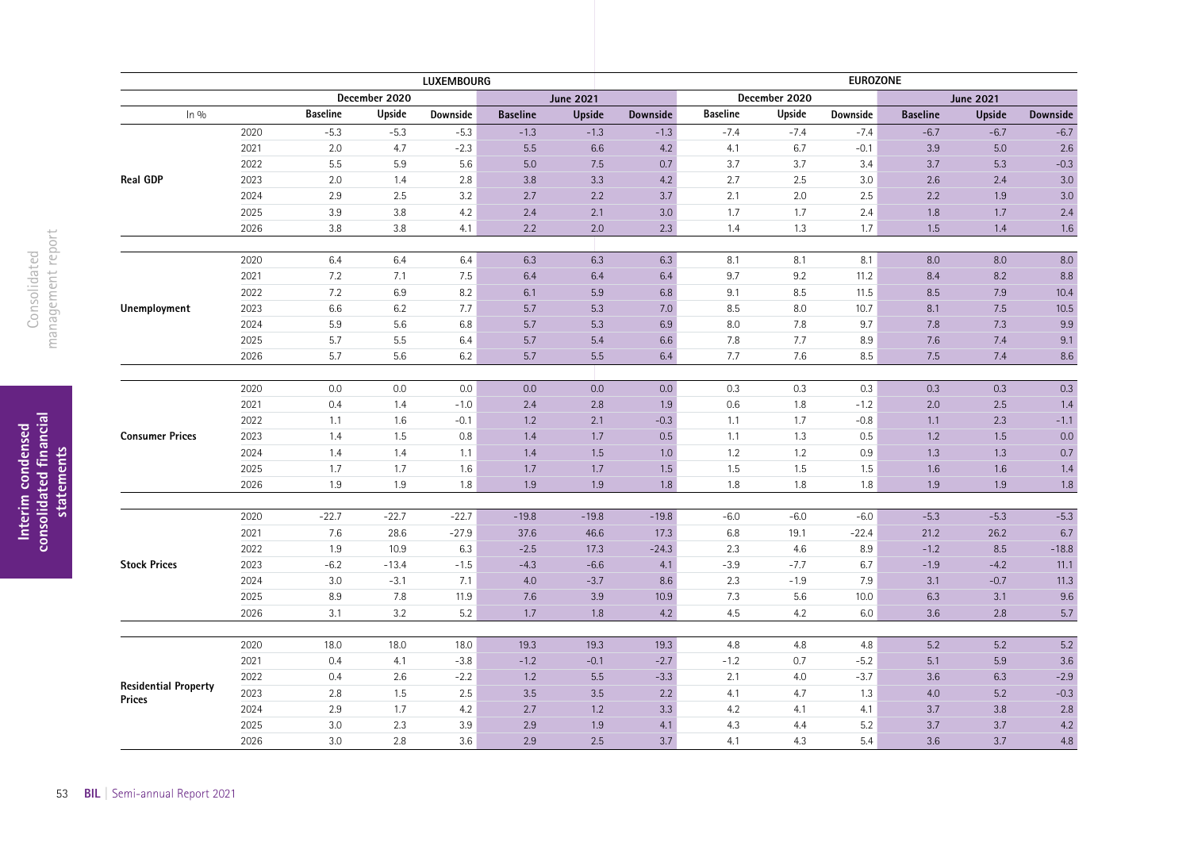| In % | | LUXEMBOURG | | | | | | EUROZONE | | | | | |
|---|---|---|---|---|---|---|---|---|---|---|---|---|---|
| | | December 2020 | | | June 2021 | | | December 2020 | | | June 2021 | | |
| | | Baseline | Upside | Downside | Baseline | Upside | Downside | Baseline | Upside | Downside | Baseline | Upside | Downside |
| Real GDP | 2020 | -5.3 | -5.3 | -5.3 | -1.3 | -1.3 | -1.3 | -7.4 | -7.4 | -7.4 | -6.7 | -6.7 | -6.7 |
| | 2021 | 2.0 | 4.7 | -2.3 | 5.5 | 6.6 | 4.2 | 4.1 | 6.7 | -0.1 | 3.9 | 5.0 | 2.6 |
| | 2022 | 5.5 | 5.9 | 5.6 | 5.0 | 7.5 | 0.7 | 3.7 | 3.7 | 3.4 | 3.7 | 5.3 | -0.3 |
| | 2023 | 2.0 | 1.4 | 2.8 | 3.8 | 3.3 | 4.2 | 2.7 | 2.5 | 3.0 | 2.6 | 2.4 | 3.0 |
| | 2024 | 2.9 | 2.5 | 3.2 | 2.7 | 2.2 | 3.7 | 2.1 | 2.0 | 2.5 | 2.2 | 1.9 | 3.0 |
| | 2025 | 3.9 | 3.8 | 4.2 | 2.4 | 2.1 | 3.0 | 1.7 | 1.7 | 2.4 | 1.8 | 1.7 | 2.4 |
| | 2026 | 3.8 | 3.8 | 4.1 | 2.2 | 2.0 | 2.3 | 1.4 | 1.3 | 1.7 | 1.5 | 1.4 | 1.6 |
| Unemployment | 2020 | 6.4 | 6.4 | 6.4 | 6.3 | 6.3 | 6.3 | 8.1 | 8.1 | 8.1 | 8.0 | 8.0 | 8.0 |
| | 2021 | 7.2 | 7.1 | 7.5 | 6.4 | 6.4 | 6.4 | 9.7 | 9.2 | 11.2 | 8.4 | 8.2 | 8.8 |
| | 2022 | 7.2 | 6.9 | 8.2 | 6.1 | 5.9 | 6.8 | 9.1 | 8.5 | 11.5 | 8.5 | 7.9 | 10.4 |
| | 2023 | 6.6 | 6.2 | 7.7 | 5.7 | 5.3 | 7.0 | 8.5 | 8.0 | 10.7 | 8.1 | 7.5 | 10.5 |
| | 2024 | 5.9 | 5.6 | 6.8 | 5.7 | 5.3 | 6.9 | 8.0 | 7.8 | 9.7 | 7.8 | 7.3 | 9.9 |
| | 2025 | 5.7 | 5.5 | 6.4 | 5.7 | 5.4 | 6.6 | 7.8 | 7.7 | 8.9 | 7.6 | 7.4 | 9.1 |
| | 2026 | 5.7 | 5.6 | 6.2 | 5.7 | 5.5 | 6.4 | 7.7 | 7.6 | 8.5 | 7.5 | 7.4 | 8.6 |
| Consumer Prices | 2020 | 0.0 | 0.0 | 0.0 | 0.0 | 0.0 | 0.0 | 0.3 | 0.3 | 0.3 | 0.3 | 0.3 | 0.3 |
| | 2021 | 0.4 | 1.4 | -1.0 | 2.4 | 2.8 | 1.9 | 0.6 | 1.8 | -1.2 | 2.0 | 2.5 | 1.4 |
| | 2022 | 1.1 | 1.6 | -0.1 | 1.2 | 2.1 | -0.3 | 1.1 | 1.7 | -0.8 | 1.1 | 2.3 | -1.1 |
| | 2023 | 1.4 | 1.5 | 0.8 | 1.4 | 1.7 | 0.5 | 1.1 | 1.3 | 0.5 | 1.2 | 1.5 | 0.0 |
| | 2024 | 1.4 | 1.4 | 1.1 | 1.4 | 1.5 | 1.0 | 1.2 | 1.2 | 0.9 | 1.3 | 1.3 | 0.7 |
| | 2025 | 1.7 | 1.7 | 1.6 | 1.7 | 1.7 | 1.5 | 1.5 | 1.5 | 1.5 | 1.6 | 1.6 | 1.4 |
| | 2026 | 1.9 | 1.9 | 1.8 | 1.9 | 1.9 | 1.8 | 1.8 | 1.8 | 1.8 | 1.9 | 1.9 | 1.8 |
| Stock Prices | 2020 | -22.7 | -22.7 | -22.7 | -19.8 | -19.8 | -19.8 | -6.0 | -6.0 | -6.0 | -5.3 | -5.3 | -5.3 |
| | 2021 | 7.6 | 28.6 | -27.9 | 37.6 | 46.6 | 17.3 | 6.8 | 19.1 | -22.4 | 21.2 | 26.2 | 6.7 |
| | 2022 | 1.9 | 10.9 | 6.3 | -2.5 | 17.3 | -24.3 | 2.3 | 4.6 | 8.9 | -1.2 | 8.5 | -18.8 |
| | 2023 | -6.2 | -13.4 | -1.5 | -4.3 | -6.6 | 4.1 | -3.9 | -7.7 | 6.7 | -1.9 | -4.2 | 11.1 |
| | 2024 | 3.0 | -3.1 | 7.1 | 4.0 | -3.7 | 8.6 | 2.3 | -1.9 | 7.9 | 3.1 | -0.7 | 11.3 |
| | 2025 | 8.9 | 7.8 | 11.9 | 7.6 | 3.9 | 10.9 | 7.3 | 5.6 | 10.0 | 6.3 | 3.1 | 9.6 |
| | 2026 | 3.1 | 3.2 | 5.2 | 1.7 | 1.8 | 4.2 | 4.5 | 4.2 | 6.0 | 3.6 | 2.8 | 5.7 |
| Residential Property Prices | 2020 | 18.0 | 18.0 | 18.0 | 19.3 | 19.3 | 19.3 | 4.8 | 4.8 | 4.8 | 5.2 | 5.2 | 5.2 |
| | 2021 | 0.4 | 4.1 | -3.8 | -1.2 | -0.1 | -2.7 | -1.2 | 0.7 | -5.2 | 5.1 | 5.9 | 3.6 |
| | 2022 | 0.4 | 2.6 | -2.2 | 1.2 | 5.5 | -3.3 | 2.1 | 4.0 | -3.7 | 3.6 | 6.3 | -2.9 |
| | 2023 | 2.8 | 1.5 | 2.5 | 3.5 | 3.5 | 2.2 | 4.1 | 4.7 | 1.3 | 4.0 | 5.2 | -0.3 |
| | 2024 | 2.9 | 1.7 | 4.2 | 2.7 | 1.2 | 3.3 | 4.2 | 4.1 | 4.1 | 3.7 | 3.8 | 2.8 |
| | 2025 | 3.0 | 2.3 | 3.9 | 2.9 | 1.9 | 4.1 | 4.3 | 4.4 | 5.2 | 3.7 | 3.7 | 4.2 |
| | 2026 | 3.0 | 2.8 | 3.6 | 2.9 | 2.5 | 3.7 | 4.1 | 4.3 | 5.4 | 3.6 | 3.7 | 4.8 |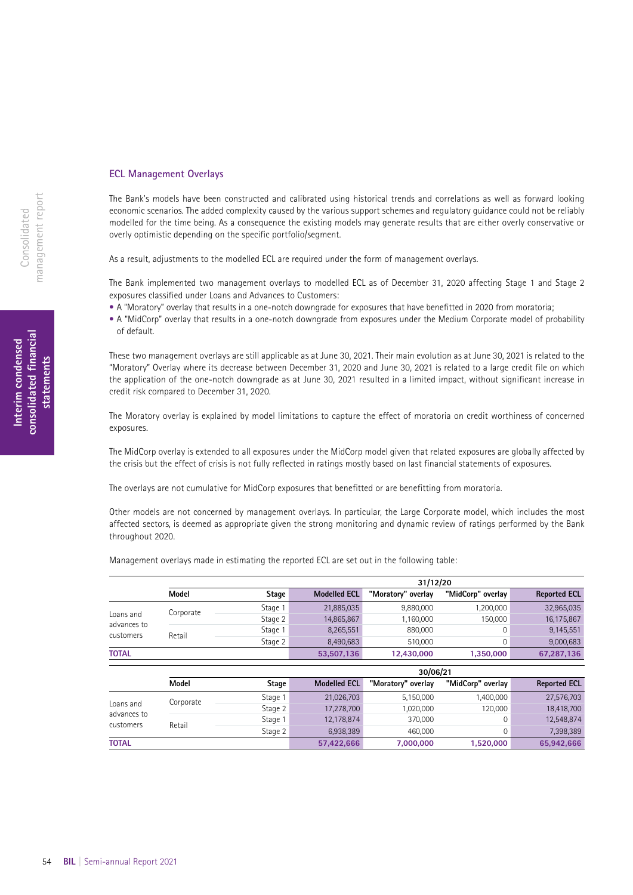## ECL Management Overlays

The Bank's models have been constructed and calibrated using historical trends and correlations as well as forward looking economic scenarios. The added complexity caused by the various support schemes and regulatory guidance could not be reliably modelled for the time being. As a consequence the existing models may generate results that are either overly conservative or overly optimistic depending on the specific portfolio/segment.

As a result, adjustments to the modelled ECL are required under the form of management overlays.

The Bank implemented two management overlays to modelled ECL as of December 31, 2020 affecting Stage 1 and Stage 2 exposures classified under Loans and Advances to Customers:

- A "Moratory" overlay that results in a one-notch downgrade for exposures that have benefitted in 2020 from moratoria;
- A "MidCorp" overlay that results in a one-notch downgrade from exposures under the Medium Corporate model of probability of default.

These two management overlays are still applicable as at June 30, 2021. Their main evolution as at June 30, 2021 is related to the "Moratory" Overlay where its decrease between December 31, 2020 and June 30, 2021 is related to a large credit file on which the application of the one-notch downgrade as at June 30, 2021 resulted in a limited impact, without significant increase in credit risk compared to December 31, 2020.

The Moratory overlay is explained by model limitations to capture the effect of moratoria on credit worthiness of concerned exposures.

The MidCorp overlay is extended to all exposures under the MidCorp model given that related exposures are globally affected by the crisis but the effect of crisis is not fully reflected in ratings mostly based on last financial statements of exposures.

The overlays are not cumulative for MidCorp exposures that benefitted or are benefitting from moratoria.

Other models are not concerned by management overlays. In particular, the Large Corporate model, which includes the most affected sectors, is deemed as appropriate given the strong monitoring and dynamic review of ratings performed by the Bank throughout 2020.

Management overlays made in estimating the reported ECL are set out in the following table:

| | | | 31/12/20 | | | |
|---|---|---|---|---|---|---|
| | **Model** | **Stage** | **Modelled ECL** | **"Moratory" overlay** | **"MidCorp" overlay** | **Reported ECL** |
| Loans and advances to customers | Corporate | Stage 1 | 21,885,035 | 9,880,000 | 1,200,000 | 32,965,035 |
| | | Stage 2 | 14,865,867 | 1,160,000 | 150,000 | 16,175,867 |
| | Retail | Stage 1 | 8,265,551 | 880,000 | 0 | 9,145,551 |
| | | Stage 2 | 8,490,683 | 510,000 | 0 | 9,000,683 |
| **TOTAL** | | | **53,507,136** | **12,430,000** | **1,350,000** | **67,287,136** |

| | | | 30/06/21 | | | |
|---|---|---|---|---|---|---|
| | **Model** | **Stage** | **Modelled ECL** | **"Moratory" overlay** | **"MidCorp" overlay** | **Reported ECL** |
| Loans and advances to customers | Corporate | Stage 1 | 21,026,703 | 5,150,000 | 1,400,000 | 27,576,703 |
| | | Stage 2 | 17,278,700 | 1,020,000 | 120,000 | 18,418,700 |
| | Retail | Stage 1 | 12,178,874 | 370,000 | 0 | 12,548,874 |
| | | Stage 2 | 6,938,389 | 460,000 | 0 | 7,398,389 |
| **TOTAL** | | | **57,422,666** | **7,000,000** | **1,520,000** | **65,942,666** |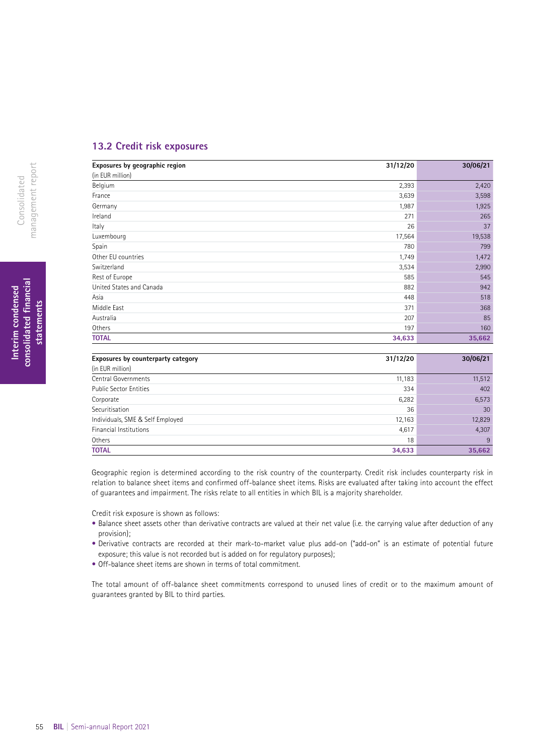## 13.2 Credit risk exposures

| Exposures by geographic region (in EUR million) | 31/12/20 | 30/06/21 |
|---|---|---|
| Belgium | 2,393 | 2,420 |
| France | 3,639 | 3,598 |
| Germany | 1,987 | 1,925 |
| Ireland | 271 | 265 |
| Italy | 26 | 37 |
| Luxembourg | 17,564 | 19,538 |
| Spain | 780 | 799 |
| Other EU countries | 1,749 | 1,472 |
| Switzerland | 3,534 | 2,990 |
| Rest of Europe | 585 | 545 |
| United States and Canada | 882 | 942 |
| Asia | 448 | 518 |
| Middle East | 371 | 368 |
| Australia | 207 | 85 |
| Others | 197 | 160 |
| **TOTAL** | **34,633** | **35,662** |

| Exposures by counterparty category (in EUR million) | 31/12/20 | 30/06/21 |
|---|---|---|
| Central Governments | 11,183 | 11,512 |
| Public Sector Entities | 334 | 402 |
| Corporate | 6,282 | 6,573 |
| Securitisation | 36 | 30 |
| Individuals, SME & Self Employed | 12,163 | 12,829 |
| Financial Institutions | 4,617 | 4,307 |
| Others | 18 | 9 |
| **TOTAL** | **34,633** | **35,662** |

Geographic region is determined according to the risk country of the counterparty. Credit risk includes counterparty risk in relation to balance sheet items and confirmed off-balance sheet items. Risks are evaluated after taking into account the effect of guarantees and impairment. The risks relate to all entities in which BIL is a majority shareholder.

Credit risk exposure is shown as follows:

- Balance sheet assets other than derivative contracts are valued at their net value (i.e. the carrying value after deduction of any provision);
- Derivative contracts are recorded at their mark-to-market value plus add-on ("add-on" is an estimate of potential future exposure; this value is not recorded but is added on for regulatory purposes);
- Off-balance sheet items are shown in terms of total commitment.

The total amount of off-balance sheet commitments correspond to unused lines of credit or to the maximum amount of guarantees granted by BIL to third parties.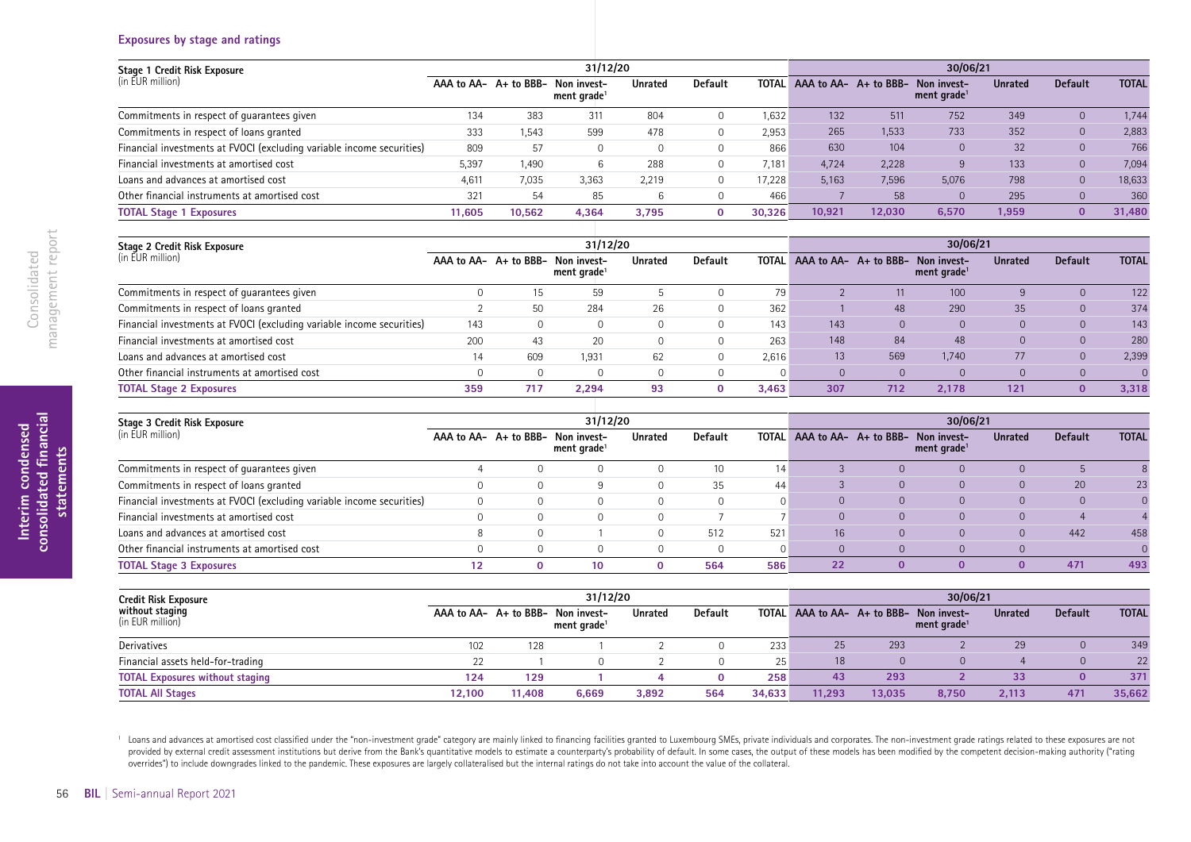### Exposures by stage and ratings

| Stage 1 Credit Risk Exposure (in EUR million) | 31/12/20 | | | | | | 30/06/21 | | | | | |
|---|---|---|---|---|---|---|---|---|---|---|---|---|
| | AAA to AA- | A+ to BBB- | Non investment grade[1] | Unrated | Default | TOTAL | AAA to AA- | A+ to BBB- | Non investment grade[1] | Unrated | Default | TOTAL |
| Commitments in respect of guarantees given | 134 | 383 | 311 | 804 | 0 | 1,632 | 132 | 511 | 752 | 349 | 0 | 1,744 |
| Commitments in respect of loans granted | 333 | 1,543 | 599 | 478 | 0 | 2,953 | 265 | 1,533 | 733 | 352 | 0 | 2,883 |
| Financial investments at FVOCI (excluding variable income securities) | 809 | 57 | 0 | 0 | 0 | 866 | 630 | 104 | 0 | 32 | 0 | 766 |
| Financial investments at amortised cost | 5,397 | 1,490 | 6 | 288 | 0 | 7,181 | 4,724 | 2,228 | 9 | 133 | 0 | 7,094 |
| Loans and advances at amortised cost | 4,611 | 7,035 | 3,363 | 2,219 | 0 | 17,228 | 5,163 | 7,596 | 5,076 | 798 | 0 | 18,633 |
| Other financial instruments at amortised cost | 321 | 54 | 85 | 6 | 0 | 466 | 7 | 58 | 0 | 295 | 0 | 360 |
| **TOTAL Stage 1 Exposures** | **11,605** | **10,562** | **4,364** | **3,795** | **0** | **30,326** | **10,921** | **12,030** | **6,570** | **1,959** | **0** | **31,480** |

| Stage 2 Credit Risk Exposure (in EUR million) | 31/12/20 | | | | | | 30/06/21 | | | | | |
|---|---|---|---|---|---|---|---|---|---|---|---|---|
| | AAA to AA- | A+ to BBB- | Non investment grade[1] | Unrated | Default | TOTAL | AAA to AA- | A+ to BBB- | Non investment grade[1] | Unrated | Default | TOTAL |
| Commitments in respect of guarantees given | 0 | 15 | 59 | 5 | 0 | 79 | 2 | 11 | 100 | 9 | 0 | 122 |
| Commitments in respect of loans granted | 2 | 50 | 284 | 26 | 0 | 362 | 1 | 48 | 290 | 35 | 0 | 374 |
| Financial investments at FVOCI (excluding variable income securities) | 143 | 0 | 0 | 0 | 0 | 143 | 143 | 0 | 0 | 0 | 0 | 143 |
| Financial investments at amortised cost | 200 | 43 | 20 | 0 | 0 | 263 | 148 | 84 | 48 | 0 | 0 | 280 |
| Loans and advances at amortised cost | 14 | 609 | 1,931 | 62 | 0 | 2,616 | 13 | 569 | 1,740 | 77 | 0 | 2,399 |
| Other financial instruments at amortised cost | 0 | 0 | 0 | 0 | 0 | 0 | 0 | 0 | 0 | 0 | 0 | 0 |
| **TOTAL Stage 2 Exposures** | **359** | **717** | **2,294** | **93** | **0** | **3,463** | **307** | **712** | **2,178** | **121** | **0** | **3,318** |

| Stage 3 Credit Risk Exposure (in EUR million) | 31/12/20 | | | | | | 30/06/21 | | | | | |
|---|---|---|---|---|---|---|---|---|---|---|---|---|
| | AAA to AA- | A+ to BBB- | Non investment grade[1] | Unrated | Default | TOTAL | AAA to AA- | A+ to BBB- | Non investment grade[1] | Unrated | Default | TOTAL |
| Commitments in respect of guarantees given | 4 | 0 | 0 | 0 | 10 | 14 | 3 | 0 | 0 | 0 | 5 | 8 |
| Commitments in respect of loans granted | 0 | 0 | 9 | 0 | 35 | 44 | 3 | 0 | 0 | 0 | 20 | 23 |
| Financial investments at FVOCI (excluding variable income securities) | 0 | 0 | 0 | 0 | 0 | 0 | 0 | 0 | 0 | 0 | 0 | 0 |
| Financial investments at amortised cost | 0 | 0 | 0 | 0 | 7 | 7 | 0 | 0 | 0 | 0 | 4 | 4 |
| Loans and advances at amortised cost | 8 | 0 | 1 | 0 | 512 | 521 | 16 | 0 | 0 | 0 | 442 | 458 |
| Other financial instruments at amortised cost | 0 | 0 | 0 | 0 | 0 | 0 | 0 | 0 | 0 | 0 | | 0 |
| **TOTAL Stage 3 Exposures** | **12** | **0** | **10** | **0** | **564** | **586** | **22** | **0** | **0** | **0** | **471** | **493** |

| Credit Risk Exposure without staging (in EUR million) | 31/12/20 | | | | | | 30/06/21 | | | | | |
|---|---|---|---|---|---|---|---|---|---|---|---|---|
| | AAA to AA- | A+ to BBB- | Non investment grade[1] | Unrated | Default | TOTAL | AAA to AA- | A+ to BBB- | Non investment grade[1] | Unrated | Default | TOTAL |
| Derivatives | 102 | 128 | 1 | 2 | 0 | 233 | 25 | 293 | 2 | 29 | 0 | 349 |
| Financial assets held-for-trading | 22 | 1 | 0 | 2 | 0 | 25 | 18 | 0 | 0 | 4 | 0 | 22 |
| **TOTAL Exposures without staging** | **124** | **129** | **1** | **4** | **0** | **258** | **43** | **293** | **2** | **33** | **0** | **371** |
| **TOTAL All Stages** | **12,100** | **11,408** | **6,669** | **3,892** | **564** | **34,633** | **11,293** | **13,035** | **8,750** | **2,113** | **471** | **35,662** |

[1] Loans and advances at amortised cost classified under the "non-investment grade" category are mainly linked to financing facilities granted to Luxembourg SMEs, private individuals and corporates. The non-investment grade ratings related to these exposures are not provided by external credit assessment institutions but derive from the Bank's quantitative models to estimate a counterparty's probability of default. In some cases, the output of these models has been modified by the competent decision-making authority ("rating overrides") to include downgrades linked to the pandemic. These exposures are largely collateralised but the internal ratings do not take into account the value of the collateral.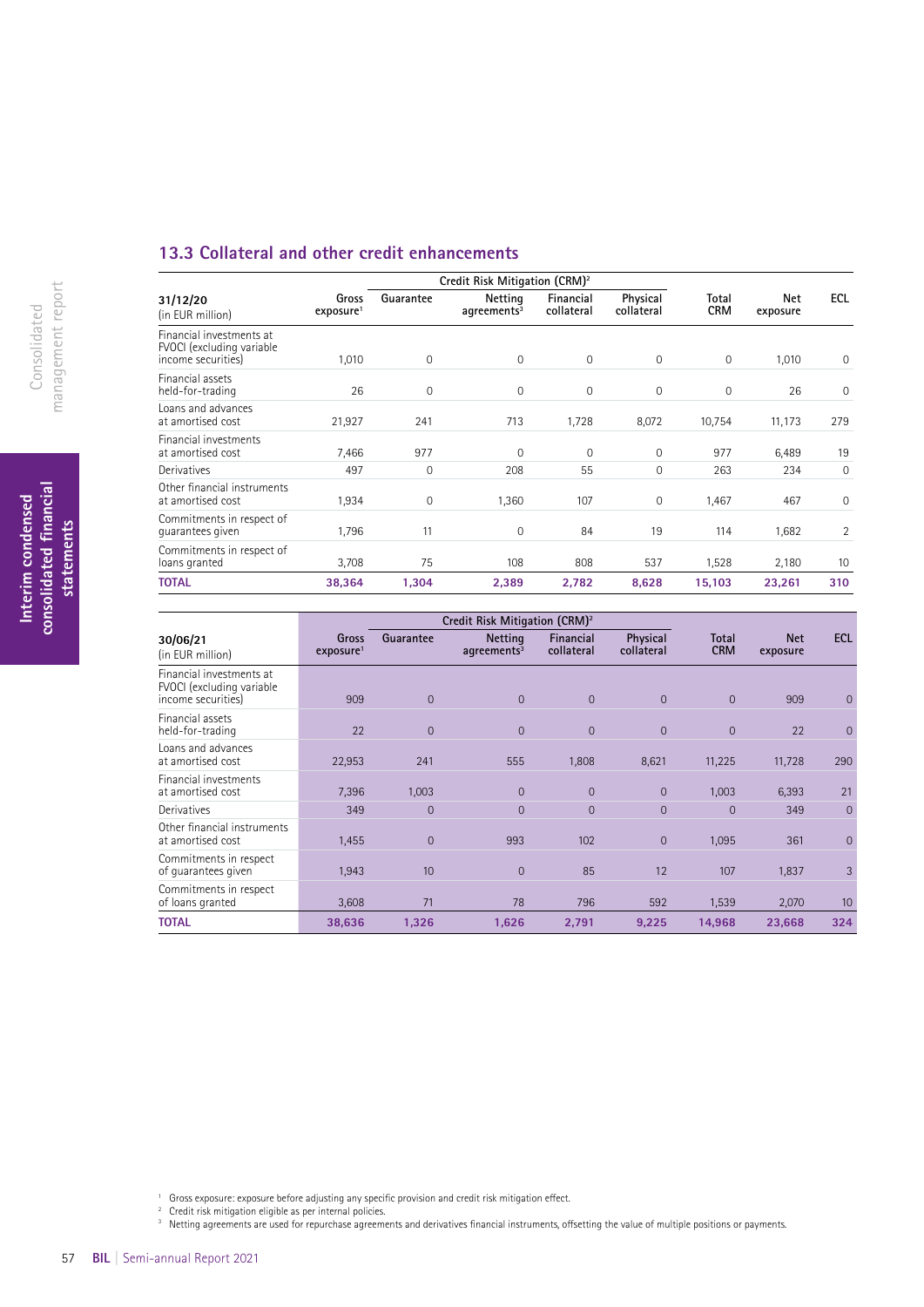## 13.3 Collateral and other credit enhancements

| 31/12/20 (in EUR million) | Gross exposure[1] | Credit Risk Mitigation (CRM)[2] | | | | Total CRM | Net exposure | ECL |
|---|---|---|---|---|---|---|---|---|
| | | Guarantee | Netting agreements[3] | Financial collateral | Physical collateral | | | |
| Financial investments at FVOCI (excluding variable income securities) | 1,010 | 0 | 0 | 0 | 0 | 0 | 1,010 | 0 |
| Financial assets held-for-trading | 26 | 0 | 0 | 0 | 0 | 0 | 26 | 0 |
| Loans and advances at amortised cost | 21,927 | 241 | 713 | 1,728 | 8,072 | 10,754 | 11,173 | 279 |
| Financial investments at amortised cost | 7,466 | 977 | 0 | 0 | 0 | 977 | 6,489 | 19 |
| Derivatives | 497 | 0 | 208 | 55 | 0 | 263 | 234 | 0 |
| Other financial instruments at amortised cost | 1,934 | 0 | 1,360 | 107 | 0 | 1,467 | 467 | 0 |
| Commitments in respect of guarantees given | 1,796 | 11 | 0 | 84 | 19 | 114 | 1,682 | 2 |
| Commitments in respect of loans granted | 3,708 | 75 | 108 | 808 | 537 | 1,528 | 2,180 | 10 |
| **TOTAL** | **38,364** | **1,304** | **2,389** | **2,782** | **8,628** | **15,103** | **23,261** | **310** |

| 30/06/21 (in EUR million) | Gross exposure[1] | Credit Risk Mitigation (CRM)[2] | | | | Total CRM | Net exposure | ECL |
|---|---|---|---|---|---|---|---|---|
| | | Guarantee | Netting agreements[3] | Financial collateral | Physical collateral | | | |
| Financial investments at FVOCI (excluding variable income securities) | 909 | 0 | 0 | 0 | 0 | 0 | 909 | 0 |
| Financial assets held-for-trading | 22 | 0 | 0 | 0 | 0 | 0 | 22 | 0 |
| Loans and advances at amortised cost | 22,953 | 241 | 555 | 1,808 | 8,621 | 11,225 | 11,728 | 290 |
| Financial investments at amortised cost | 7,396 | 1,003 | 0 | 0 | 0 | 1,003 | 6,393 | 21 |
| Derivatives | 349 | 0 | 0 | 0 | 0 | 0 | 349 | 0 |
| Other financial instruments at amortised cost | 1,455 | 0 | 993 | 102 | 0 | 1,095 | 361 | 0 |
| Commitments in respect of guarantees given | 1,943 | 10 | 0 | 85 | 12 | 107 | 1,837 | 3 |
| Commitments in respect of loans granted | 3,608 | 71 | 78 | 796 | 592 | 1,539 | 2,070 | 10 |
| **TOTAL** | **38,636** | **1,326** | **1,626** | **2,791** | **9,225** | **14,968** | **23,668** | **324** |

[1] Gross exposure: exposure before adjusting any specific provision and credit risk mitigation effect.

[2] Credit risk mitigation eligible as per internal policies.

[3] Netting agreements are used for repurchase agreements and derivatives financial instruments, offsetting the value of multiple positions or payments.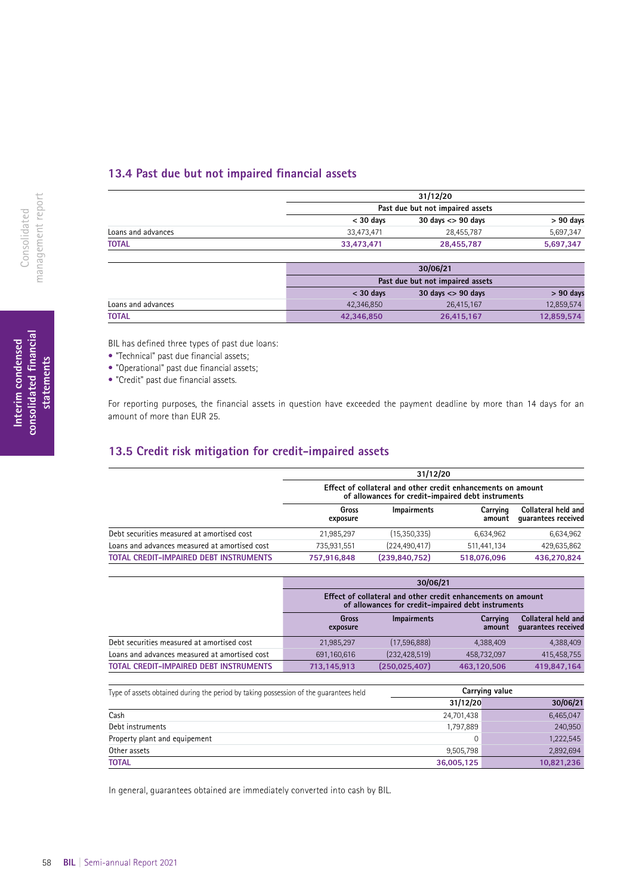## 13.4 Past due but not impaired financial assets

| | 31/12/20 | | |
|---|---|---|---|
| | Past due but not impaired assets | | |
| | < 30 days | 30 days <> 90 days | > 90 days |
| Loans and advances | 33,473,471 | 28,455,787 | 5,697,347 |
| **TOTAL** | **33,473,471** | **28,455,787** | **5,697,347** |

| | 30/06/21 | | |
|---|---|---|---|
| | Past due but not impaired assets | | |
| | < 30 days | 30 days <> 90 days | > 90 days |
| Loans and advances | 42,346,850 | 26,415,167 | 12,859,574 |
| **TOTAL** | **42,346,850** | **26,415,167** | **12,859,574** |

BIL has defined three types of past due loans:

- "Technical" past due financial assets;
- "Operational" past due financial assets;
- "Credit" past due financial assets.

For reporting purposes, the financial assets in question have exceeded the payment deadline by more than 14 days for an amount of more than EUR 25.

## 13.5 Credit risk mitigation for credit-impaired assets

| | 31/12/20 | | | |
|---|---|---|---|---|
| | Effect of collateral and other credit enhancements on amount of allowances for credit-impaired debt instruments | | | |
| | Gross exposure | Impairments | Carrying amount | Collateral held and guarantees received |
| Debt securities measured at amortised cost | 21,985,297 | (15,350,335) | 6,634,962 | 6,634,962 |
| Loans and advances measured at amortised cost | 735,931,551 | (224,490,417) | 511,441,134 | 429,635,862 |
| **TOTAL CREDIT-IMPAIRED DEBT INSTRUMENTS** | **757,916,848** | **(239,840,752)** | **518,076,096** | **436,270,824** |

| | 30/06/21 | | | |
|---|---|---|---|---|
| | Effect of collateral and other credit enhancements on amount of allowances for credit-impaired debt instruments | | | |
| | Gross exposure | Impairments | Carrying amount | Collateral held and guarantees received |
| Debt securities measured at amortised cost | 21,985,297 | (17,596,888) | 4,388,409 | 4,388,409 |
| Loans and advances measured at amortised cost | 691,160,616 | (232,428,519) | 458,732,097 | 415,458,755 |
| **TOTAL CREDIT-IMPAIRED DEBT INSTRUMENTS** | **713,145,913** | **(250,025,407)** | **463,120,506** | **419,847,164** |

| Type of assets obtained during the period by taking possession of the guarantees held | Carrying value | |
|---|---|---|
| | 31/12/20 | 30/06/21 |
| Cash | 24,701,438 | 6,465,047 |
| Debt instruments | 1,797,889 | 240,950 |
| Property plant and equipement | 0 | 1,222,545 |
| Other assets | 9,505,798 | 2,892,694 |
| **TOTAL** | **36,005,125** | **10,821,236** |

In general, guarantees obtained are immediately converted into cash by BIL.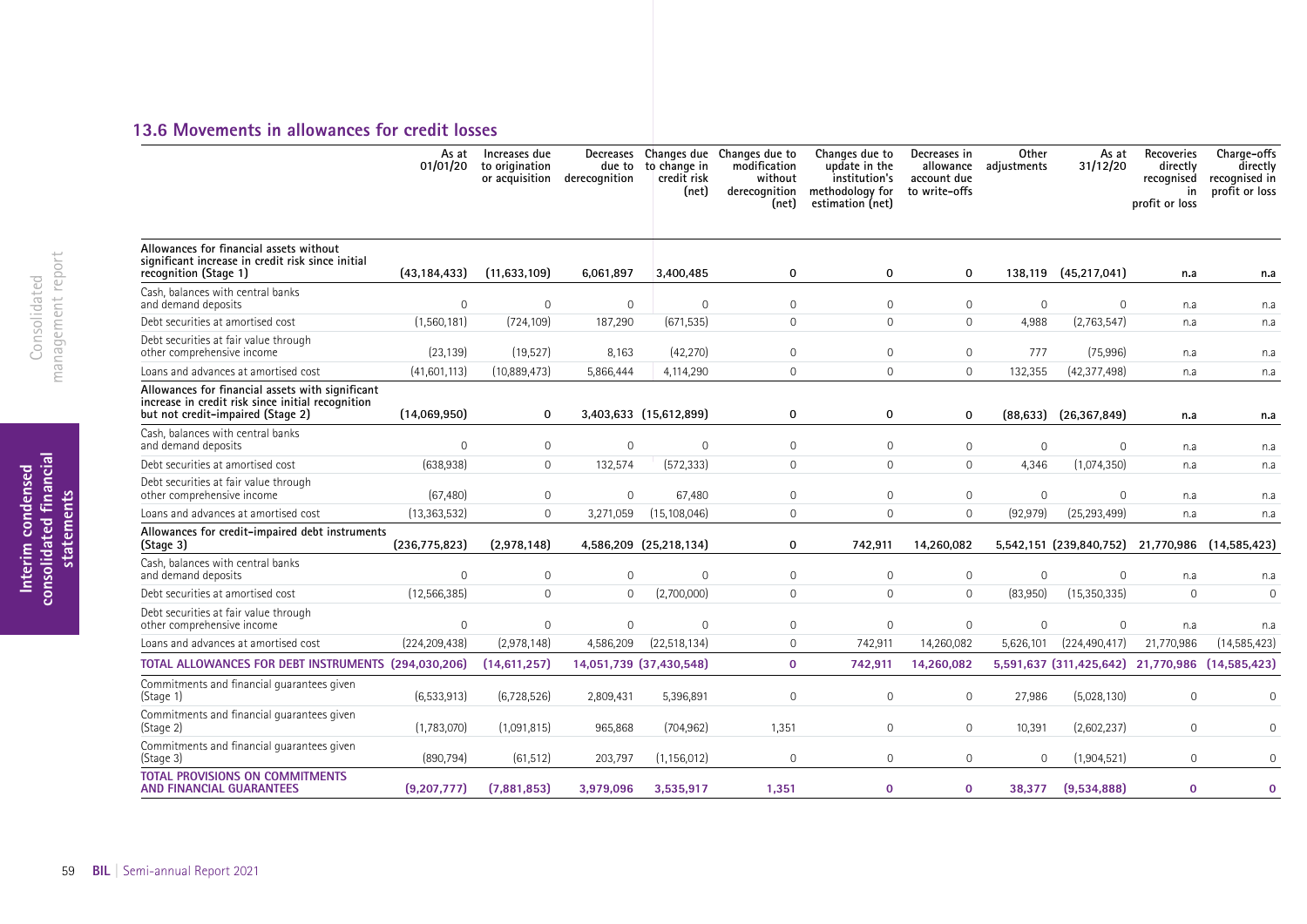### 13.6 Movements in allowances for credit losses

| | As at 01/01/20 | Increases due to origination or acquisition | Decreases due to derecognition | Changes due to change in credit risk (net) | Changes due to modification without derecognition (net) | Changes due to update in the institution's methodology for estimation (net) | Decreases in allowance account due to write-offs | Other adjustments | As at 31/12/20 | Recoveries directly recognised in profit or loss | Charge-offs directly recognised in profit or loss |
|---|---|---|---|---|---|---|---|---|---|---|---|
| **Allowances for financial assets without significant increase in credit risk since initial recognition (Stage 1)** | **(43,184,433)** | **(11,633,109)** | **6,061,897** | **3,400,485** | **0** | **0** | **0** | **138,119** | **(45,217,041)** | **n.a** | **n.a** |
| Cash, balances with central banks and demand deposits | 0 | 0 | 0 | 0 | 0 | 0 | 0 | 0 | 0 | n.a | n.a |
| Debt securities at amortised cost | (1,560,181) | (724,109) | 187,290 | (671,535) | 0 | 0 | 0 | 4,988 | (2,763,547) | n.a | n.a |
| Debt securities at fair value through other comprehensive income | (23,139) | (19,527) | 8,163 | (42,270) | 0 | 0 | 0 | 777 | (75,996) | n.a | n.a |
| Loans and advances at amortised cost | (41,601,113) | (10,889,473) | 5,866,444 | 4,114,290 | 0 | 0 | 0 | 132,355 | (42,377,498) | n.a | n.a |
| **Allowances for financial assets with significant increase in credit risk since initial recognition but not credit-impaired (Stage 2)** | **(14,069,950)** | **0** | **3,403,633** | **(15,612,899)** | **0** | **0** | **0** | **(88,633)** | **(26,367,849)** | **n.a** | **n.a** |
| Cash, balances with central banks and demand deposits | 0 | 0 | 0 | 0 | 0 | 0 | 0 | 0 | 0 | n.a | n.a |
| Debt securities at amortised cost | (638,938) | 0 | 132,574 | (572,333) | 0 | 0 | 0 | 4,346 | (1,074,350) | n.a | n.a |
| Debt securities at fair value through other comprehensive income | (67,480) | 0 | 0 | 67,480 | 0 | 0 | 0 | 0 | 0 | n.a | n.a |
| Loans and advances at amortised cost | (13,363,532) | 0 | 3,271,059 | (15,108,046) | 0 | 0 | 0 | (92,979) | (25,293,499) | n.a | n.a |
| **Allowances for credit-impaired debt instruments (Stage 3)** | **(236,775,823)** | **(2,978,148)** | **4,586,209** | **(25,218,134)** | **0** | **742,911** | **14,260,082** | **5,542,151** | **(239,840,752)** | **21,770,986** | **(14,585,423)** |
| Cash, balances with central banks and demand deposits | 0 | 0 | 0 | 0 | 0 | 0 | 0 | 0 | 0 | n.a | n.a |
| Debt securities at amortised cost | (12,566,385) | 0 | 0 | (2,700,000) | 0 | 0 | 0 | (83,950) | (15,350,335) | 0 | 0 |
| Debt securities at fair value through other comprehensive income | 0 | 0 | 0 | 0 | 0 | 0 | 0 | 0 | 0 | n.a | n.a |
| Loans and advances at amortised cost | (224,209,438) | (2,978,148) | 4,586,209 | (22,518,134) | 0 | 742,911 | 14,260,082 | 5,626,101 | (224,490,417) | 21,770,986 | (14,585,423) |
| **TOTAL ALLOWANCES FOR DEBT INSTRUMENTS** | **(294,030,206)** | **(14,611,257)** | **14,051,739** | **(37,430,548)** | **0** | **742,911** | **14,260,082** | **5,591,637** | **(311,425,642)** | **21,770,986** | **(14,585,423)** |
| Commitments and financial guarantees given (Stage 1) | (6,533,913) | (6,728,526) | 2,809,431 | 5,396,891 | 0 | 0 | 0 | 27,986 | (5,028,130) | 0 | 0 |
| Commitments and financial guarantees given (Stage 2) | (1,783,070) | (1,091,815) | 965,868 | (704,962) | 1,351 | 0 | 0 | 10,391 | (2,602,237) | 0 | 0 |
| Commitments and financial guarantees given (Stage 3) | (890,794) | (61,512) | 203,797 | (1,156,012) | 0 | 0 | 0 | 0 | (1,904,521) | 0 | 0 |
| **TOTAL PROVISIONS ON COMMITMENTS AND FINANCIAL GUARANTEES** | **(9,207,777)** | **(7,881,853)** | **3,979,096** | **3,535,917** | **1,351** | **0** | **0** | **38,377** | **(9,534,888)** | **0** | **0** |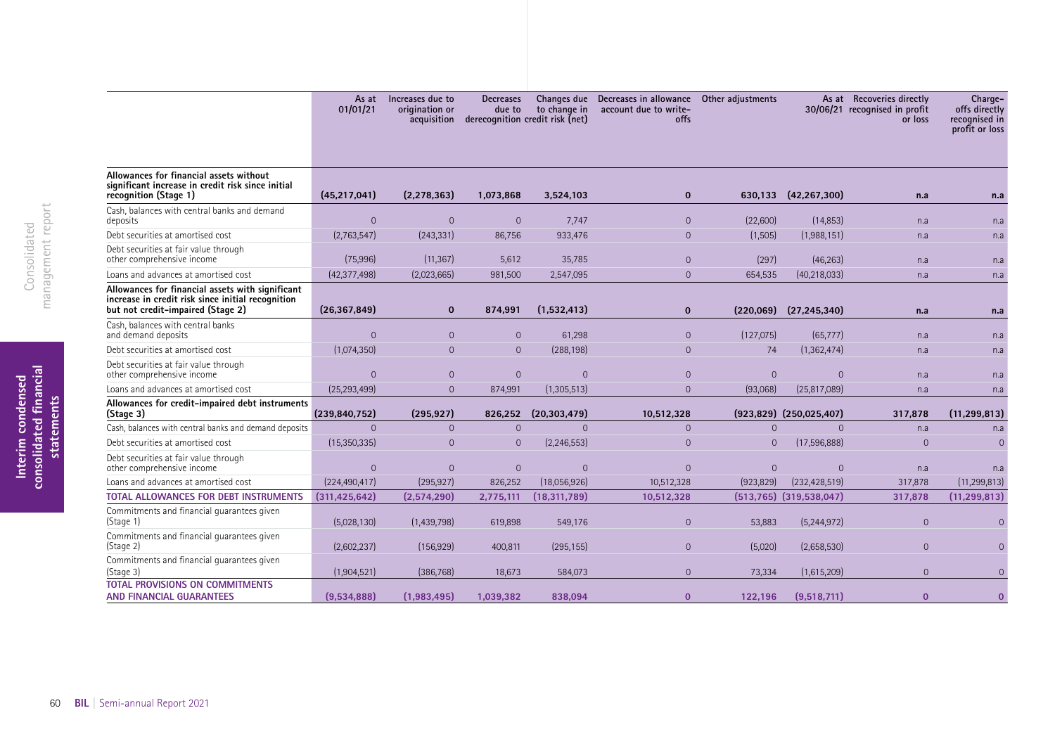| | As at 01/01/21 | Increases due to origination or acquisition | Decreases due to derecognition | Changes due to change in credit risk (net) | Decreases in allowance account due to write-offs | Other adjustments | As at 30/06/21 | Recoveries directly recognised in profit or loss | Charge-offs directly recognised in profit or loss |
|---|---|---|---|---|---|---|---|---|---|
| **Allowances for financial assets without significant increase in credit risk since initial recognition (Stage 1)** | **(45,217,041)** | **(2,278,363)** | **1,073,868** | **3,524,103** | **0** | **630,133** | **(42,267,300)** | **n.a** | **n.a** |
| Cash, balances with central banks and demand deposits | 0 | 0 | 0 | 7,747 | 0 | (22,600) | (14,853) | n.a | n.a |
| Debt securities at amortised cost | (2,763,547) | (243,331) | 86,756 | 933,476 | 0 | (1,505) | (1,988,151) | n.a | n.a |
| Debt securities at fair value through other comprehensive income | (75,996) | (11,367) | 5,612 | 35,785 | 0 | (297) | (46,263) | n.a | n.a |
| Loans and advances at amortised cost | (42,377,498) | (2,023,665) | 981,500 | 2,547,095 | 0 | 654,535 | (40,218,033) | n.a | n.a |
| **Allowances for financial assets with significant increase in credit risk since initial recognition but not credit-impaired (Stage 2)** | **(26,367,849)** | **0** | **874,991** | **(1,532,413)** | **0** | **(220,069)** | **(27,245,340)** | **n.a** | **n.a** |
| Cash, balances with central banks and demand deposits | 0 | 0 | 0 | 61,298 | 0 | (127,075) | (65,777) | n.a | n.a |
| Debt securities at amortised cost | (1,074,350) | 0 | 0 | (288,198) | 0 | 74 | (1,362,474) | n.a | n.a |
| Debt securities at fair value through other comprehensive income | 0 | 0 | 0 | 0 | 0 | 0 | 0 | n.a | n.a |
| Loans and advances at amortised cost | (25,293,499) | 0 | 874,991 | (1,305,513) | 0 | (93,068) | (25,817,089) | n.a | n.a |
| **Allowances for credit-impaired debt instruments (Stage 3)** | **(239,840,752)** | **(295,927)** | **826,252** | **(20,303,479)** | **10,512,328** | **(923,829)** | **(250,025,407)** | **317,878** | **(11,299,813)** |
| Cash, balances with central banks and demand deposits | 0 | 0 | 0 | 0 | 0 | 0 | 0 | n.a | n.a |
| Debt securities at amortised cost | (15,350,335) | 0 | 0 | (2,246,553) | 0 | 0 | (17,596,888) | 0 | 0 |
| Debt securities at fair value through other comprehensive income | 0 | 0 | 0 | 0 | 0 | 0 | 0 | n.a | n.a |
| Loans and advances at amortised cost | (224,490,417) | (295,927) | 826,252 | (18,056,926) | 10,512,328 | (923,829) | (232,428,519) | 317,878 | (11,299,813) |
| **TOTAL ALLOWANCES FOR DEBT INSTRUMENTS** | **(311,425,642)** | **(2,574,290)** | **2,775,111** | **(18,311,789)** | **10,512,328** | **(513,765)** | **(319,538,047)** | **317,878** | **(11,299,813)** |
| Commitments and financial guarantees given (Stage 1) | (5,028,130) | (1,439,798) | 619,898 | 549,176 | 0 | 53,883 | (5,244,972) | 0 | 0 |
| Commitments and financial guarantees given (Stage 2) | (2,602,237) | (156,929) | 400,811 | (295,155) | 0 | (5,020) | (2,658,530) | 0 | 0 |
| Commitments and financial guarantees given (Stage 3) | (1,904,521) | (386,768) | 18,673 | 584,073 | 0 | 73,334 | (1,615,209) | 0 | 0 |
| **TOTAL PROVISIONS ON COMMITMENTS AND FINANCIAL GUARANTEES** | **(9,534,888)** | **(1,983,495)** | **1,039,382** | **838,094** | **0** | **122,196** | **(9,518,711)** | **0** | **0** |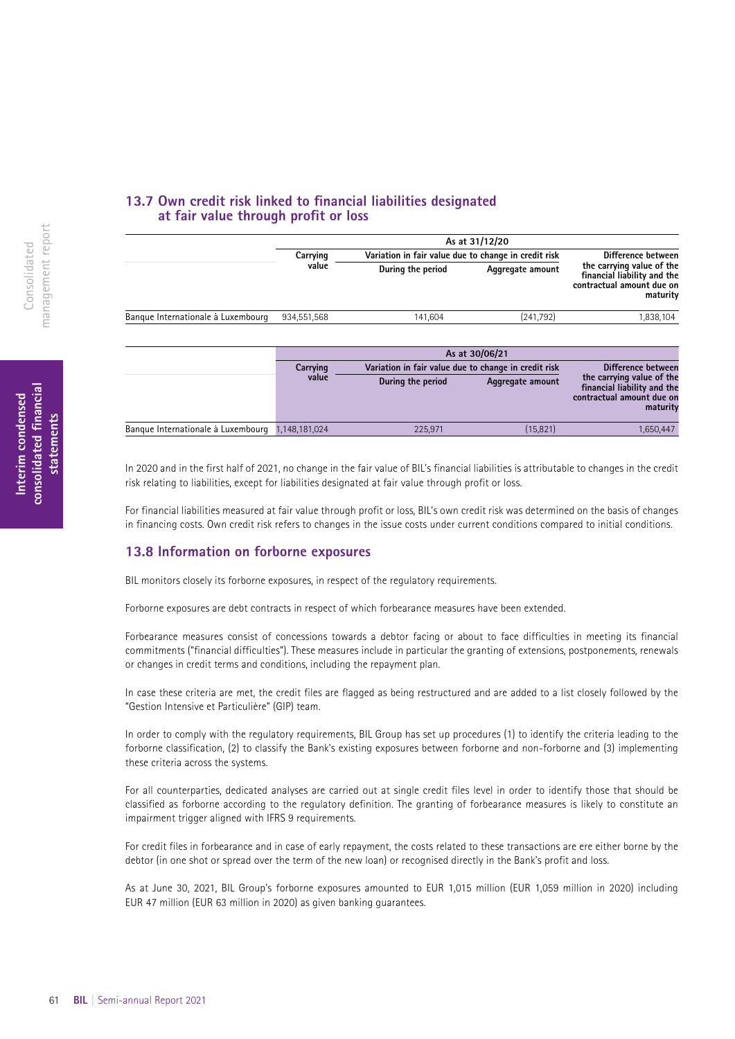## 13.7 Own credit risk linked to financial liabilities designated at fair value through profit or loss

| | As at 31/12/20 | | | |
|---|---|---|---|---|
| | Carrying value | Variation in fair value due to change in credit risk | | Difference between the carrying value of the financial liability and the contractual amount due on maturity |
| | | During the period | Aggregate amount | |
| Banque Internationale à Luxembourg | 934,551,568 | 141,604 | (241,792) | 1,838,104 |

| | As at 30/06/21 | | | |
|---|---|---|---|---|
| | Carrying value | Variation in fair value due to change in credit risk | | Difference between the carrying value of the financial liability and the contractual amount due on maturity |
| | | During the period | Aggregate amount | |
| Banque Internationale à Luxembourg | 1,148,181,024 | 225,971 | (15,821) | 1,650,447 |

In 2020 and in the first half of 2021, no change in the fair value of BIL's financial liabilities is attributable to changes in the credit risk relating to liabilities, except for liabilities designated at fair value through profit or loss.

For financial liabilities measured at fair value through profit or loss, BIL's own credit risk was determined on the basis of changes in financing costs. Own credit risk refers to changes in the issue costs under current conditions compared to initial conditions.

## 13.8 Information on forborne exposures

BIL monitors closely its forborne exposures, in respect of the regulatory requirements.

Forborne exposures are debt contracts in respect of which forbearance measures have been extended.

Forbearance measures consist of concessions towards a debtor facing or about to face difficulties in meeting its financial commitments ("financial difficulties"). These measures include in particular the granting of extensions, postponements, renewals or changes in credit terms and conditions, including the repayment plan.

In case these criteria are met, the credit files are flagged as being restructured and are added to a list closely followed by the "Gestion Intensive et Particulière" (GIP) team.

In order to comply with the regulatory requirements, BIL Group has set up procedures (1) to identify the criteria leading to the forborne classification, (2) to classify the Bank's existing exposures between forborne and non-forborne and (3) implementing these criteria across the systems.

For all counterparties, dedicated analyses are carried out at single credit files level in order to identify those that should be classified as forborne according to the regulatory definition. The granting of forbearance measures is likely to constitute an impairment trigger aligned with IFRS 9 requirements.

For credit files in forbearance and in case of early repayment, the costs related to these transactions are ere either borne by the debtor (in one shot or spread over the term of the new loan) or recognised directly in the Bank's profit and loss.

As at June 30, 2021, BIL Group's forborne exposures amounted to EUR 1,015 million (EUR 1,059 million in 2020) including EUR 47 million (EUR 63 million in 2020) as given banking guarantees.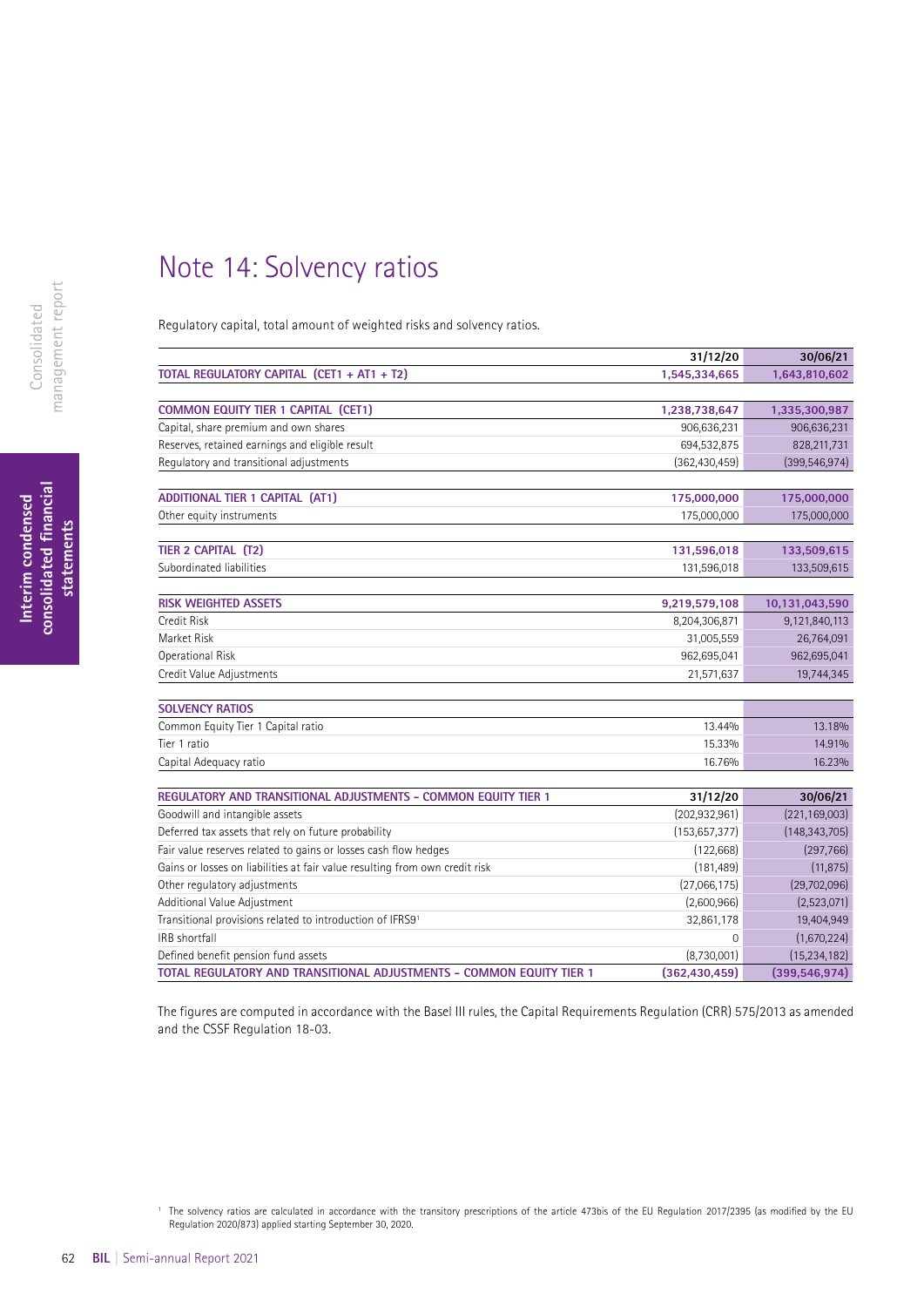# Note 14: Solvency ratios

Regulatory capital, total amount of weighted risks and solvency ratios.

| | 31/12/20 | 30/06/21 |
|---|---|---|
| **TOTAL REGULATORY CAPITAL (CET1 + AT1 + T2)** | **1,545,334,665** | **1,643,810,602** |
| | | |
| **COMMON EQUITY TIER 1 CAPITAL (CET1)** | **1,238,738,647** | **1,335,300,987** |
| Capital, share premium and own shares | 906,636,231 | 906,636,231 |
| Reserves, retained earnings and eligible result | 694,532,875 | 828,211,731 |
| Regulatory and transitional adjustments | (362,430,459) | (399,546,974) |
| | | |
| **ADDITIONAL TIER 1 CAPITAL (AT1)** | **175,000,000** | **175,000,000** |
| Other equity instruments | 175,000,000 | 175,000,000 |
| | | |
| **TIER 2 CAPITAL (T2)** | **131,596,018** | **133,509,615** |
| Subordinated liabilities | 131,596,018 | 133,509,615 |
| | | |
| **RISK WEIGHTED ASSETS** | **9,219,579,108** | **10,131,043,590** |
| Credit Risk | 8,204,306,871 | 9,121,840,113 |
| Market Risk | 31,005,559 | 26,764,091 |
| Operational Risk | 962,695,041 | 962,695,041 |
| Credit Value Adjustments | 21,571,637 | 19,744,345 |
| | | |
| **SOLVENCY RATIOS** | | |
| Common Equity Tier 1 Capital ratio | 13.44% | 13.18% |
| Tier 1 ratio | 15.33% | 14.91% |
| Capital Adequacy ratio | 16.76% | 16.23% |

| REGULATORY AND TRANSITIONAL ADJUSTMENTS - COMMON EQUITY TIER 1 | 31/12/20 | 30/06/21 |
|---|---|---|
| Goodwill and intangible assets | (202,932,961) | (221,169,003) |
| Deferred tax assets that rely on future probability | (153,657,377) | (148,343,705) |
| Fair value reserves related to gains or losses cash flow hedges | (122,668) | (297,766) |
| Gains or losses on liabilities at fair value resulting from own credit risk | (181,489) | (11,875) |
| Other regulatory adjustments | (27,066,175) | (29,702,096) |
| Additional Value Adjustment | (2,600,966) | (2,523,071) |
| Transitional provisions related to introduction of IFRS9[1] | 32,861,178 | 19,404,949 |
| IRB shortfall | 0 | (1,670,224) |
| Defined benefit pension fund assets | (8,730,001) | (15,234,182) |
| **TOTAL REGULATORY AND TRANSITIONAL ADJUSTMENTS - COMMON EQUITY TIER 1** | **(362,430,459)** | **(399,546,974)** |

The figures are computed in accordance with the Basel III rules, the Capital Requirements Regulation (CRR) 575/2013 as amended and the CSSF Regulation 18-03.

[1] The solvency ratios are calculated in accordance with the transitory prescriptions of the article 473bis of the EU Regulation 2017/2395 (as modified by the EU Regulation 2020/873) applied starting September 30, 2020.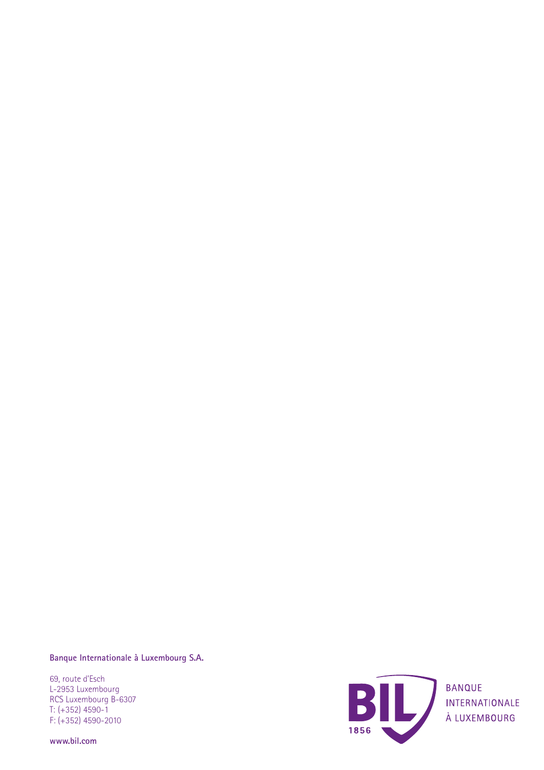**Banque Internationale à Luxembourg S.A.**

69, route d'Esch
L-2953 Luxembourg
RCS Luxembourg B-6307
T: (+352) 4590-1
F: (+352) 4590-2010

**www.bil.com**

BIL 1856

BANQUE
INTERNATIONALE
À LUXEMBOURG